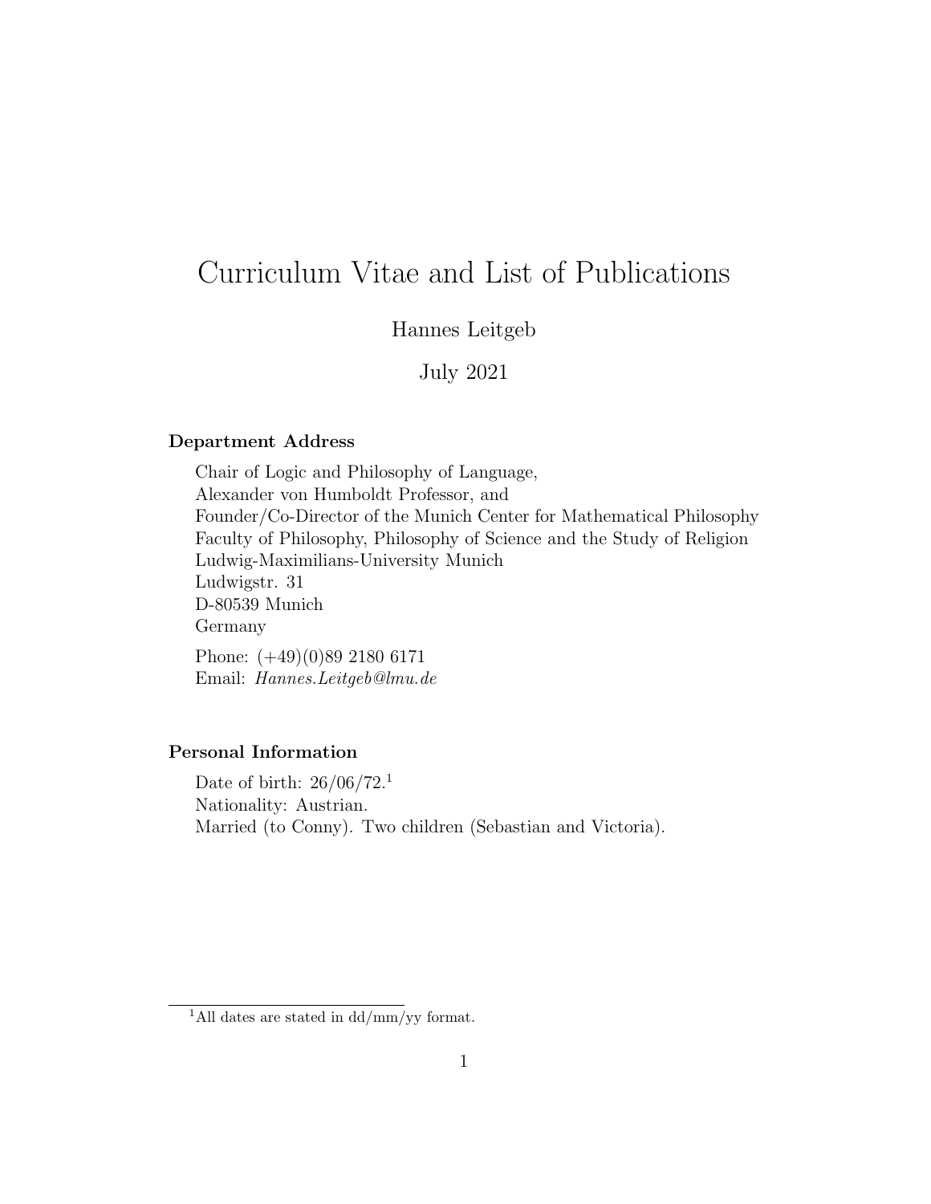# Curriculum Vitae and List of Publications

Hannes Leitgeb

July 2021

### Department Address

Chair of Logic and Philosophy of Language,
Alexander von Humboldt Professor, and
Founder/Co-Director of the Munich Center for Mathematical Philosophy
Faculty of Philosophy, Philosophy of Science and the Study of Religion
Ludwig-Maximilians-University Munich
Ludwigstr. 31
D-80539 Munich
Germany

Phone: (+49)(0)89 2180 6171
Email: *Hannes.Leitgeb@lmu.de*

### Personal Information

Date of birth: 26/06/72.[1]
Nationality: Austrian.
Married (to Conny). Two children (Sebastian and Victoria).

[1] All dates are stated in dd/mm/yy format.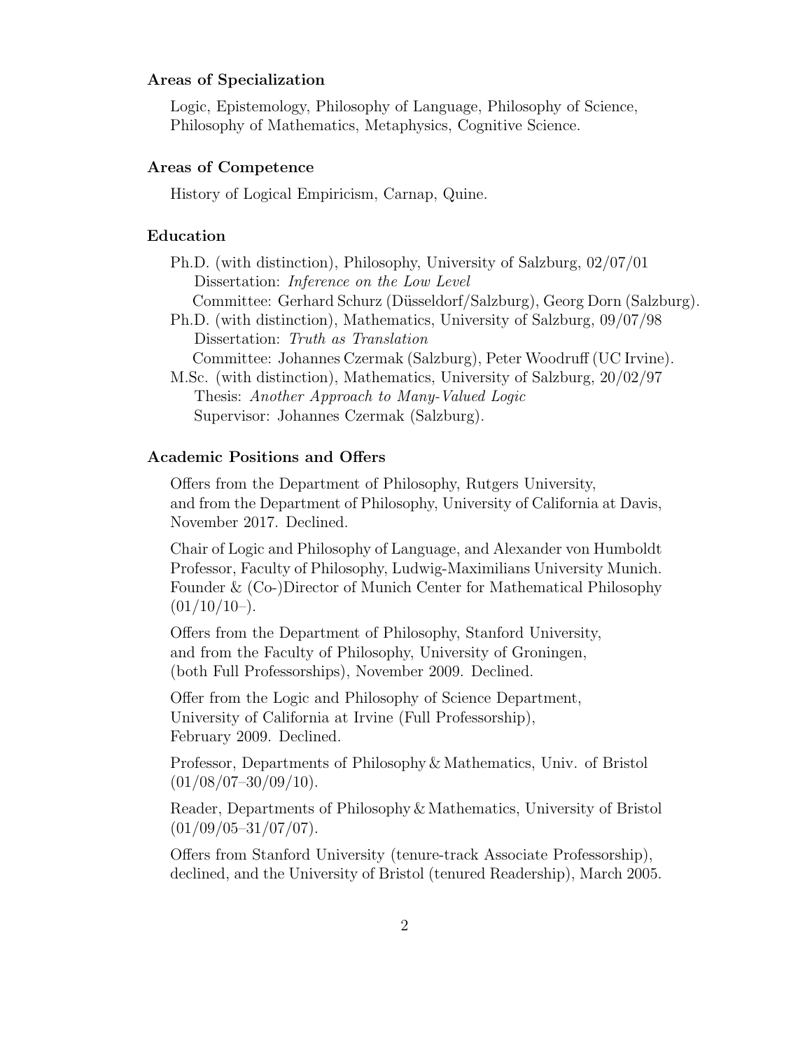### Areas of Specialization

Logic, Epistemology, Philosophy of Language, Philosophy of Science, Philosophy of Mathematics, Metaphysics, Cognitive Science.

### Areas of Competence

History of Logical Empiricism, Carnap, Quine.

### Education

Ph.D. (with distinction), Philosophy, University of Salzburg, 02/07/01
Dissertation: *Inference on the Low Level*
Committee: Gerhard Schurz (Düsseldorf/Salzburg), Georg Dorn (Salzburg).

Ph.D. (with distinction), Mathematics, University of Salzburg, 09/07/98
Dissertation: *Truth as Translation*
Committee: Johannes Czermak (Salzburg), Peter Woodruff (UC Irvine).

M.Sc. (with distinction), Mathematics, University of Salzburg, 20/02/97
Thesis: *Another Approach to Many-Valued Logic*
Supervisor: Johannes Czermak (Salzburg).

### Academic Positions and Offers

Offers from the Department of Philosophy, Rutgers University, and from the Department of Philosophy, University of California at Davis, November 2017. Declined.

Chair of Logic and Philosophy of Language, and Alexander von Humboldt Professor, Faculty of Philosophy, Ludwig-Maximilians University Munich. Founder & (Co-)Director of Munich Center for Mathematical Philosophy (01/10/10–).

Offers from the Department of Philosophy, Stanford University, and from the Faculty of Philosophy, University of Groningen, (both Full Professorships), November 2009. Declined.

Offer from the Logic and Philosophy of Science Department, University of California at Irvine (Full Professorship), February 2009. Declined.

Professor, Departments of Philosophy & Mathematics, Univ. of Bristol (01/08/07–30/09/10).

Reader, Departments of Philosophy & Mathematics, University of Bristol (01/09/05–31/07/07).

Offers from Stanford University (tenure-track Associate Professorship), declined, and the University of Bristol (tenured Readership), March 2005.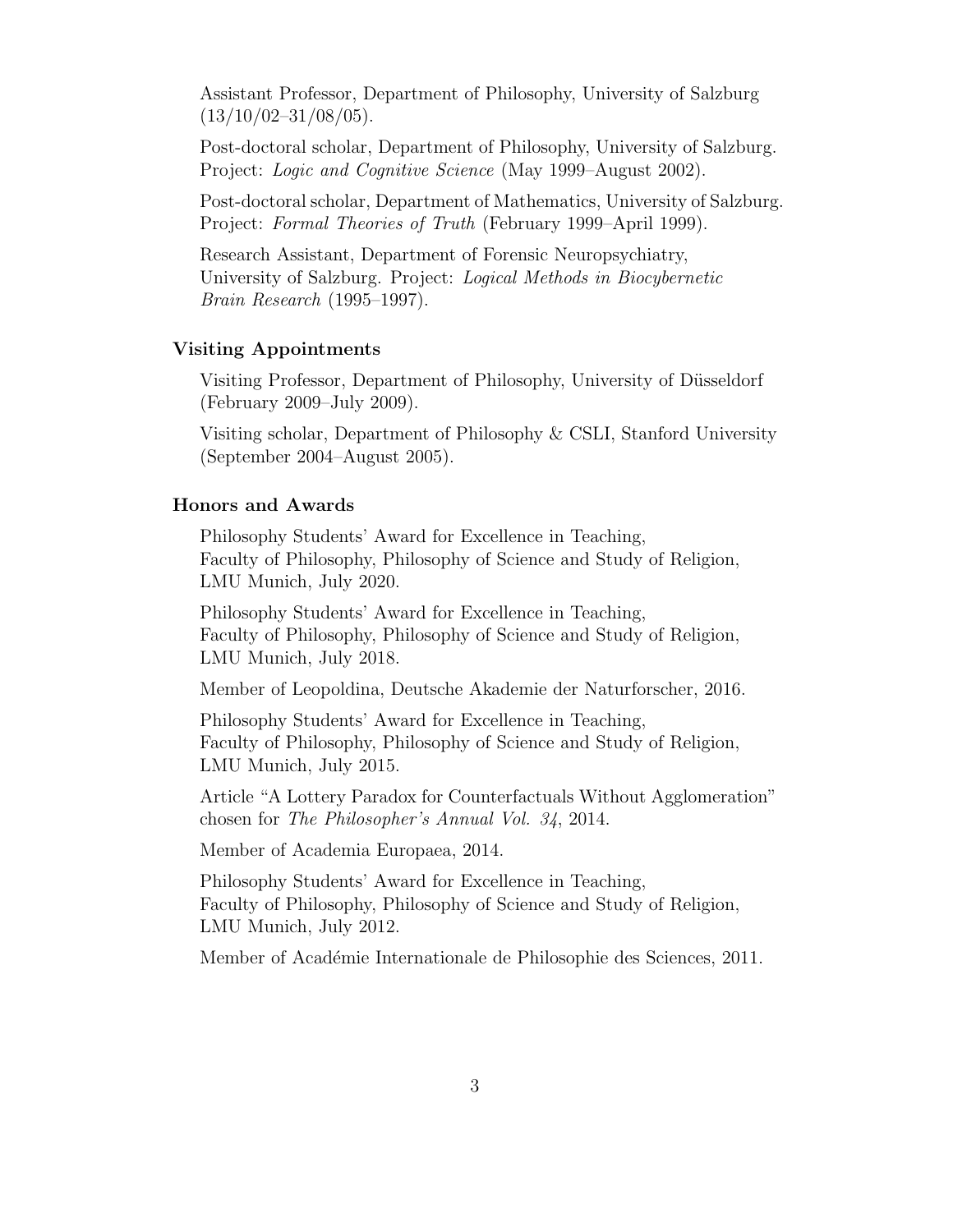Assistant Professor, Department of Philosophy, University of Salzburg (13/10/02–31/08/05).

Post-doctoral scholar, Department of Philosophy, University of Salzburg. Project: *Logic and Cognitive Science* (May 1999–August 2002).

Post-doctoral scholar, Department of Mathematics, University of Salzburg. Project: *Formal Theories of Truth* (February 1999–April 1999).

Research Assistant, Department of Forensic Neuropsychiatry, University of Salzburg. Project: *Logical Methods in Biocybernetic Brain Research* (1995–1997).

### Visiting Appointments

Visiting Professor, Department of Philosophy, University of Düsseldorf (February 2009–July 2009).

Visiting scholar, Department of Philosophy & CSLI, Stanford University (September 2004–August 2005).

### Honors and Awards

Philosophy Students' Award for Excellence in Teaching, Faculty of Philosophy, Philosophy of Science and Study of Religion, LMU Munich, July 2020.

Philosophy Students' Award for Excellence in Teaching, Faculty of Philosophy, Philosophy of Science and Study of Religion, LMU Munich, July 2018.

Member of Leopoldina, Deutsche Akademie der Naturforscher, 2016.

Philosophy Students' Award for Excellence in Teaching, Faculty of Philosophy, Philosophy of Science and Study of Religion, LMU Munich, July 2015.

Article "A Lottery Paradox for Counterfactuals Without Agglomeration" chosen for *The Philosopher's Annual Vol. 34*, 2014.

Member of Academia Europaea, 2014.

Philosophy Students' Award for Excellence in Teaching, Faculty of Philosophy, Philosophy of Science and Study of Religion, LMU Munich, July 2012.

Member of Académie Internationale de Philosophie des Sciences, 2011.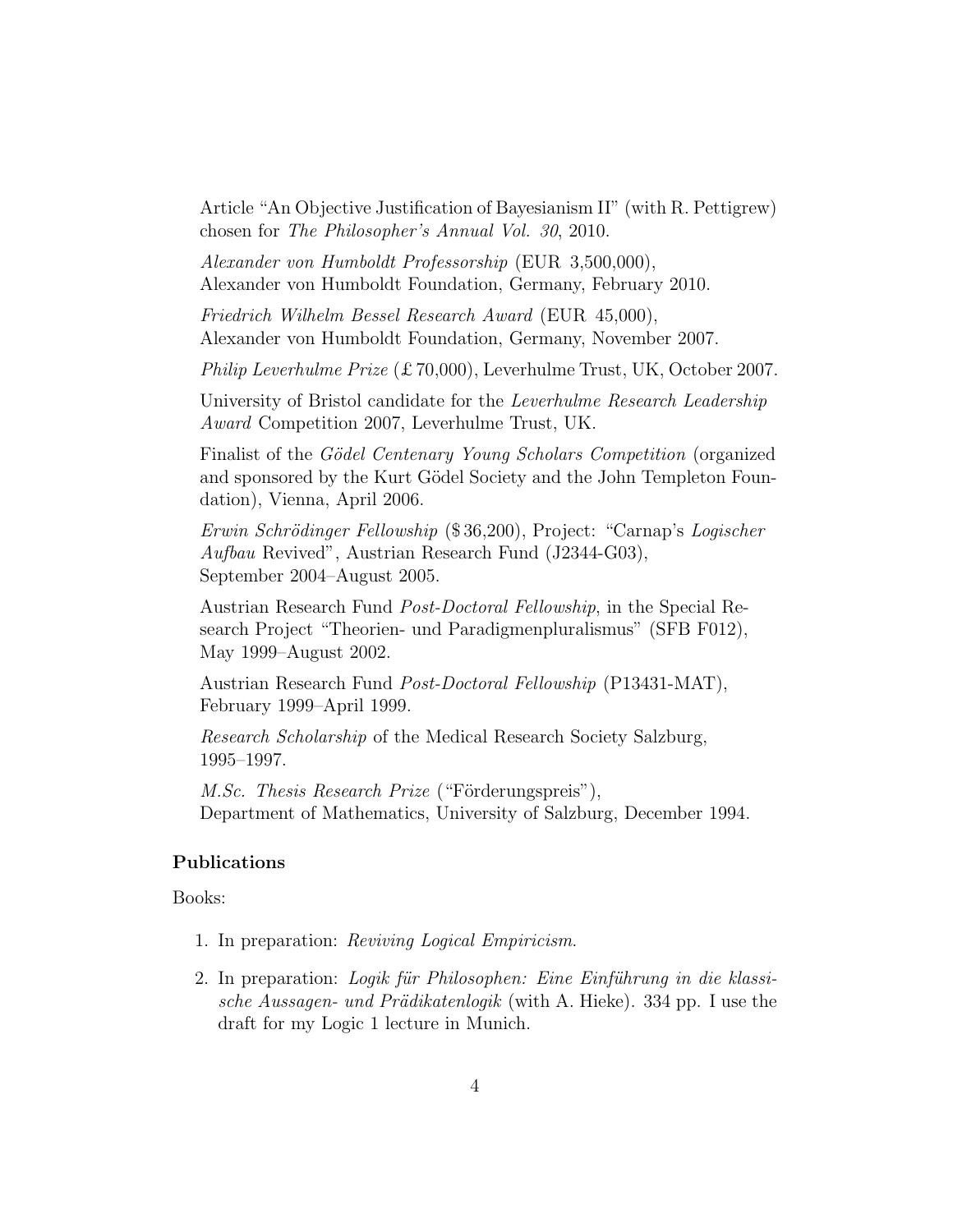Article "An Objective Justification of Bayesianism II" (with R. Pettigrew) chosen for *The Philosopher's Annual Vol. 30*, 2010.

*Alexander von Humboldt Professorship* (EUR 3,500,000),
Alexander von Humboldt Foundation, Germany, February 2010.

*Friedrich Wilhelm Bessel Research Award* (EUR 45,000),
Alexander von Humboldt Foundation, Germany, November 2007.

*Philip Leverhulme Prize* (£ 70,000), Leverhulme Trust, UK, October 2007.

University of Bristol candidate for the *Leverhulme Research Leadership Award* Competition 2007, Leverhulme Trust, UK.

Finalist of the *Gödel Centenary Young Scholars Competition* (organized and sponsored by the Kurt Gödel Society and the John Templeton Foundation), Vienna, April 2006.

*Erwin Schrödinger Fellowship* ($ 36,200), Project: "Carnap's *Logischer Aufbau* Revived", Austrian Research Fund (J2344-G03),
September 2004–August 2005.

Austrian Research Fund *Post-Doctoral Fellowship*, in the Special Research Project "Theorien- und Paradigmenpluralismus" (SFB F012), May 1999–August 2002.

Austrian Research Fund *Post-Doctoral Fellowship* (P13431-MAT), February 1999–April 1999.

*Research Scholarship* of the Medical Research Society Salzburg, 1995–1997.

*M.Sc. Thesis Research Prize* ("Förderungspreis"),
Department of Mathematics, University of Salzburg, December 1994.

## Publications

Books:

1. In preparation: *Reviving Logical Empiricism*.
2. In preparation: *Logik für Philosophen: Eine Einführung in die klassische Aussagen- und Prädikatenlogik* (with A. Hieke). 334 pp. I use the draft for my Logic 1 lecture in Munich.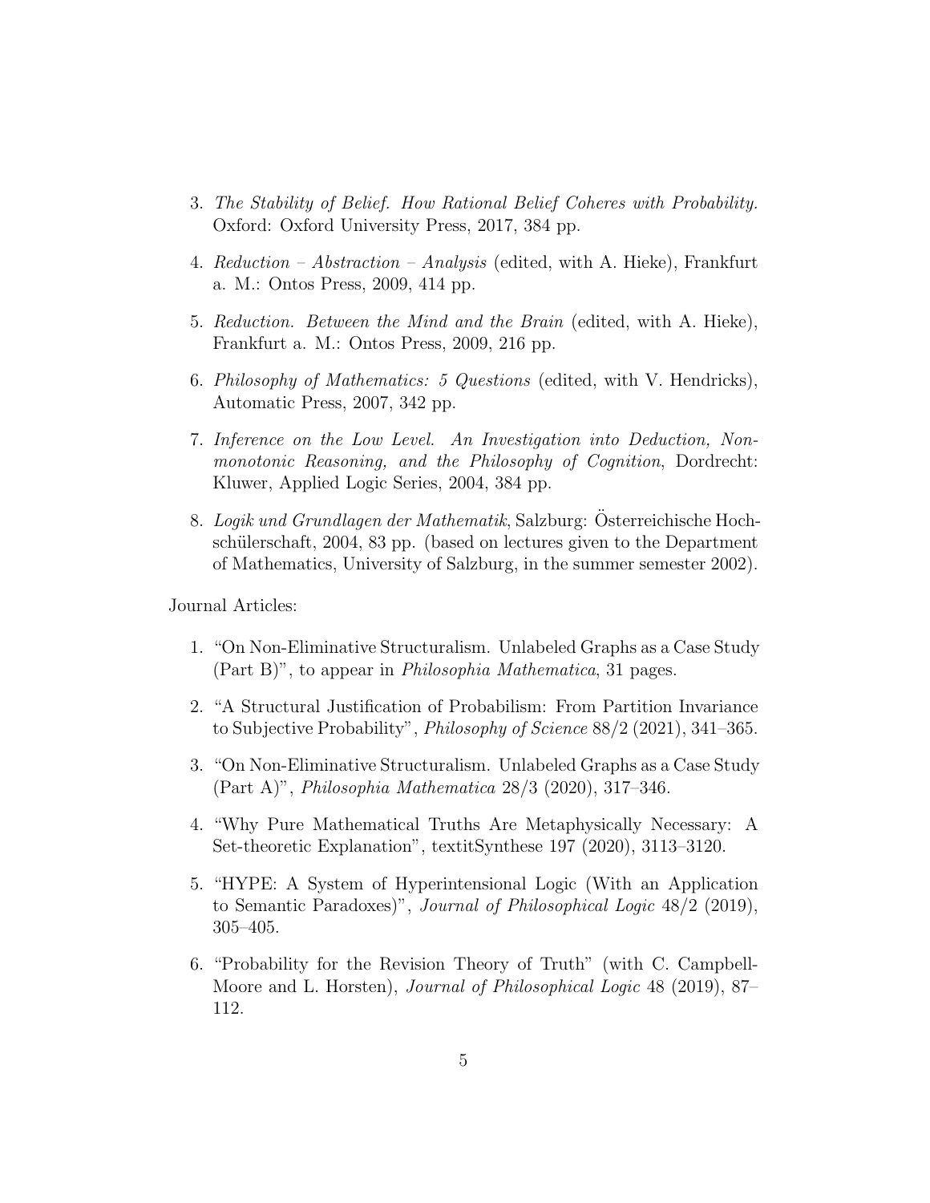3. *The Stability of Belief. How Rational Belief Coheres with Probability.* Oxford: Oxford University Press, 2017, 384 pp.

4. *Reduction – Abstraction – Analysis* (edited, with A. Hieke), Frankfurt a. M.: Ontos Press, 2009, 414 pp.

5. *Reduction. Between the Mind and the Brain* (edited, with A. Hieke), Frankfurt a. M.: Ontos Press, 2009, 216 pp.

6. *Philosophy of Mathematics: 5 Questions* (edited, with V. Hendricks), Automatic Press, 2007, 342 pp.

7. *Inference on the Low Level. An Investigation into Deduction, Nonmonotonic Reasoning, and the Philosophy of Cognition*, Dordrecht: Kluwer, Applied Logic Series, 2004, 384 pp.

8. *Logik und Grundlagen der Mathematik*, Salzburg: Österreichische Hochschülerschaft, 2004, 83 pp. (based on lectures given to the Department of Mathematics, University of Salzburg, in the summer semester 2002).

Journal Articles:

1. "On Non-Eliminative Structuralism. Unlabeled Graphs as a Case Study (Part B)", to appear in *Philosophia Mathematica*, 31 pages.

2. "A Structural Justification of Probabilism: From Partition Invariance to Subjective Probability", *Philosophy of Science* 88/2 (2021), 341–365.

3. "On Non-Eliminative Structuralism. Unlabeled Graphs as a Case Study (Part A)", *Philosophia Mathematica* 28/3 (2020), 317–346.

4. "Why Pure Mathematical Truths Are Metaphysically Necessary: A Set-theoretic Explanation", textitSynthese 197 (2020), 3113–3120.

5. "HYPE: A System of Hyperintensional Logic (With an Application to Semantic Paradoxes)", *Journal of Philosophical Logic* 48/2 (2019), 305–405.

6. "Probability for the Revision Theory of Truth" (with C. Campbell-Moore and L. Horsten), *Journal of Philosophical Logic* 48 (2019), 87–112.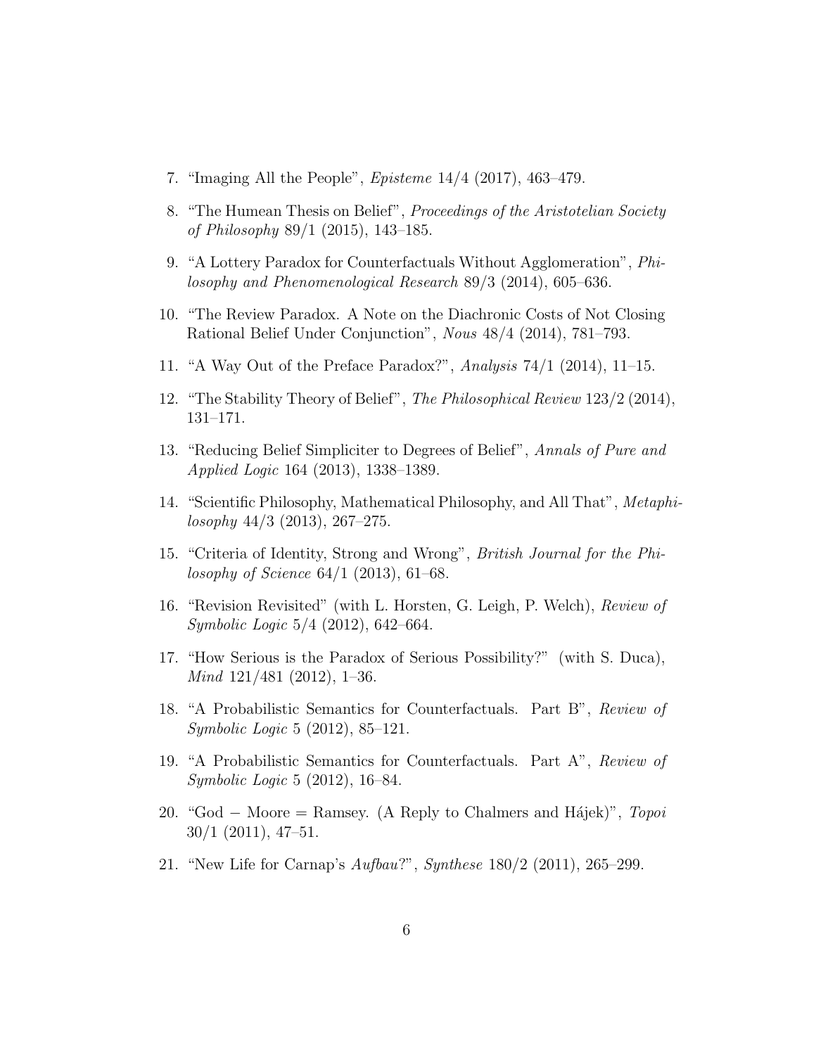7. "Imaging All the People", *Episteme* 14/4 (2017), 463–479.

8. "The Humean Thesis on Belief", *Proceedings of the Aristotelian Society of Philosophy* 89/1 (2015), 143–185.

9. "A Lottery Paradox for Counterfactuals Without Agglomeration", *Philosophy and Phenomenological Research* 89/3 (2014), 605–636.

10. "The Review Paradox. A Note on the Diachronic Costs of Not Closing Rational Belief Under Conjunction", *Nous* 48/4 (2014), 781–793.

11. "A Way Out of the Preface Paradox?", *Analysis* 74/1 (2014), 11–15.

12. "The Stability Theory of Belief", *The Philosophical Review* 123/2 (2014), 131–171.

13. "Reducing Belief Simpliciter to Degrees of Belief", *Annals of Pure and Applied Logic* 164 (2013), 1338–1389.

14. "Scientific Philosophy, Mathematical Philosophy, and All That", *Metaphilosophy* 44/3 (2013), 267–275.

15. "Criteria of Identity, Strong and Wrong", *British Journal for the Philosophy of Science* 64/1 (2013), 61–68.

16. "Revision Revisited" (with L. Horsten, G. Leigh, P. Welch), *Review of Symbolic Logic* 5/4 (2012), 642–664.

17. "How Serious is the Paradox of Serious Possibility?" (with S. Duca), *Mind* 121/481 (2012), 1–36.

18. "A Probabilistic Semantics for Counterfactuals. Part B", *Review of Symbolic Logic* 5 (2012), 85–121.

19. "A Probabilistic Semantics for Counterfactuals. Part A", *Review of Symbolic Logic* 5 (2012), 16–84.

20. "God − Moore = Ramsey. (A Reply to Chalmers and Hájek)", *Topoi* 30/1 (2011), 47–51.

21. "New Life for Carnap's *Aufbau*?", *Synthese* 180/2 (2011), 265–299.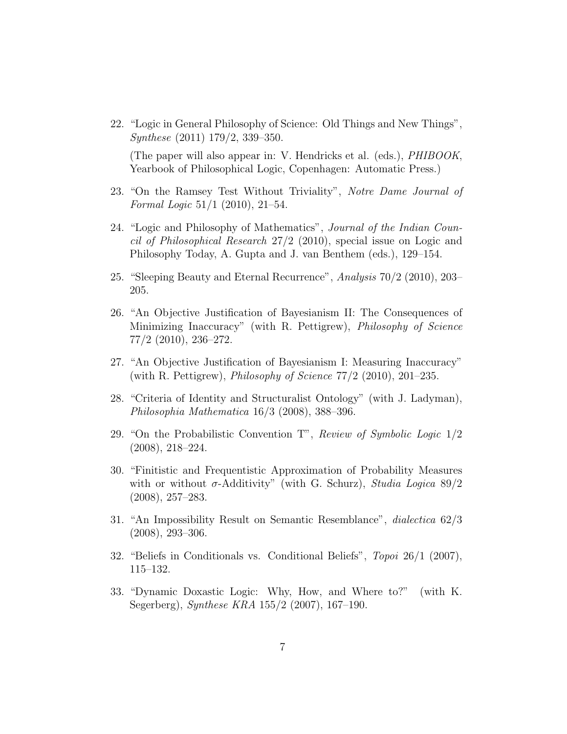22. "Logic in General Philosophy of Science: Old Things and New Things", *Synthese* (2011) 179/2, 339–350.

    (The paper will also appear in: V. Hendricks et al. (eds.), *PHIBOOK*, Yearbook of Philosophical Logic, Copenhagen: Automatic Press.)

23. "On the Ramsey Test Without Triviality", *Notre Dame Journal of Formal Logic* 51/1 (2010), 21–54.

24. "Logic and Philosophy of Mathematics", *Journal of the Indian Council of Philosophical Research* 27/2 (2010), special issue on Logic and Philosophy Today, A. Gupta and J. van Benthem (eds.), 129–154.

25. "Sleeping Beauty and Eternal Recurrence", *Analysis* 70/2 (2010), 203–205.

26. "An Objective Justification of Bayesianism II: The Consequences of Minimizing Inaccuracy" (with R. Pettigrew), *Philosophy of Science* 77/2 (2010), 236–272.

27. "An Objective Justification of Bayesianism I: Measuring Inaccuracy" (with R. Pettigrew), *Philosophy of Science* 77/2 (2010), 201–235.

28. "Criteria of Identity and Structuralist Ontology" (with J. Ladyman), *Philosophia Mathematica* 16/3 (2008), 388–396.

29. "On the Probabilistic Convention T", *Review of Symbolic Logic* 1/2 (2008), 218–224.

30. "Finitistic and Frequentistic Approximation of Probability Measures with or without $\sigma$-Additivity" (with G. Schurz), *Studia Logica* 89/2 (2008), 257–283.

31. "An Impossibility Result on Semantic Resemblance", *dialectica* 62/3 (2008), 293–306.

32. "Beliefs in Conditionals vs. Conditional Beliefs", *Topoi* 26/1 (2007), 115–132.

33. "Dynamic Doxastic Logic: Why, How, and Where to?" (with K. Segerberg), *Synthese KRA* 155/2 (2007), 167–190.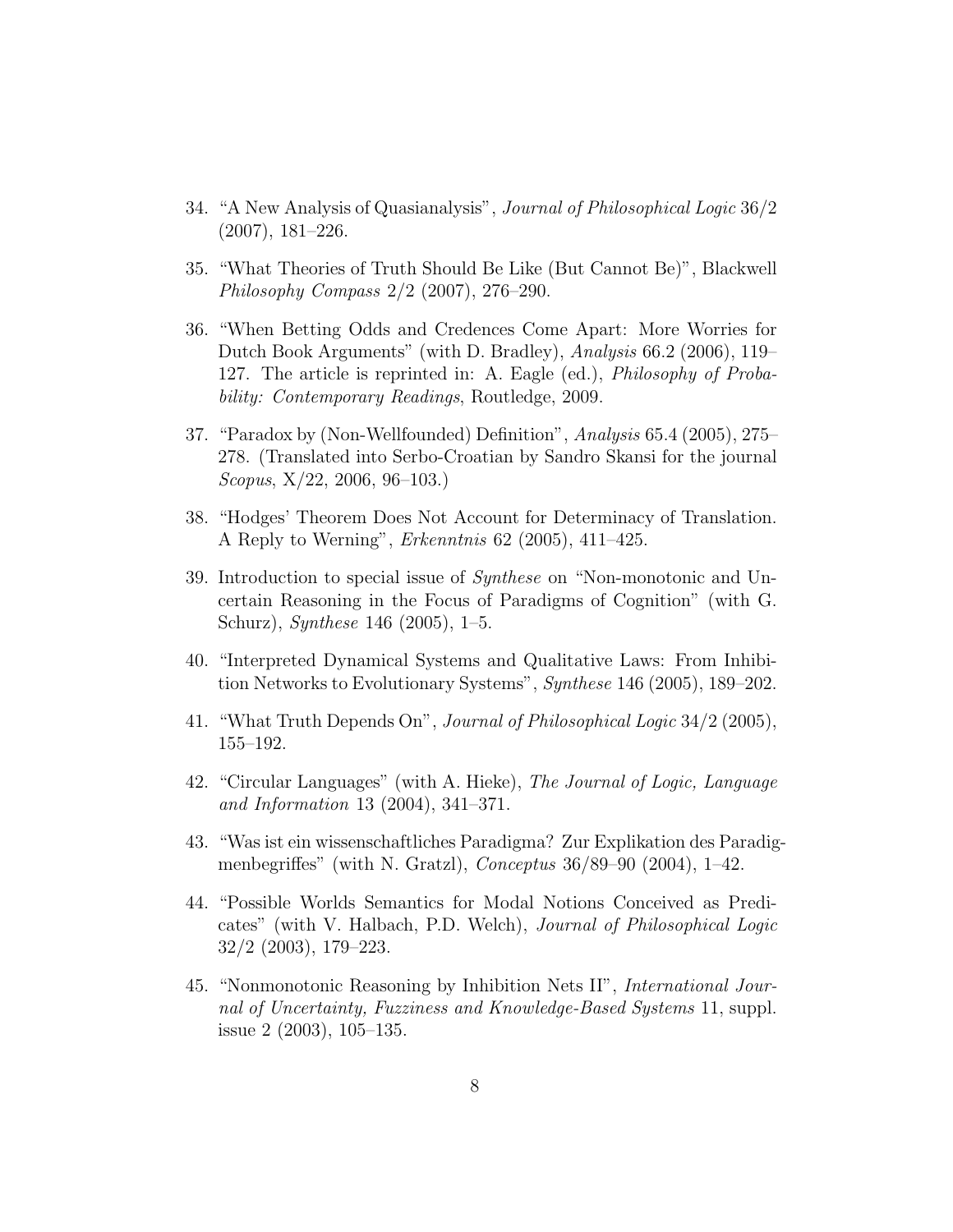34. "A New Analysis of Quasianalysis", *Journal of Philosophical Logic* 36/2 (2007), 181–226.

35. "What Theories of Truth Should Be Like (But Cannot Be)", Blackwell *Philosophy Compass* 2/2 (2007), 276–290.

36. "When Betting Odds and Credences Come Apart: More Worries for Dutch Book Arguments" (with D. Bradley), *Analysis* 66.2 (2006), 119–127. The article is reprinted in: A. Eagle (ed.), *Philosophy of Probability: Contemporary Readings*, Routledge, 2009.

37. "Paradox by (Non-Wellfounded) Definition", *Analysis* 65.4 (2005), 275–278. (Translated into Serbo-Croatian by Sandro Skansi for the journal *Scopus*, X/22, 2006, 96–103.)

38. "Hodges' Theorem Does Not Account for Determinacy of Translation. A Reply to Werning", *Erkenntnis* 62 (2005), 411–425.

39. Introduction to special issue of *Synthese* on "Non-monotonic and Uncertain Reasoning in the Focus of Paradigms of Cognition" (with G. Schurz), *Synthese* 146 (2005), 1–5.

40. "Interpreted Dynamical Systems and Qualitative Laws: From Inhibition Networks to Evolutionary Systems", *Synthese* 146 (2005), 189–202.

41. "What Truth Depends On", *Journal of Philosophical Logic* 34/2 (2005), 155–192.

42. "Circular Languages" (with A. Hieke), *The Journal of Logic, Language and Information* 13 (2004), 341–371.

43. "Was ist ein wissenschaftliches Paradigma? Zur Explikation des Paradigmenbegriffes" (with N. Gratzl), *Conceptus* 36/89–90 (2004), 1–42.

44. "Possible Worlds Semantics for Modal Notions Conceived as Predicates" (with V. Halbach, P.D. Welch), *Journal of Philosophical Logic* 32/2 (2003), 179–223.

45. "Nonmonotonic Reasoning by Inhibition Nets II", *International Journal of Uncertainty, Fuzziness and Knowledge-Based Systems* 11, suppl. issue 2 (2003), 105–135.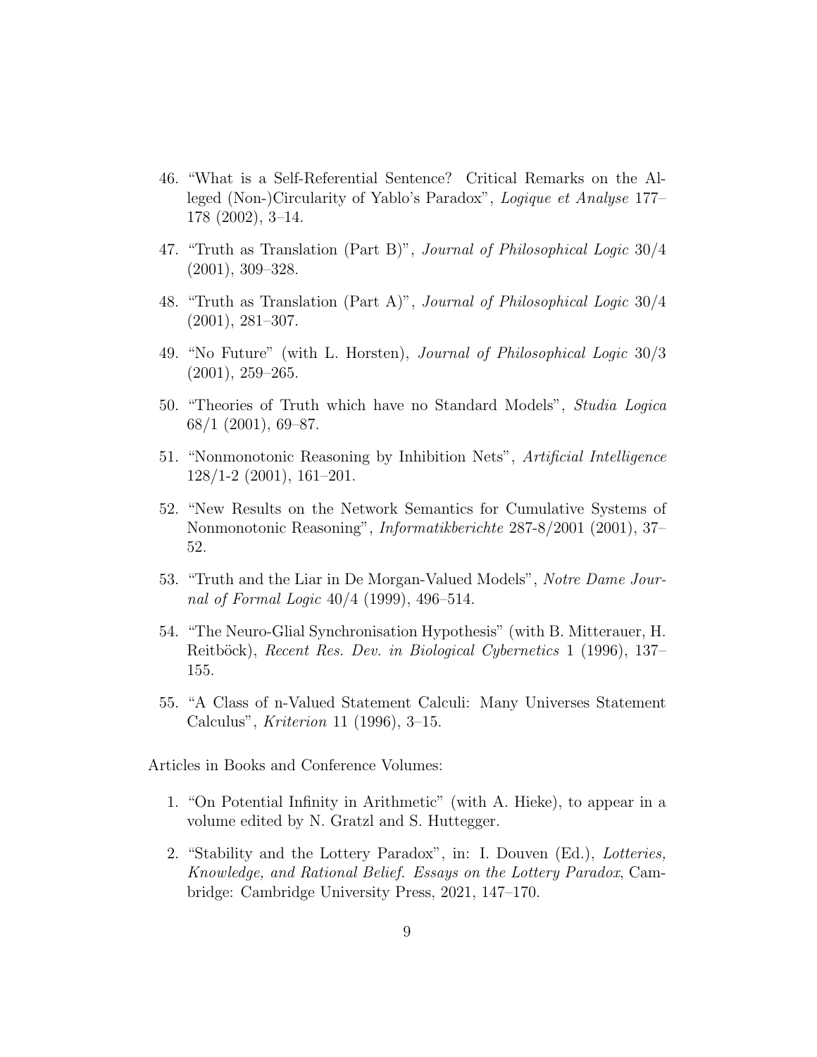46. "What is a Self-Referential Sentence? Critical Remarks on the Alleged (Non-)Circularity of Yablo's Paradox", *Logique et Analyse* 177–178 (2002), 3–14.

47. "Truth as Translation (Part B)", *Journal of Philosophical Logic* 30/4 (2001), 309–328.

48. "Truth as Translation (Part A)", *Journal of Philosophical Logic* 30/4 (2001), 281–307.

49. "No Future" (with L. Horsten), *Journal of Philosophical Logic* 30/3 (2001), 259–265.

50. "Theories of Truth which have no Standard Models", *Studia Logica* 68/1 (2001), 69–87.

51. "Nonmonotonic Reasoning by Inhibition Nets", *Artificial Intelligence* 128/1-2 (2001), 161–201.

52. "New Results on the Network Semantics for Cumulative Systems of Nonmonotonic Reasoning", *Informatikberichte* 287-8/2001 (2001), 37–52.

53. "Truth and the Liar in De Morgan-Valued Models", *Notre Dame Journal of Formal Logic* 40/4 (1999), 496–514.

54. "The Neuro-Glial Synchronisation Hypothesis" (with B. Mitterauer, H. Reitböck), *Recent Res. Dev. in Biological Cybernetics* 1 (1996), 137–155.

55. "A Class of n-Valued Statement Calculi: Many Universes Statement Calculus", *Kriterion* 11 (1996), 3–15.

Articles in Books and Conference Volumes:

1. "On Potential Infinity in Arithmetic" (with A. Hieke), to appear in a volume edited by N. Gratzl and S. Huttegger.

2. "Stability and the Lottery Paradox", in: I. Douven (Ed.), *Lotteries, Knowledge, and Rational Belief. Essays on the Lottery Paradox*, Cambridge: Cambridge University Press, 2021, 147–170.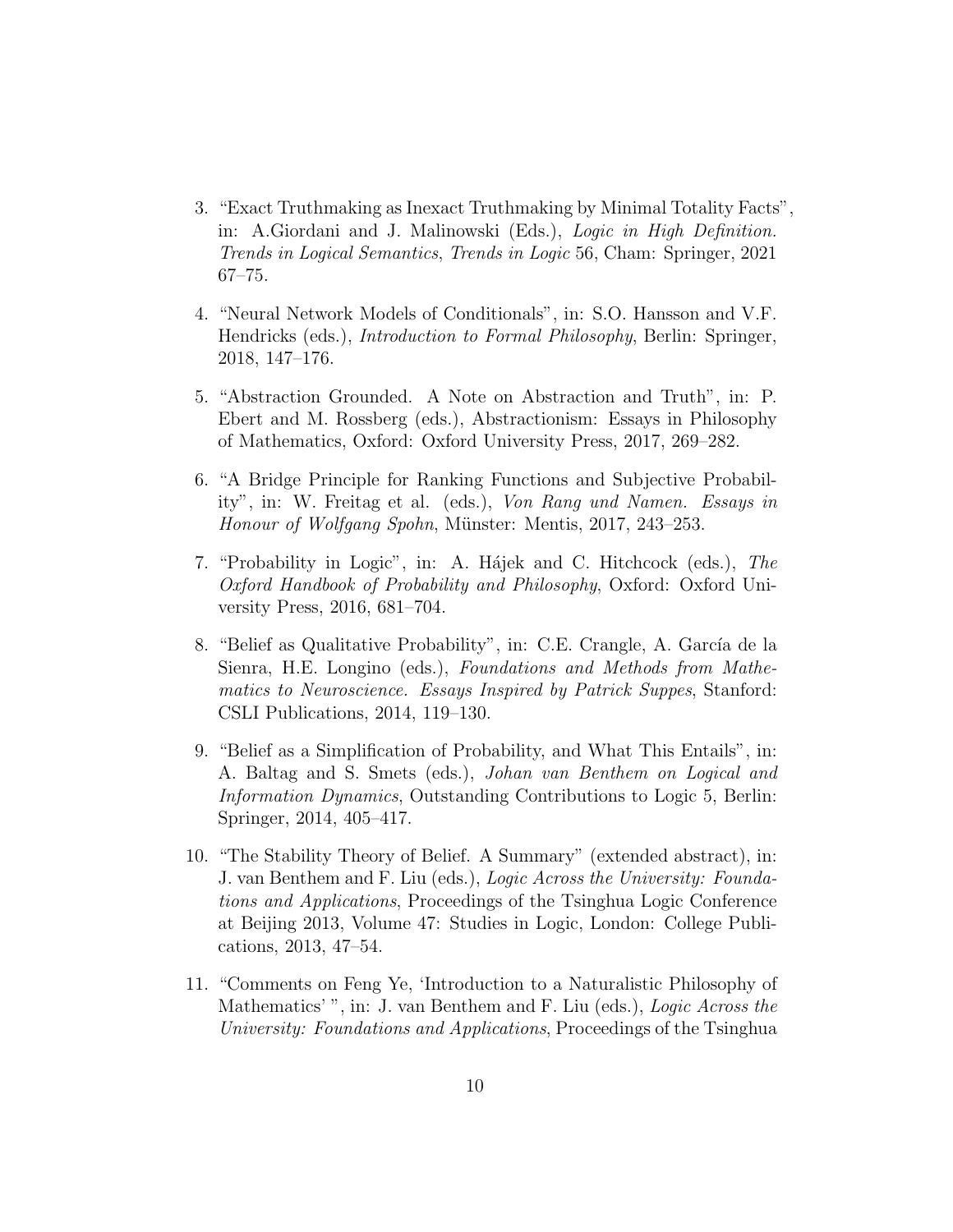3. "Exact Truthmaking as Inexact Truthmaking by Minimal Totality Facts", in: A.Giordani and J. Malinowski (Eds.), *Logic in High Definition. Trends in Logical Semantics*, *Trends in Logic* 56, Cham: Springer, 2021 67–75.

4. "Neural Network Models of Conditionals", in: S.O. Hansson and V.F. Hendricks (eds.), *Introduction to Formal Philosophy*, Berlin: Springer, 2018, 147–176.

5. "Abstraction Grounded. A Note on Abstraction and Truth", in: P. Ebert and M. Rossberg (eds.), Abstractionism: Essays in Philosophy of Mathematics, Oxford: Oxford University Press, 2017, 269–282.

6. "A Bridge Principle for Ranking Functions and Subjective Probability", in: W. Freitag et al. (eds.), *Von Rang und Namen. Essays in Honour of Wolfgang Spohn*, Münster: Mentis, 2017, 243–253.

7. "Probability in Logic", in: A. Hájek and C. Hitchcock (eds.), *The Oxford Handbook of Probability and Philosophy*, Oxford: Oxford University Press, 2016, 681–704.

8. "Belief as Qualitative Probability", in: C.E. Crangle, A. García de la Sienra, H.E. Longino (eds.), *Foundations and Methods from Mathematics to Neuroscience. Essays Inspired by Patrick Suppes*, Stanford: CSLI Publications, 2014, 119–130.

9. "Belief as a Simplification of Probability, and What This Entails", in: A. Baltag and S. Smets (eds.), *Johan van Benthem on Logical and Information Dynamics*, Outstanding Contributions to Logic 5, Berlin: Springer, 2014, 405–417.

10. "The Stability Theory of Belief. A Summary" (extended abstract), in: J. van Benthem and F. Liu (eds.), *Logic Across the University: Foundations and Applications*, Proceedings of the Tsinghua Logic Conference at Beijing 2013, Volume 47: Studies in Logic, London: College Publications, 2013, 47–54.

11. "Comments on Feng Ye, 'Introduction to a Naturalistic Philosophy of Mathematics' ", in: J. van Benthem and F. Liu (eds.), *Logic Across the University: Foundations and Applications*, Proceedings of the Tsinghua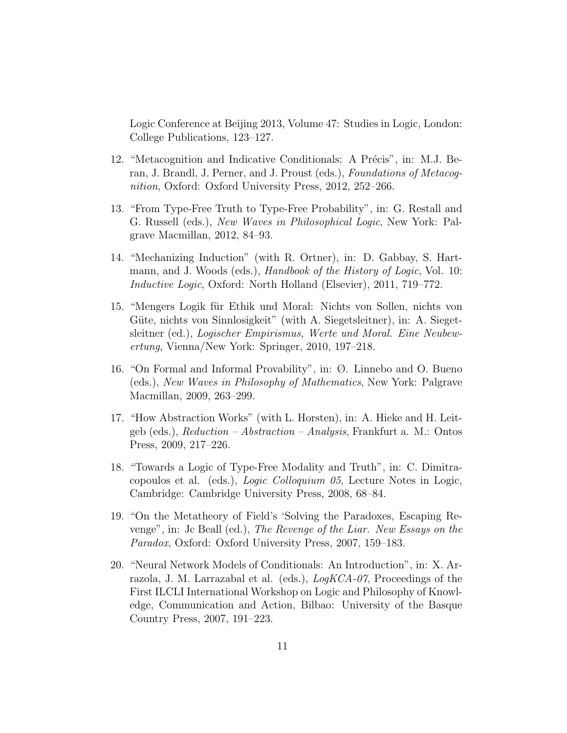Logic Conference at Beijing 2013, Volume 47: Studies in Logic, London: College Publications, 123–127.

12. "Metacognition and Indicative Conditionals: A Précis", in: M.J. Beran, J. Brandl, J. Perner, and J. Proust (eds.), *Foundations of Metacognition*, Oxford: Oxford University Press, 2012, 252–266.

13. "From Type-Free Truth to Type-Free Probability", in: G. Restall and G. Russell (eds.), *New Waves in Philosophical Logic*, New York: Palgrave Macmillan, 2012, 84–93.

14. "Mechanizing Induction" (with R. Ortner), in: D. Gabbay, S. Hartmann, and J. Woods (eds.), *Handbook of the History of Logic*, Vol. 10: *Inductive Logic*, Oxford: North Holland (Elsevier), 2011, 719–772.

15. "Mengers Logik für Ethik und Moral: Nichts von Sollen, nichts von Güte, nichts von Sinnlosigkeit" (with A. Siegetsleitner), in: A. Siegetsleitner (ed.), *Logischer Empirismus, Werte und Moral. Eine Neubewertung*, Vienna/New York: Springer, 2010, 197–218.

16. "On Formal and Informal Provability", in: Ø. Linnebo and O. Bueno (eds.), *New Waves in Philosophy of Mathematics*, New York: Palgrave Macmillan, 2009, 263–299.

17. "How Abstraction Works" (with L. Horsten), in: A. Hieke and H. Leitgeb (eds.), *Reduction – Abstraction – Analysis*, Frankfurt a. M.: Ontos Press, 2009, 217–226.

18. "Towards a Logic of Type-Free Modality and Truth", in: C. Dimitracopoulos et al. (eds.), *Logic Colloquium 05*, Lecture Notes in Logic, Cambridge: Cambridge University Press, 2008, 68–84.

19. "On the Metatheory of Field's 'Solving the Paradoxes, Escaping Revenge", in: Jc Beall (ed.), *The Revenge of the Liar. New Essays on the Paradox*, Oxford: Oxford University Press, 2007, 159–183.

20. "Neural Network Models of Conditionals: An Introduction", in: X. Arrazola, J. M. Larrazabal et al. (eds.), *LogKCA-07*, Proceedings of the First ILCLI International Workshop on Logic and Philosophy of Knowledge, Communication and Action, Bilbao: University of the Basque Country Press, 2007, 191–223.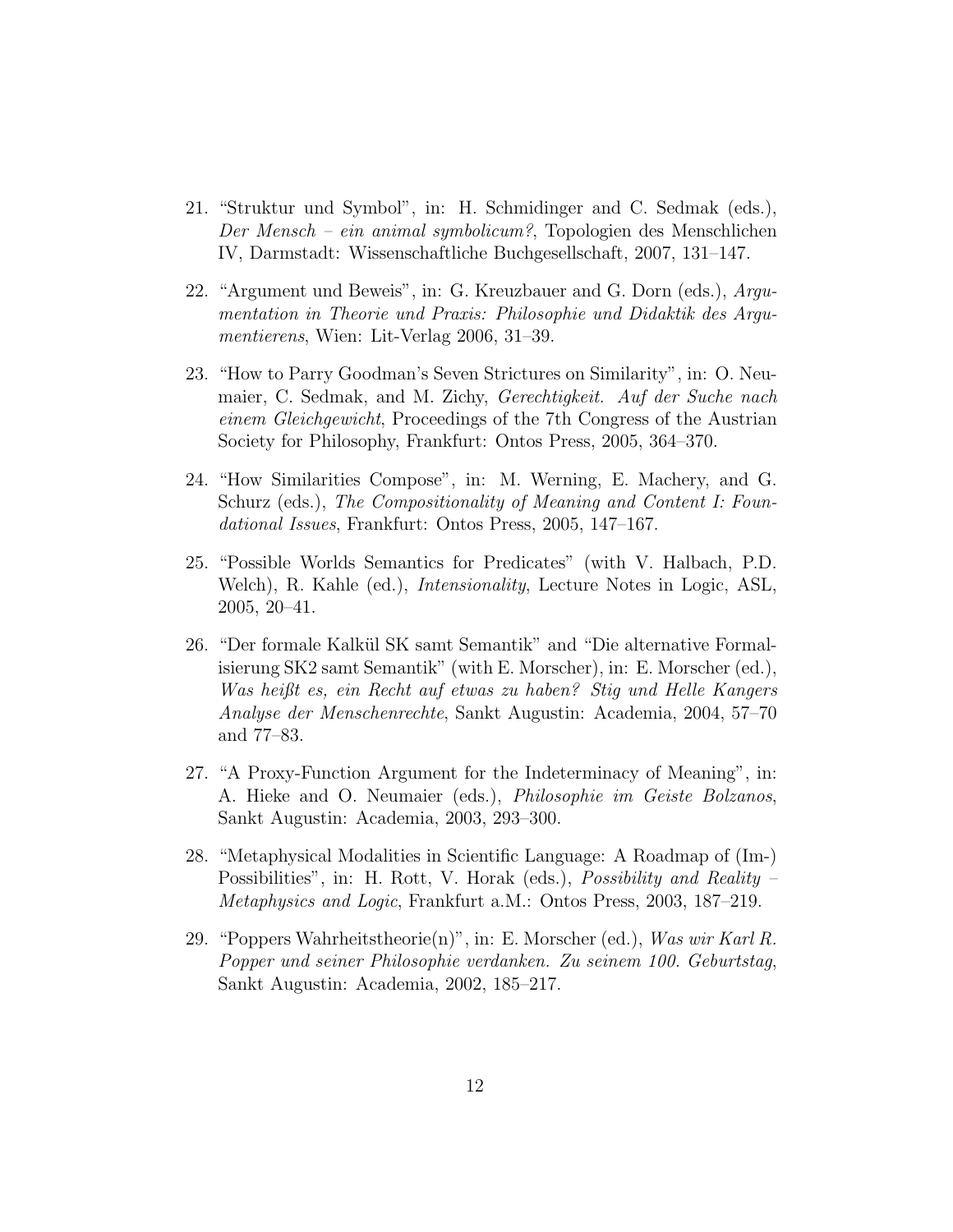21. "Struktur und Symbol", in: H. Schmidinger and C. Sedmak (eds.), *Der Mensch – ein animal symbolicum?*, Topologien des Menschlichen IV, Darmstadt: Wissenschaftliche Buchgesellschaft, 2007, 131–147.

22. "Argument und Beweis", in: G. Kreuzbauer and G. Dorn (eds.), *Argumentation in Theorie und Praxis: Philosophie und Didaktik des Argumentierens*, Wien: Lit-Verlag 2006, 31–39.

23. "How to Parry Goodman's Seven Strictures on Similarity", in: O. Neumaier, C. Sedmak, and M. Zichy, *Gerechtigkeit. Auf der Suche nach einem Gleichgewicht*, Proceedings of the 7th Congress of the Austrian Society for Philosophy, Frankfurt: Ontos Press, 2005, 364–370.

24. "How Similarities Compose", in: M. Werning, E. Machery, and G. Schurz (eds.), *The Compositionality of Meaning and Content I: Foundational Issues*, Frankfurt: Ontos Press, 2005, 147–167.

25. "Possible Worlds Semantics for Predicates" (with V. Halbach, P.D. Welch), R. Kahle (ed.), *Intensionality*, Lecture Notes in Logic, ASL, 2005, 20–41.

26. "Der formale Kalkül SK samt Semantik" and "Die alternative Formalisierung SK2 samt Semantik" (with E. Morscher), in: E. Morscher (ed.), *Was heißt es, ein Recht auf etwas zu haben? Stig und Helle Kangers Analyse der Menschenrechte*, Sankt Augustin: Academia, 2004, 57–70 and 77–83.

27. "A Proxy-Function Argument for the Indeterminacy of Meaning", in: A. Hieke and O. Neumaier (eds.), *Philosophie im Geiste Bolzanos*, Sankt Augustin: Academia, 2003, 293–300.

28. "Metaphysical Modalities in Scientific Language: A Roadmap of (Im-) Possibilities", in: H. Rott, V. Horak (eds.), *Possibility and Reality – Metaphysics and Logic*, Frankfurt a.M.: Ontos Press, 2003, 187–219.

29. "Poppers Wahrheitstheorie(n)", in: E. Morscher (ed.), *Was wir Karl R. Popper und seiner Philosophie verdanken. Zu seinem 100. Geburtstag*, Sankt Augustin: Academia, 2002, 185–217.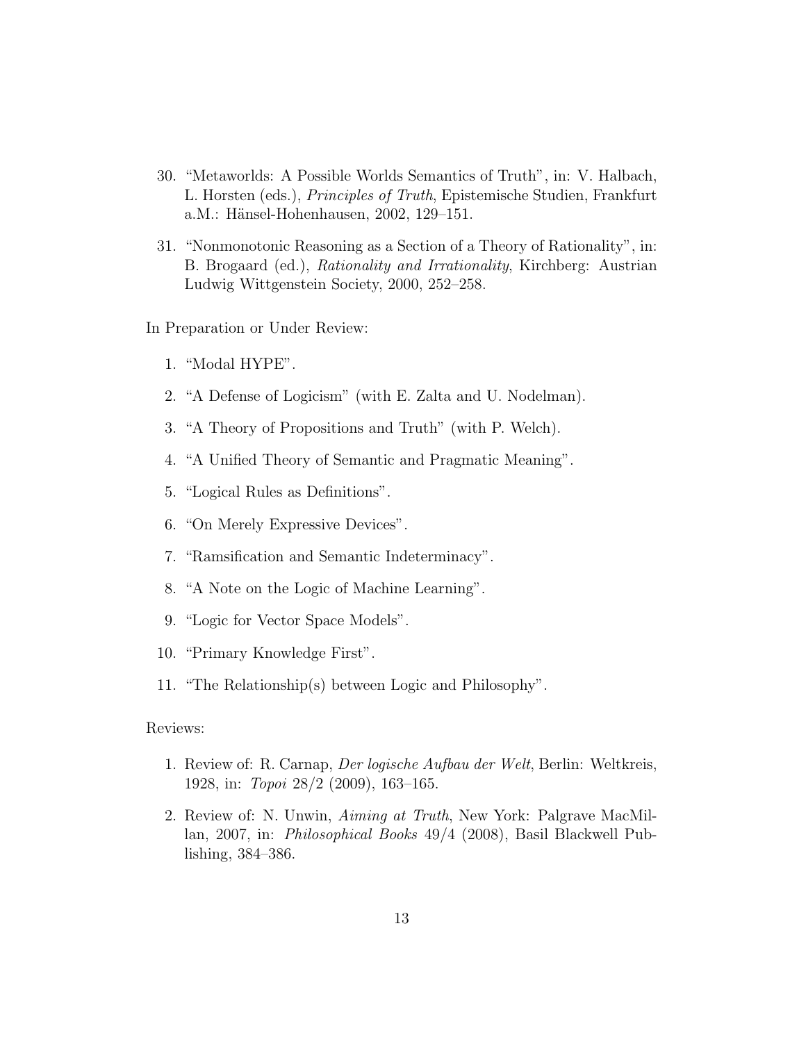30. "Metaworlds: A Possible Worlds Semantics of Truth", in: V. Halbach, L. Horsten (eds.), *Principles of Truth*, Epistemische Studien, Frankfurt a.M.: Hänsel-Hohenhausen, 2002, 129–151.

31. "Nonmonotonic Reasoning as a Section of a Theory of Rationality", in: B. Brogaard (ed.), *Rationality and Irrationality*, Kirchberg: Austrian Ludwig Wittgenstein Society, 2000, 252–258.

In Preparation or Under Review:

1. "Modal HYPE".
2. "A Defense of Logicism" (with E. Zalta and U. Nodelman).
3. "A Theory of Propositions and Truth" (with P. Welch).
4. "A Unified Theory of Semantic and Pragmatic Meaning".
5. "Logical Rules as Definitions".
6. "On Merely Expressive Devices".
7. "Ramsification and Semantic Indeterminacy".
8. "A Note on the Logic of Machine Learning".
9. "Logic for Vector Space Models".
10. "Primary Knowledge First".
11. "The Relationship(s) between Logic and Philosophy".

Reviews:

1. Review of: R. Carnap, *Der logische Aufbau der Welt*, Berlin: Weltkreis, 1928, in: *Topoi* 28/2 (2009), 163–165.
2. Review of: N. Unwin, *Aiming at Truth*, New York: Palgrave MacMillan, 2007, in: *Philosophical Books* 49/4 (2008), Basil Blackwell Publishing, 384–386.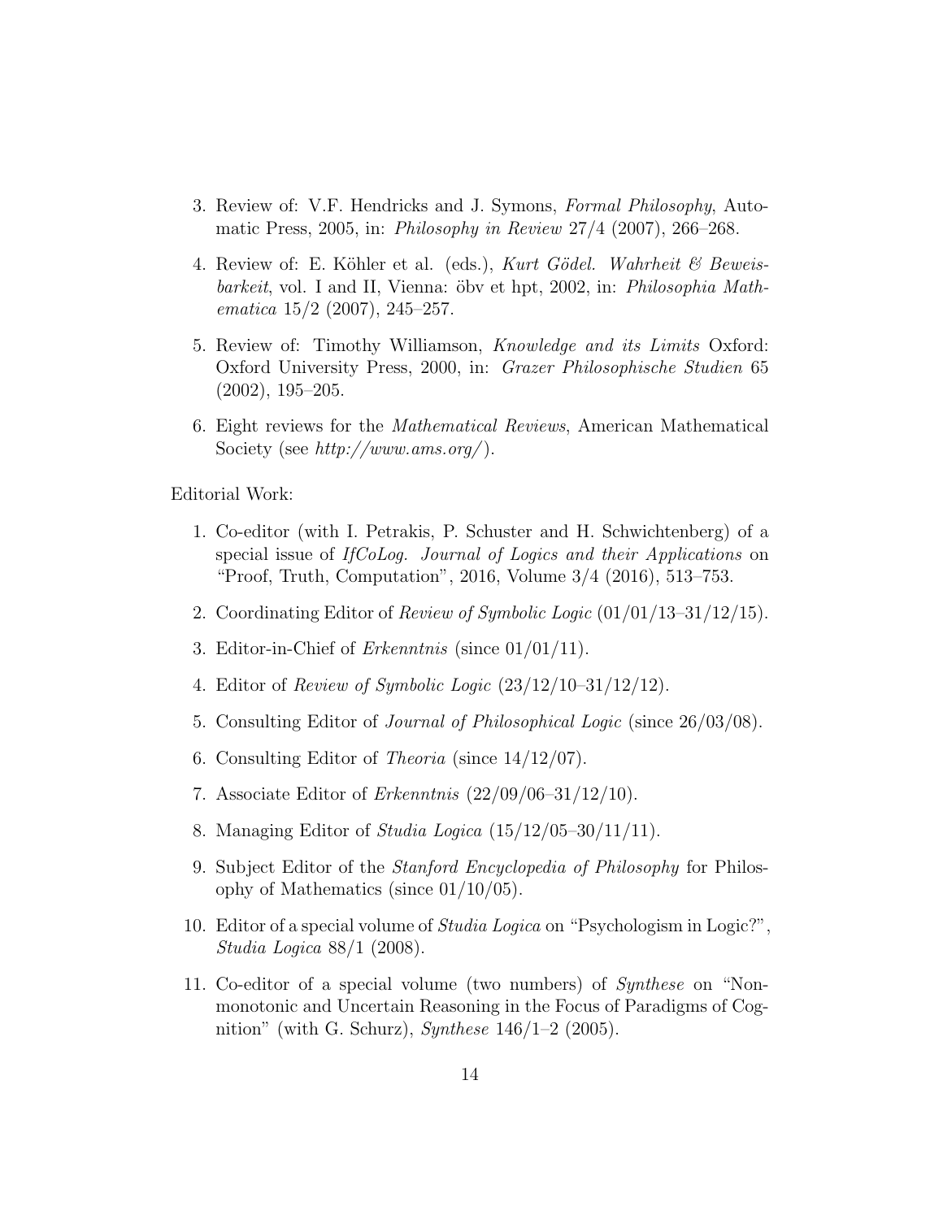3. Review of: V.F. Hendricks and J. Symons, *Formal Philosophy*, Automatic Press, 2005, in: *Philosophy in Review* 27/4 (2007), 266–268.

4. Review of: E. Köhler et al. (eds.), *Kurt Gödel. Wahrheit & Beweisbarkeit*, vol. I and II, Vienna: öbv et hpt, 2002, in: *Philosophia Mathematica* 15/2 (2007), 245–257.

5. Review of: Timothy Williamson, *Knowledge and its Limits* Oxford: Oxford University Press, 2000, in: *Grazer Philosophische Studien* 65 (2002), 195–205.

6. Eight reviews for the *Mathematical Reviews*, American Mathematical Society (see *http://www.ams.org/*).

Editorial Work:

1. Co-editor (with I. Petrakis, P. Schuster and H. Schwichtenberg) of a special issue of *IfCoLog. Journal of Logics and their Applications* on "Proof, Truth, Computation", 2016, Volume 3/4 (2016), 513–753.

2. Coordinating Editor of *Review of Symbolic Logic* (01/01/13–31/12/15).

3. Editor-in-Chief of *Erkenntnis* (since 01/01/11).

4. Editor of *Review of Symbolic Logic* (23/12/10–31/12/12).

5. Consulting Editor of *Journal of Philosophical Logic* (since 26/03/08).

6. Consulting Editor of *Theoria* (since 14/12/07).

7. Associate Editor of *Erkenntnis* (22/09/06–31/12/10).

8. Managing Editor of *Studia Logica* (15/12/05–30/11/11).

9. Subject Editor of the *Stanford Encyclopedia of Philosophy* for Philosophy of Mathematics (since 01/10/05).

10. Editor of a special volume of *Studia Logica* on "Psychologism in Logic?", *Studia Logica* 88/1 (2008).

11. Co-editor of a special volume (two numbers) of *Synthese* on "Nonmonotonic and Uncertain Reasoning in the Focus of Paradigms of Cognition" (with G. Schurz), *Synthese* 146/1–2 (2005).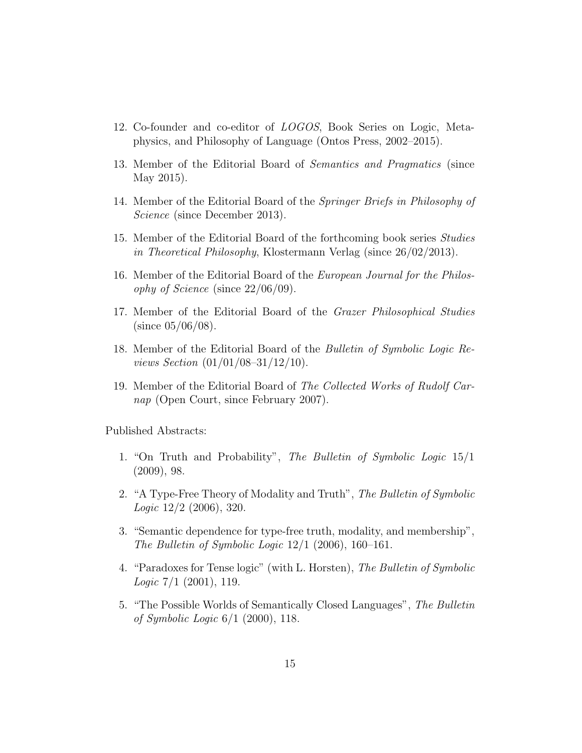12. Co-founder and co-editor of *LOGOS*, Book Series on Logic, Metaphysics, and Philosophy of Language (Ontos Press, 2002–2015).

13. Member of the Editorial Board of *Semantics and Pragmatics* (since May 2015).

14. Member of the Editorial Board of the *Springer Briefs in Philosophy of Science* (since December 2013).

15. Member of the Editorial Board of the forthcoming book series *Studies in Theoretical Philosophy*, Klostermann Verlag (since 26/02/2013).

16. Member of the Editorial Board of the *European Journal for the Philosophy of Science* (since 22/06/09).

17. Member of the Editorial Board of the *Grazer Philosophical Studies* (since 05/06/08).

18. Member of the Editorial Board of the *Bulletin of Symbolic Logic Reviews Section* (01/01/08–31/12/10).

19. Member of the Editorial Board of *The Collected Works of Rudolf Carnap* (Open Court, since February 2007).

Published Abstracts:

1. "On Truth and Probability", *The Bulletin of Symbolic Logic* 15/1 (2009), 98.

2. "A Type-Free Theory of Modality and Truth", *The Bulletin of Symbolic Logic* 12/2 (2006), 320.

3. "Semantic dependence for type-free truth, modality, and membership", *The Bulletin of Symbolic Logic* 12/1 (2006), 160–161.

4. "Paradoxes for Tense logic" (with L. Horsten), *The Bulletin of Symbolic Logic* 7/1 (2001), 119.

5. "The Possible Worlds of Semantically Closed Languages", *The Bulletin of Symbolic Logic* 6/1 (2000), 118.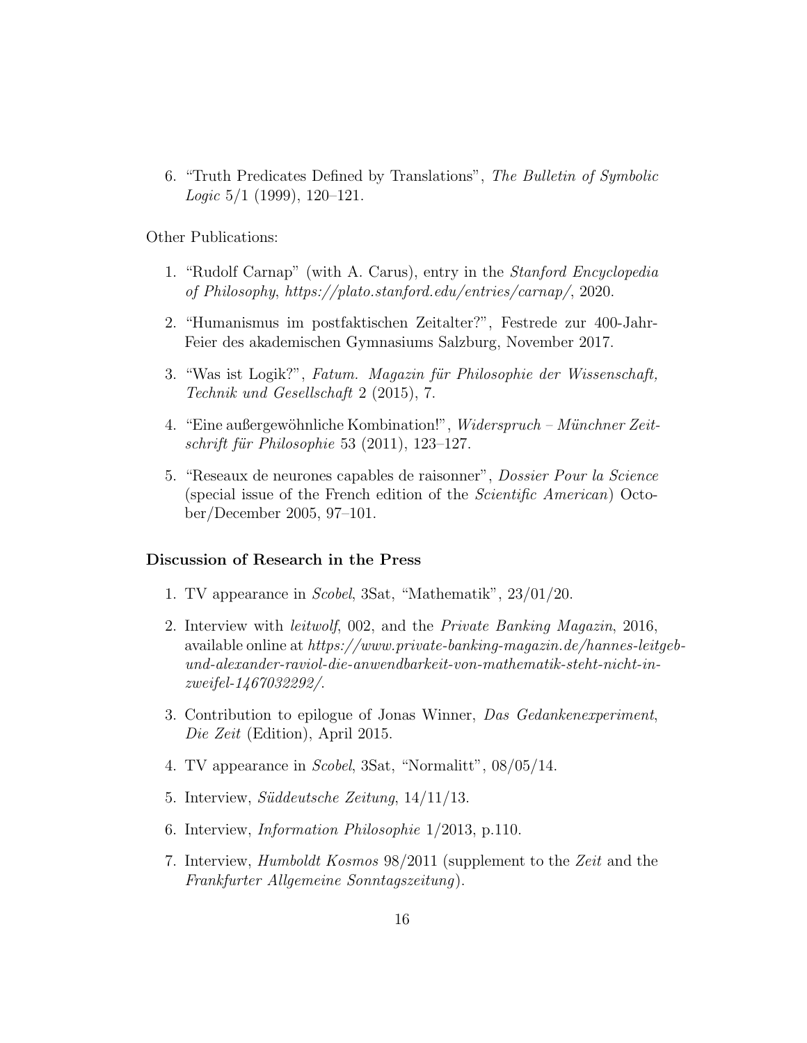6. "Truth Predicates Defined by Translations", *The Bulletin of Symbolic Logic* 5/1 (1999), 120–121.

Other Publications:

1. "Rudolf Carnap" (with A. Carus), entry in the *Stanford Encyclopedia of Philosophy*, *https://plato.stanford.edu/entries/carnap/*, 2020.

2. "Humanismus im postfaktischen Zeitalter?", Festrede zur 400-Jahr-Feier des akademischen Gymnasiums Salzburg, November 2017.

3. "Was ist Logik?", *Fatum. Magazin für Philosophie der Wissenschaft, Technik und Gesellschaft* 2 (2015), 7.

4. "Eine außergewöhnliche Kombination!", *Widerspruch – Münchner Zeitschrift für Philosophie* 53 (2011), 123–127.

5. "Reseaux de neurones capables de raisonner", *Dossier Pour la Science* (special issue of the French edition of the *Scientific American*) October/December 2005, 97–101.

### Discussion of Research in the Press

1. TV appearance in *Scobel*, 3Sat, "Mathematik", 23/01/20.

2. Interview with *leitwolf*, 002, and the *Private Banking Magazin*, 2016, available online at *https://www.private-banking-magazin.de/hannes-leitgeb-und-alexander-raviol-die-anwendbarkeit-von-mathematik-steht-nicht-in-zweifel-1467032292/*.

3. Contribution to epilogue of Jonas Winner, *Das Gedankenexperiment*, *Die Zeit* (Edition), April 2015.

4. TV appearance in *Scobel*, 3Sat, "Normalitt", 08/05/14.

5. Interview, *Süddeutsche Zeitung*, 14/11/13.

6. Interview, *Information Philosophie* 1/2013, p.110.

7. Interview, *Humboldt Kosmos* 98/2011 (supplement to the *Zeit* and the *Frankfurter Allgemeine Sonntagszeitung*).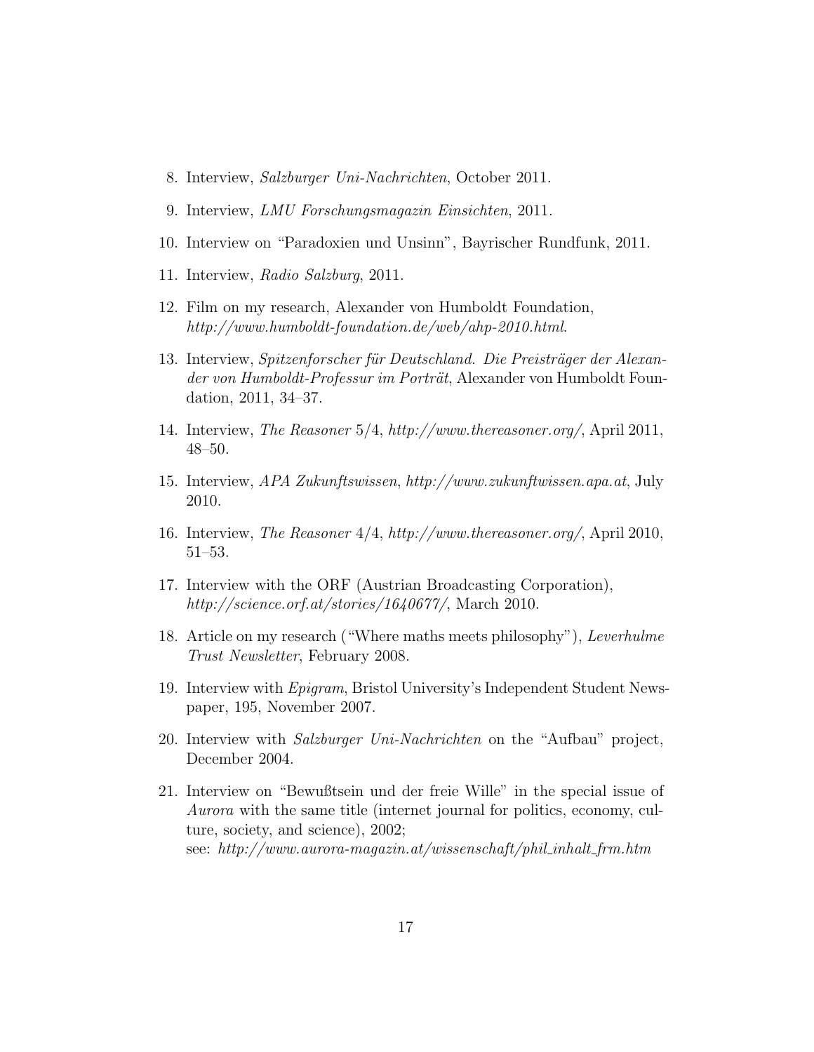8. Interview, *Salzburger Uni-Nachrichten*, October 2011.

9. Interview, *LMU Forschungsmagazin Einsichten*, 2011.

10. Interview on "Paradoxien und Unsinn", Bayrischer Rundfunk, 2011.

11. Interview, *Radio Salzburg*, 2011.

12. Film on my research, Alexander von Humboldt Foundation, *http://www.humboldt-foundation.de/web/ahp-2010.html*.

13. Interview, *Spitzenforscher für Deutschland. Die Preisträger der Alexander von Humboldt-Professur im Porträt*, Alexander von Humboldt Foundation, 2011, 34–37.

14. Interview, *The Reasoner* 5/4, *http://www.thereasoner.org/*, April 2011, 48–50.

15. Interview, *APA Zukunftswissen*, *http://www.zukunftwissen.apa.at*, July 2010.

16. Interview, *The Reasoner* 4/4, *http://www.thereasoner.org/*, April 2010, 51–53.

17. Interview with the ORF (Austrian Broadcasting Corporation), *http://science.orf.at/stories/1640677/*, March 2010.

18. Article on my research ("Where maths meets philosophy"), *Leverhulme Trust Newsletter*, February 2008.

19. Interview with *Epigram*, Bristol University's Independent Student Newspaper, 195, November 2007.

20. Interview with *Salzburger Uni-Nachrichten* on the "Aufbau" project, December 2004.

21. Interview on "Bewußtsein und der freie Wille" in the special issue of *Aurora* with the same title (internet journal for politics, economy, culture, society, and science), 2002;
    see: *http://www.aurora-magazin.at/wissenschaft/phil_inhalt_frm.htm*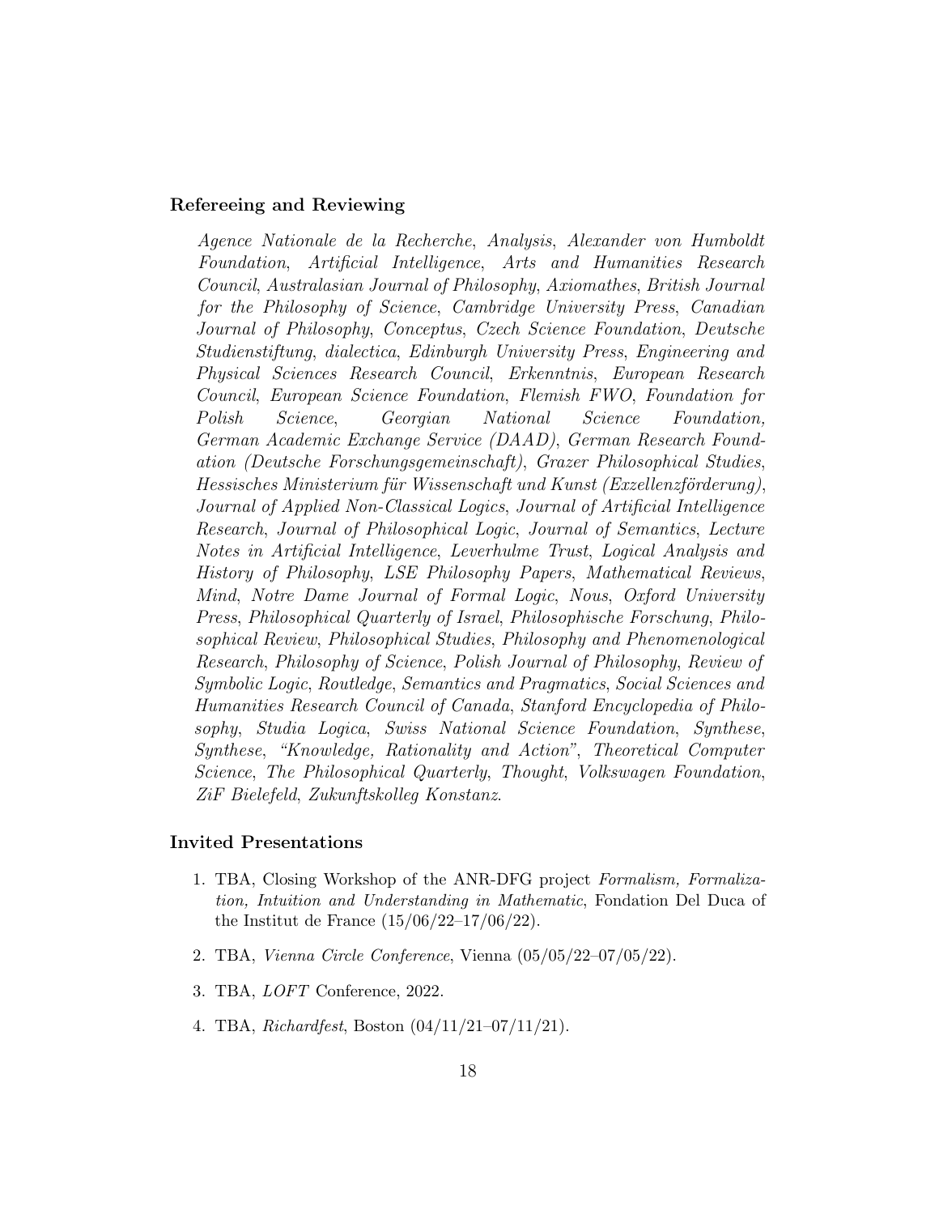### Refereeing and Reviewing

*Agence Nationale de la Recherche*, *Analysis*, *Alexander von Humboldt Foundation*, *Artificial Intelligence*, *Arts and Humanities Research Council*, *Australasian Journal of Philosophy*, *Axiomathes*, *British Journal for the Philosophy of Science*, *Cambridge University Press*, *Canadian Journal of Philosophy*, *Conceptus*, *Czech Science Foundation*, *Deutsche Studienstiftung*, *dialectica*, *Edinburgh University Press*, *Engineering and Physical Sciences Research Council*, *Erkenntnis*, *European Research Council*, *European Science Foundation*, *Flemish FWO*, *Foundation for Polish Science*, *Georgian National Science Foundation, German Academic Exchange Service (DAAD)*, *German Research Foundation (Deutsche Forschungsgemeinschaft)*, *Grazer Philosophical Studies*, *Hessisches Ministerium für Wissenschaft und Kunst (Exzellenzförderung)*, *Journal of Applied Non-Classical Logics*, *Journal of Artificial Intelligence Research*, *Journal of Philosophical Logic*, *Journal of Semantics*, *Lecture Notes in Artificial Intelligence*, *Leverhulme Trust*, *Logical Analysis and History of Philosophy*, *LSE Philosophy Papers*, *Mathematical Reviews*, *Mind*, *Notre Dame Journal of Formal Logic*, *Nous*, *Oxford University Press*, *Philosophical Quarterly of Israel*, *Philosophische Forschung*, *Philosophical Review*, *Philosophical Studies*, *Philosophy and Phenomenological Research*, *Philosophy of Science*, *Polish Journal of Philosophy*, *Review of Symbolic Logic*, *Routledge*, *Semantics and Pragmatics*, *Social Sciences and Humanities Research Council of Canada*, *Stanford Encyclopedia of Philosophy*, *Studia Logica*, *Swiss National Science Foundation*, *Synthese*, *Synthese, "Knowledge, Rationality and Action"*, *Theoretical Computer Science*, *The Philosophical Quarterly*, *Thought*, *Volkswagen Foundation*, *ZiF Bielefeld*, *Zukunftskolleg Konstanz*.

### Invited Presentations

1. TBA, Closing Workshop of the ANR-DFG project *Formalism, Formalization, Intuition and Understanding in Mathematic*, Fondation Del Duca of the Institut de France (15/06/22–17/06/22).

2. TBA, *Vienna Circle Conference*, Vienna (05/05/22–07/05/22).

3. TBA, *LOFT* Conference, 2022.

4. TBA, *Richardfest*, Boston (04/11/21–07/11/21).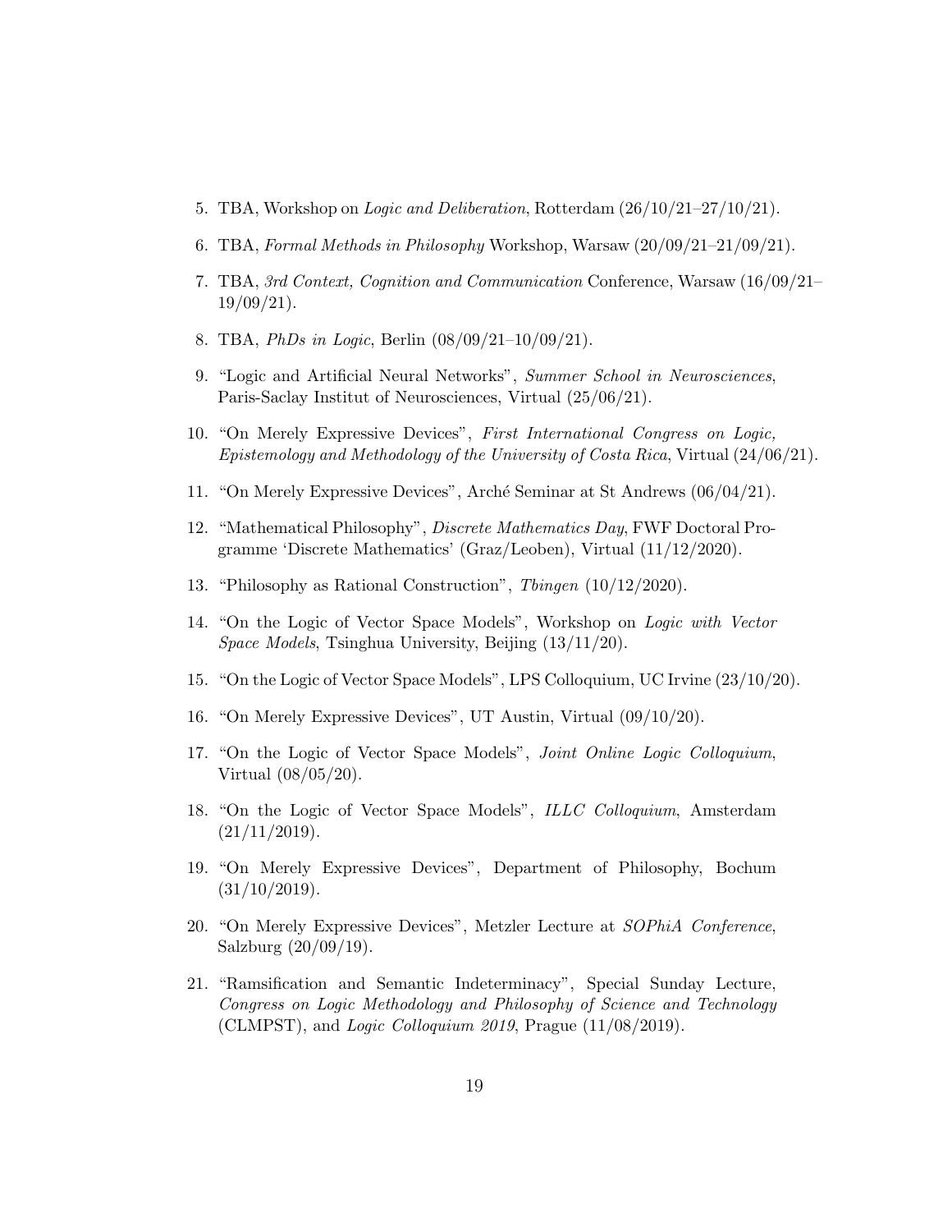5. TBA, Workshop on *Logic and Deliberation*, Rotterdam (26/10/21–27/10/21).

6. TBA, *Formal Methods in Philosophy* Workshop, Warsaw (20/09/21–21/09/21).

7. TBA, *3rd Context, Cognition and Communication* Conference, Warsaw (16/09/21–19/09/21).

8. TBA, *PhDs in Logic*, Berlin (08/09/21–10/09/21).

9. "Logic and Artificial Neural Networks", *Summer School in Neurosciences*, Paris-Saclay Institut of Neurosciences, Virtual (25/06/21).

10. "On Merely Expressive Devices", *First International Congress on Logic, Epistemology and Methodology of the University of Costa Rica*, Virtual (24/06/21).

11. "On Merely Expressive Devices", Arché Seminar at St Andrews (06/04/21).

12. "Mathematical Philosophy", *Discrete Mathematics Day*, FWF Doctoral Programme 'Discrete Mathematics' (Graz/Leoben), Virtual (11/12/2020).

13. "Philosophy as Rational Construction", *Tbingen* (10/12/2020).

14. "On the Logic of Vector Space Models", Workshop on *Logic with Vector Space Models*, Tsinghua University, Beijing (13/11/20).

15. "On the Logic of Vector Space Models", LPS Colloquium, UC Irvine (23/10/20).

16. "On Merely Expressive Devices", UT Austin, Virtual (09/10/20).

17. "On the Logic of Vector Space Models", *Joint Online Logic Colloquium*, Virtual (08/05/20).

18. "On the Logic of Vector Space Models", *ILLC Colloquium*, Amsterdam (21/11/2019).

19. "On Merely Expressive Devices", Department of Philosophy, Bochum (31/10/2019).

20. "On Merely Expressive Devices", Metzler Lecture at *SOPhiA Conference*, Salzburg (20/09/19).

21. "Ramsification and Semantic Indeterminacy", Special Sunday Lecture, *Congress on Logic Methodology and Philosophy of Science and Technology* (CLMPST), and *Logic Colloquium 2019*, Prague (11/08/2019).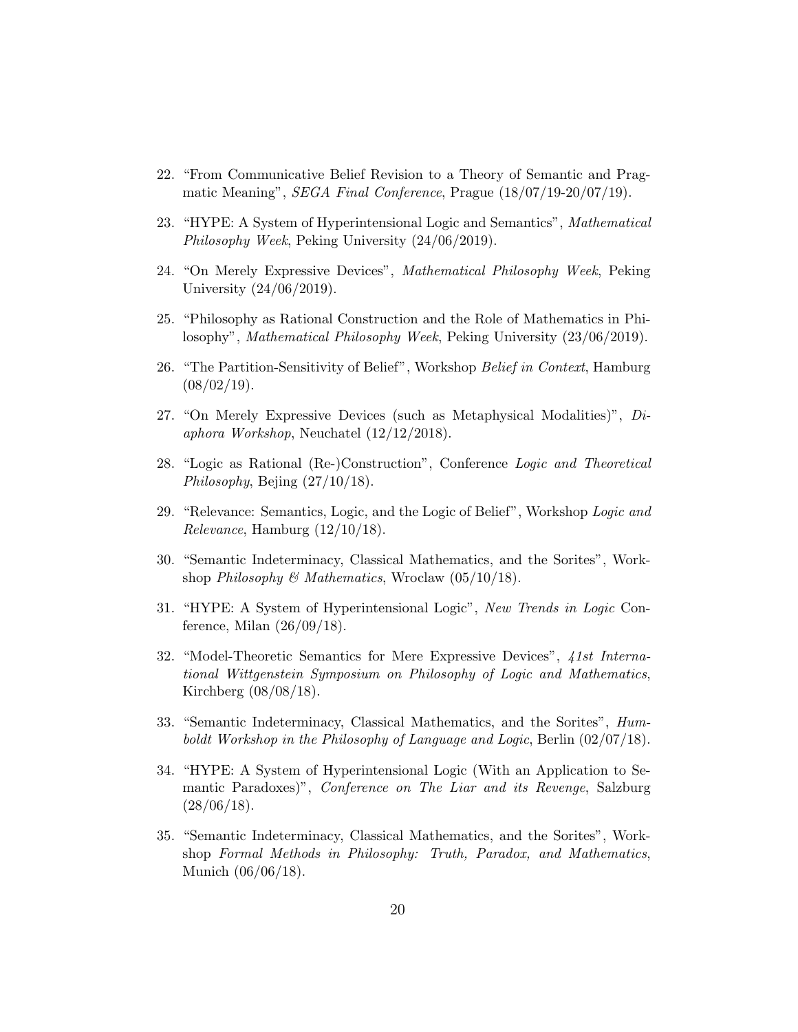22. "From Communicative Belief Revision to a Theory of Semantic and Pragmatic Meaning", *SEGA Final Conference*, Prague (18/07/19-20/07/19).

23. "HYPE: A System of Hyperintensional Logic and Semantics", *Mathematical Philosophy Week*, Peking University (24/06/2019).

24. "On Merely Expressive Devices", *Mathematical Philosophy Week*, Peking University (24/06/2019).

25. "Philosophy as Rational Construction and the Role of Mathematics in Philosophy", *Mathematical Philosophy Week*, Peking University (23/06/2019).

26. "The Partition-Sensitivity of Belief", Workshop *Belief in Context*, Hamburg (08/02/19).

27. "On Merely Expressive Devices (such as Metaphysical Modalities)", *Diaphora Workshop*, Neuchatel (12/12/2018).

28. "Logic as Rational (Re-)Construction", Conference *Logic and Theoretical Philosophy*, Bejing (27/10/18).

29. "Relevance: Semantics, Logic, and the Logic of Belief", Workshop *Logic and Relevance*, Hamburg (12/10/18).

30. "Semantic Indeterminacy, Classical Mathematics, and the Sorites", Workshop *Philosophy & Mathematics*, Wroclaw (05/10/18).

31. "HYPE: A System of Hyperintensional Logic", *New Trends in Logic* Conference, Milan (26/09/18).

32. "Model-Theoretic Semantics for Mere Expressive Devices", *41st International Wittgenstein Symposium on Philosophy of Logic and Mathematics*, Kirchberg (08/08/18).

33. "Semantic Indeterminacy, Classical Mathematics, and the Sorites", *Humboldt Workshop in the Philosophy of Language and Logic*, Berlin (02/07/18).

34. "HYPE: A System of Hyperintensional Logic (With an Application to Semantic Paradoxes)", *Conference on The Liar and its Revenge*, Salzburg (28/06/18).

35. "Semantic Indeterminacy, Classical Mathematics, and the Sorites", Workshop *Formal Methods in Philosophy: Truth, Paradox, and Mathematics*, Munich (06/06/18).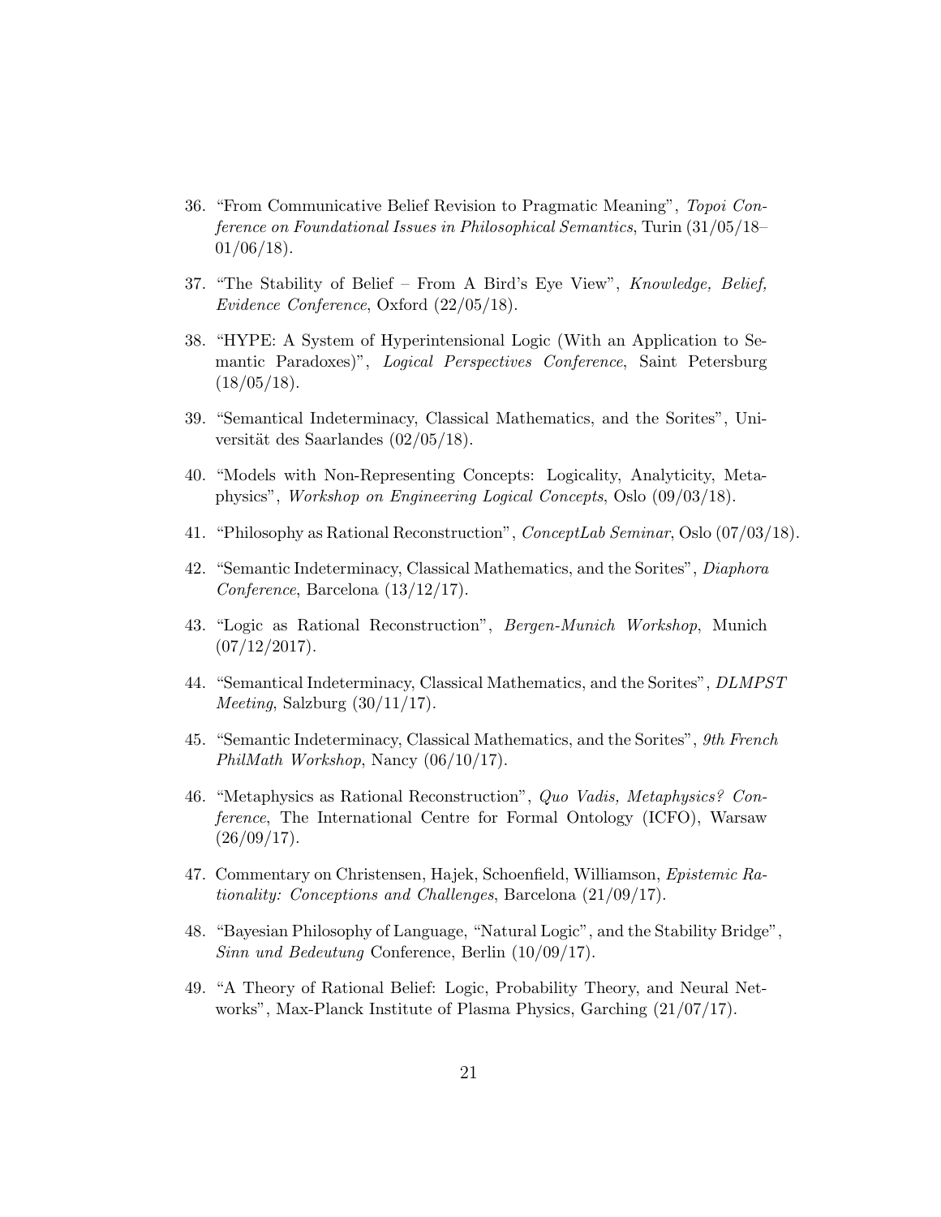36. "From Communicative Belief Revision to Pragmatic Meaning", *Topoi Conference on Foundational Issues in Philosophical Semantics*, Turin (31/05/18–01/06/18).
37. "The Stability of Belief – From A Bird's Eye View", *Knowledge, Belief, Evidence Conference*, Oxford (22/05/18).
38. "HYPE: A System of Hyperintensional Logic (With an Application to Semantic Paradoxes)", *Logical Perspectives Conference*, Saint Petersburg (18/05/18).
39. "Semantical Indeterminacy, Classical Mathematics, and the Sorites", Universität des Saarlandes (02/05/18).
40. "Models with Non-Representing Concepts: Logicality, Analyticity, Metaphysics", *Workshop on Engineering Logical Concepts*, Oslo (09/03/18).
41. "Philosophy as Rational Reconstruction", *ConceptLab Seminar*, Oslo (07/03/18).
42. "Semantic Indeterminacy, Classical Mathematics, and the Sorites", *Diaphora Conference*, Barcelona (13/12/17).
43. "Logic as Rational Reconstruction", *Bergen-Munich Workshop*, Munich (07/12/2017).
44. "Semantical Indeterminacy, Classical Mathematics, and the Sorites", *DLMPST Meeting*, Salzburg (30/11/17).
45. "Semantic Indeterminacy, Classical Mathematics, and the Sorites", *9th French PhilMath Workshop*, Nancy (06/10/17).
46. "Metaphysics as Rational Reconstruction", *Quo Vadis, Metaphysics? Conference*, The International Centre for Formal Ontology (ICFO), Warsaw (26/09/17).
47. Commentary on Christensen, Hajek, Schoenfield, Williamson, *Epistemic Rationality: Conceptions and Challenges*, Barcelona (21/09/17).
48. "Bayesian Philosophy of Language, "Natural Logic", and the Stability Bridge", *Sinn und Bedeutung* Conference, Berlin (10/09/17).
49. "A Theory of Rational Belief: Logic, Probability Theory, and Neural Networks", Max-Planck Institute of Plasma Physics, Garching (21/07/17).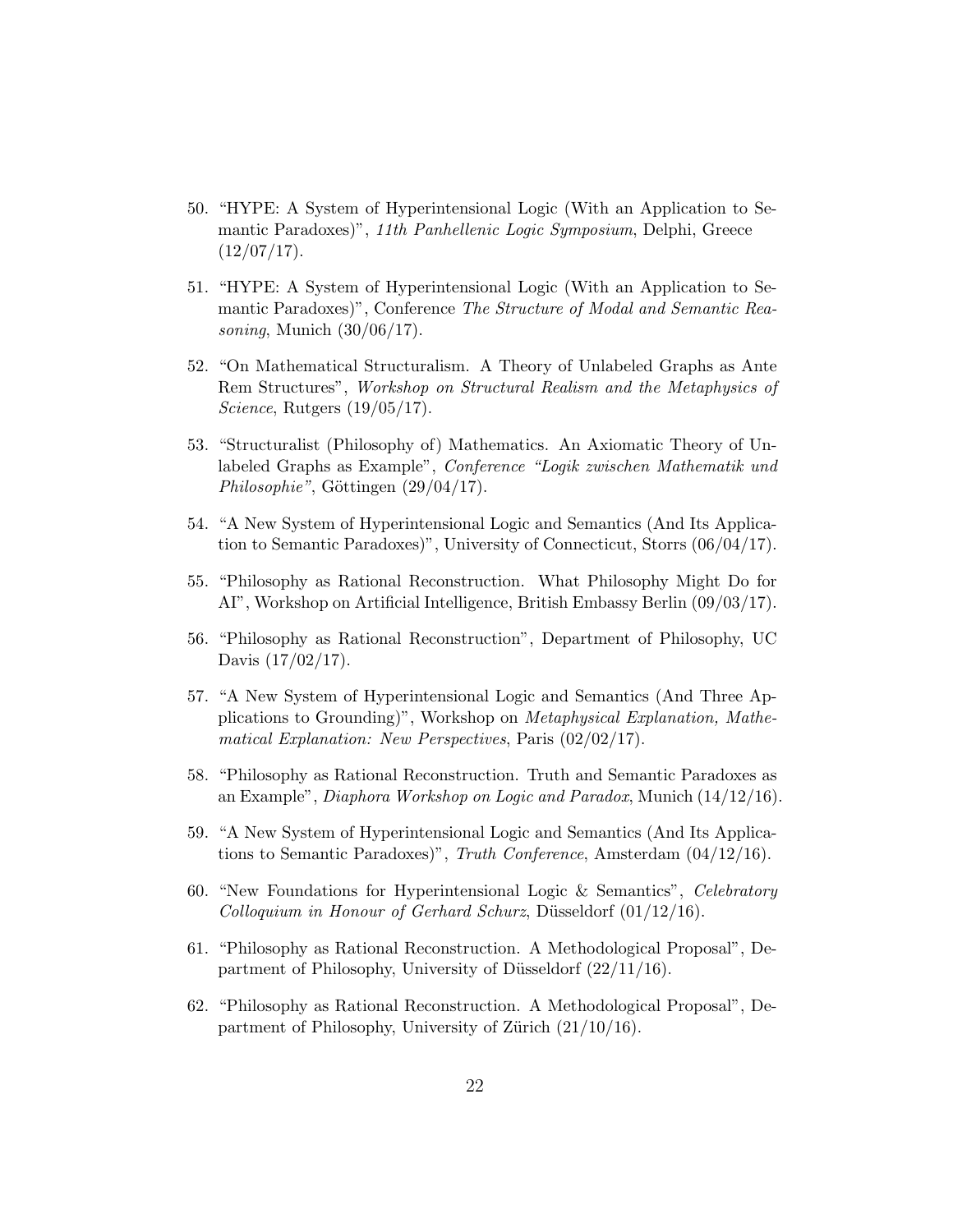50. "HYPE: A System of Hyperintensional Logic (With an Application to Semantic Paradoxes)", *11th Panhellenic Logic Symposium*, Delphi, Greece (12/07/17).

51. "HYPE: A System of Hyperintensional Logic (With an Application to Semantic Paradoxes)", Conference *The Structure of Modal and Semantic Reasoning*, Munich (30/06/17).

52. "On Mathematical Structuralism. A Theory of Unlabeled Graphs as Ante Rem Structures", *Workshop on Structural Realism and the Metaphysics of Science*, Rutgers (19/05/17).

53. "Structuralist (Philosophy of) Mathematics. An Axiomatic Theory of Unlabeled Graphs as Example", *Conference "Logik zwischen Mathematik und Philosophie"*, Göttingen (29/04/17).

54. "A New System of Hyperintensional Logic and Semantics (And Its Application to Semantic Paradoxes)", University of Connecticut, Storrs (06/04/17).

55. "Philosophy as Rational Reconstruction. What Philosophy Might Do for AI", Workshop on Artificial Intelligence, British Embassy Berlin (09/03/17).

56. "Philosophy as Rational Reconstruction", Department of Philosophy, UC Davis (17/02/17).

57. "A New System of Hyperintensional Logic and Semantics (And Three Applications to Grounding)", Workshop on *Metaphysical Explanation, Mathematical Explanation: New Perspectives*, Paris (02/02/17).

58. "Philosophy as Rational Reconstruction. Truth and Semantic Paradoxes as an Example", *Diaphora Workshop on Logic and Paradox*, Munich (14/12/16).

59. "A New System of Hyperintensional Logic and Semantics (And Its Applications to Semantic Paradoxes)", *Truth Conference*, Amsterdam (04/12/16).

60. "New Foundations for Hyperintensional Logic & Semantics", *Celebratory Colloquium in Honour of Gerhard Schurz*, Düsseldorf (01/12/16).

61. "Philosophy as Rational Reconstruction. A Methodological Proposal", Department of Philosophy, University of Düsseldorf (22/11/16).

62. "Philosophy as Rational Reconstruction. A Methodological Proposal", Department of Philosophy, University of Zürich (21/10/16).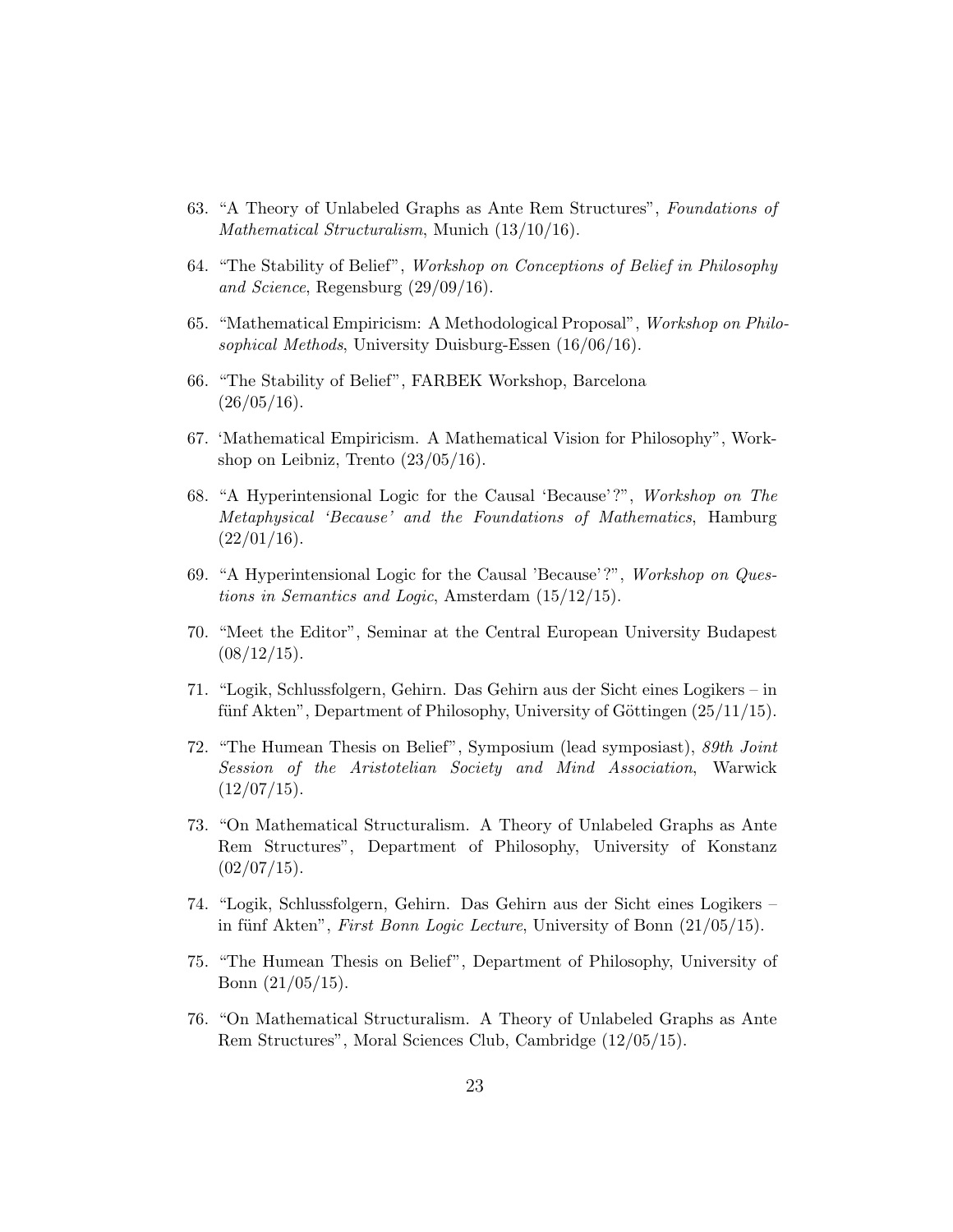63. "A Theory of Unlabeled Graphs as Ante Rem Structures", *Foundations of Mathematical Structuralism*, Munich (13/10/16).

64. "The Stability of Belief", *Workshop on Conceptions of Belief in Philosophy and Science*, Regensburg (29/09/16).

65. "Mathematical Empiricism: A Methodological Proposal", *Workshop on Philosophical Methods*, University Duisburg-Essen (16/06/16).

66. "The Stability of Belief", FARBEK Workshop, Barcelona (26/05/16).

67. 'Mathematical Empiricism. A Mathematical Vision for Philosophy", Workshop on Leibniz, Trento (23/05/16).

68. "A Hyperintensional Logic for the Causal 'Because'?", *Workshop on The Metaphysical 'Because' and the Foundations of Mathematics*, Hamburg (22/01/16).

69. "A Hyperintensional Logic for the Causal 'Because'?", *Workshop on Questions in Semantics and Logic*, Amsterdam (15/12/15).

70. "Meet the Editor", Seminar at the Central European University Budapest (08/12/15).

71. "Logik, Schlussfolgern, Gehirn. Das Gehirn aus der Sicht eines Logikers – in fünf Akten", Department of Philosophy, University of Göttingen (25/11/15).

72. "The Humean Thesis on Belief", Symposium (lead symposiast), *89th Joint Session of the Aristotelian Society and Mind Association*, Warwick (12/07/15).

73. "On Mathematical Structuralism. A Theory of Unlabeled Graphs as Ante Rem Structures", Department of Philosophy, University of Konstanz (02/07/15).

74. "Logik, Schlussfolgern, Gehirn. Das Gehirn aus der Sicht eines Logikers – in fünf Akten", *First Bonn Logic Lecture*, University of Bonn (21/05/15).

75. "The Humean Thesis on Belief", Department of Philosophy, University of Bonn (21/05/15).

76. "On Mathematical Structuralism. A Theory of Unlabeled Graphs as Ante Rem Structures", Moral Sciences Club, Cambridge (12/05/15).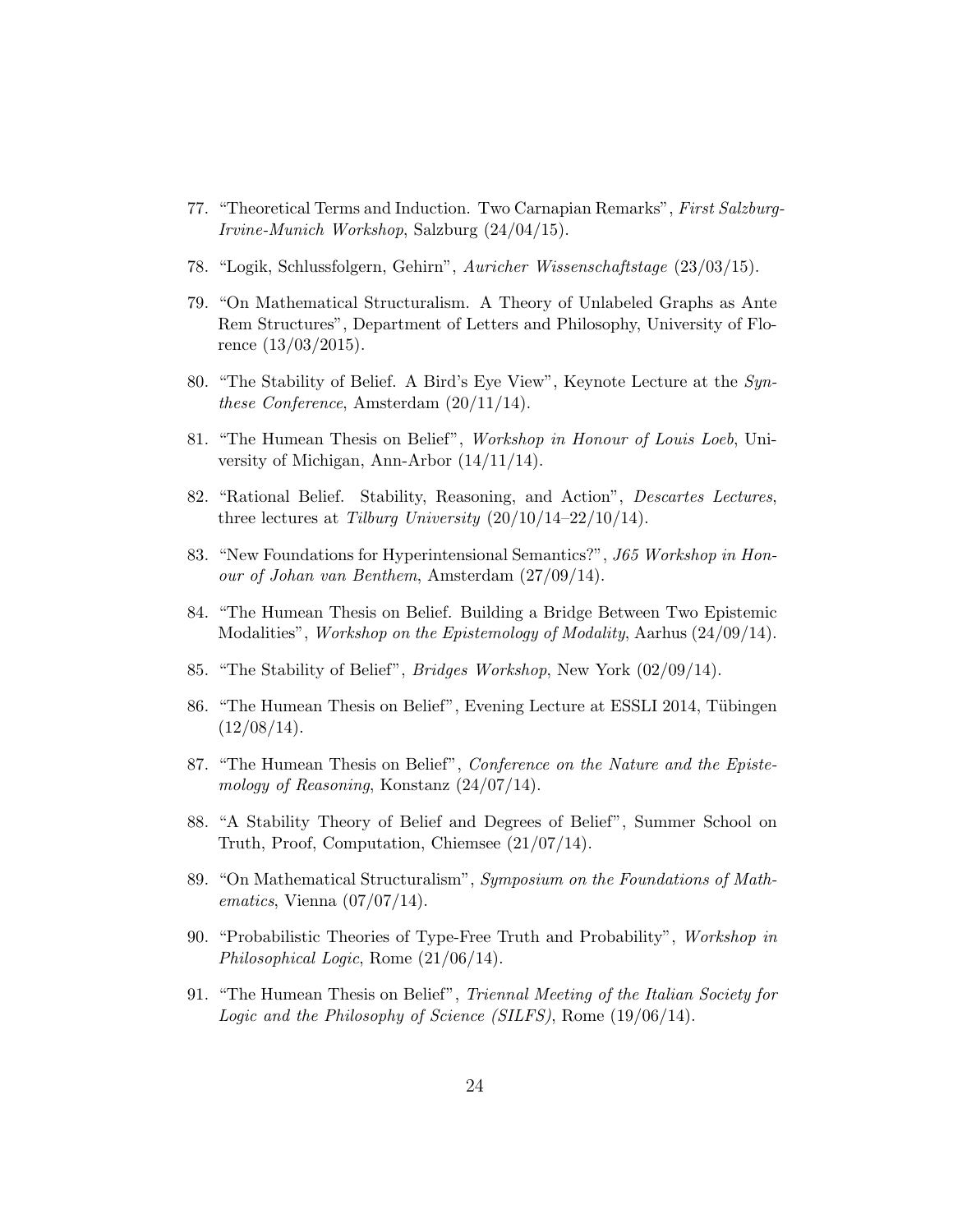77. "Theoretical Terms and Induction. Two Carnapian Remarks", *First Salzburg-Irvine-Munich Workshop*, Salzburg (24/04/15).

78. "Logik, Schlussfolgern, Gehirn", *Auricher Wissenschaftstage* (23/03/15).

79. "On Mathematical Structuralism. A Theory of Unlabeled Graphs as Ante Rem Structures", Department of Letters and Philosophy, University of Florence (13/03/2015).

80. "The Stability of Belief. A Bird's Eye View", Keynote Lecture at the *Synthese Conference*, Amsterdam (20/11/14).

81. "The Humean Thesis on Belief", *Workshop in Honour of Louis Loeb*, University of Michigan, Ann-Arbor (14/11/14).

82. "Rational Belief. Stability, Reasoning, and Action", *Descartes Lectures*, three lectures at *Tilburg University* (20/10/14–22/10/14).

83. "New Foundations for Hyperintensional Semantics?", *J65 Workshop in Honour of Johan van Benthem*, Amsterdam (27/09/14).

84. "The Humean Thesis on Belief. Building a Bridge Between Two Epistemic Modalities", *Workshop on the Epistemology of Modality*, Aarhus (24/09/14).

85. "The Stability of Belief", *Bridges Workshop*, New York (02/09/14).

86. "The Humean Thesis on Belief", Evening Lecture at ESSLI 2014, Tübingen (12/08/14).

87. "The Humean Thesis on Belief", *Conference on the Nature and the Epistemology of Reasoning*, Konstanz (24/07/14).

88. "A Stability Theory of Belief and Degrees of Belief", Summer School on Truth, Proof, Computation, Chiemsee (21/07/14).

89. "On Mathematical Structuralism", *Symposium on the Foundations of Mathematics*, Vienna (07/07/14).

90. "Probabilistic Theories of Type-Free Truth and Probability", *Workshop in Philosophical Logic*, Rome (21/06/14).

91. "The Humean Thesis on Belief", *Triennal Meeting of the Italian Society for Logic and the Philosophy of Science (SILFS)*, Rome (19/06/14).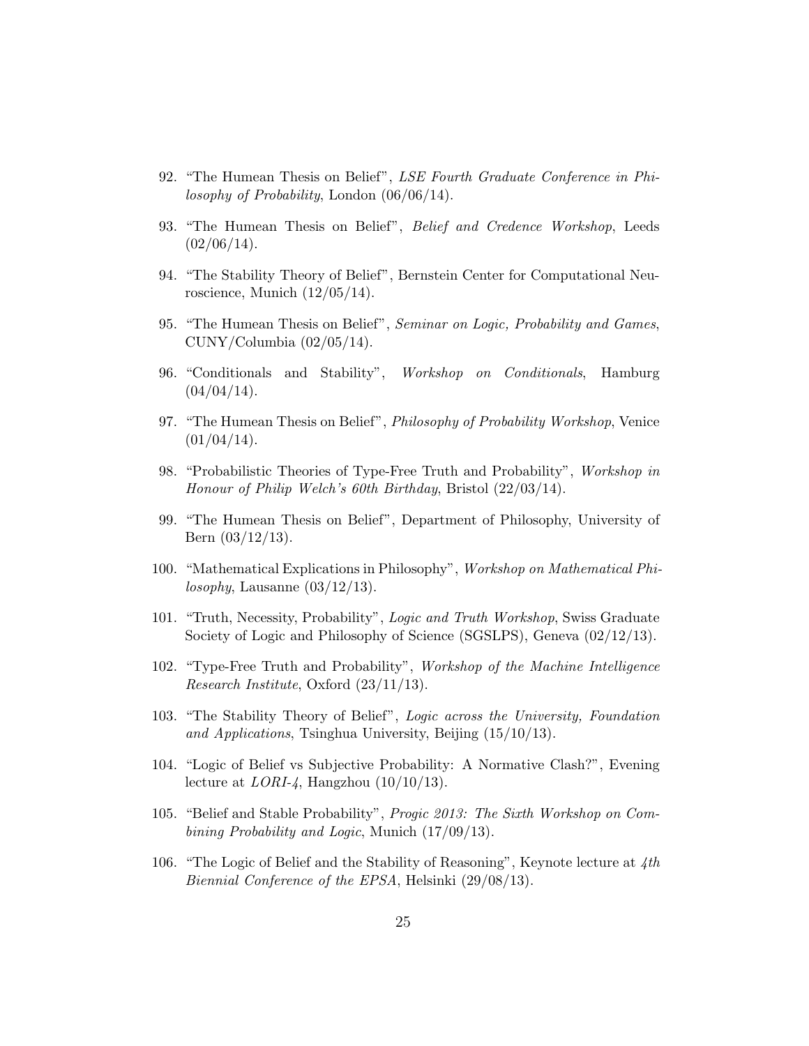92. "The Humean Thesis on Belief", *LSE Fourth Graduate Conference in Philosophy of Probability*, London (06/06/14).

93. "The Humean Thesis on Belief", *Belief and Credence Workshop*, Leeds (02/06/14).

94. "The Stability Theory of Belief", Bernstein Center for Computational Neuroscience, Munich (12/05/14).

95. "The Humean Thesis on Belief", *Seminar on Logic, Probability and Games*, CUNY/Columbia (02/05/14).

96. "Conditionals and Stability", *Workshop on Conditionals*, Hamburg (04/04/14).

97. "The Humean Thesis on Belief", *Philosophy of Probability Workshop*, Venice (01/04/14).

98. "Probabilistic Theories of Type-Free Truth and Probability", *Workshop in Honour of Philip Welch's 60th Birthday*, Bristol (22/03/14).

99. "The Humean Thesis on Belief", Department of Philosophy, University of Bern (03/12/13).

100. "Mathematical Explications in Philosophy", *Workshop on Mathematical Philosophy*, Lausanne (03/12/13).

101. "Truth, Necessity, Probability", *Logic and Truth Workshop*, Swiss Graduate Society of Logic and Philosophy of Science (SGSLPS), Geneva (02/12/13).

102. "Type-Free Truth and Probability", *Workshop of the Machine Intelligence Research Institute*, Oxford (23/11/13).

103. "The Stability Theory of Belief", *Logic across the University, Foundation and Applications*, Tsinghua University, Beijing (15/10/13).

104. "Logic of Belief vs Subjective Probability: A Normative Clash?", Evening lecture at *LORI-4*, Hangzhou (10/10/13).

105. "Belief and Stable Probability", *Progic 2013: The Sixth Workshop on Combining Probability and Logic*, Munich (17/09/13).

106. "The Logic of Belief and the Stability of Reasoning", Keynote lecture at *4th Biennial Conference of the EPSA*, Helsinki (29/08/13).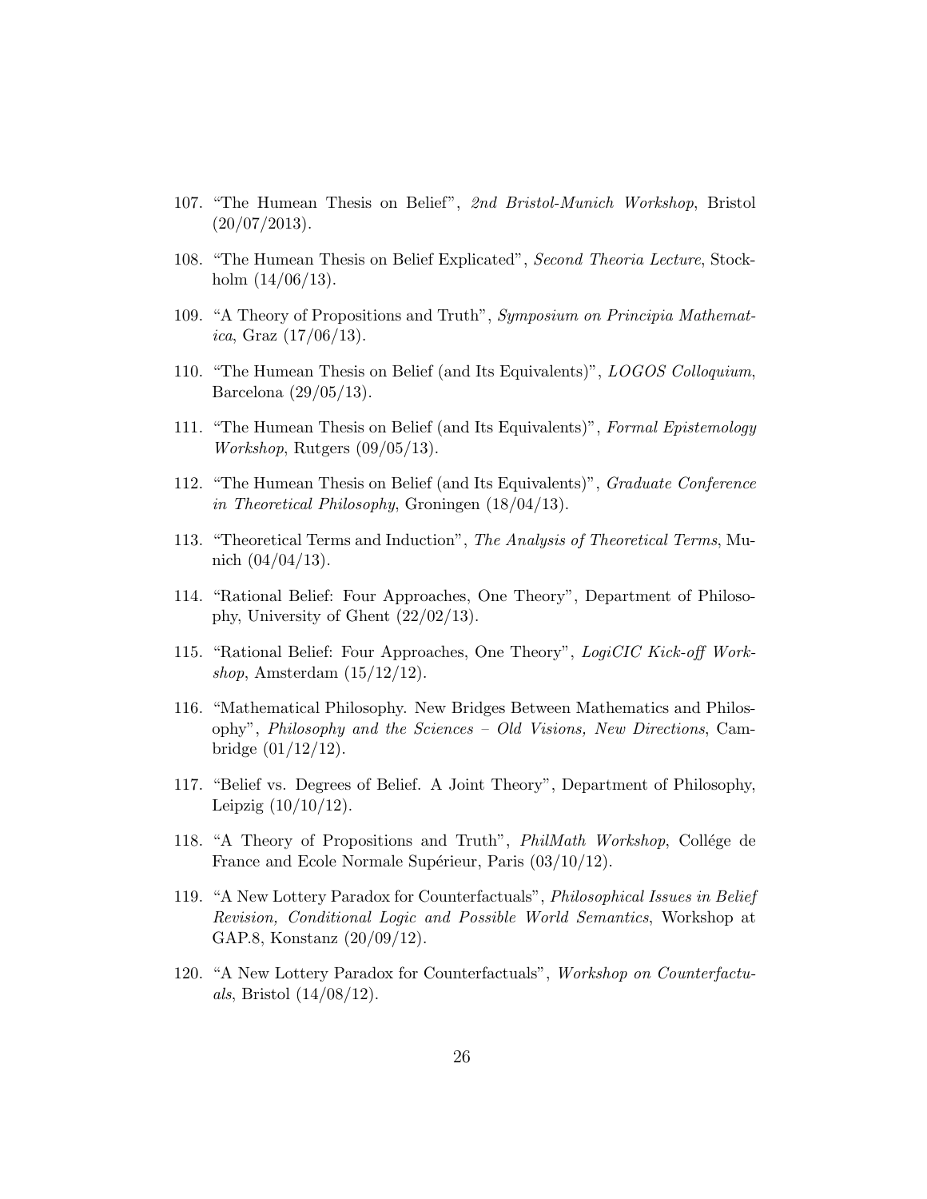107. "The Humean Thesis on Belief", *2nd Bristol-Munich Workshop*, Bristol (20/07/2013).

108. "The Humean Thesis on Belief Explicated", *Second Theoria Lecture*, Stockholm (14/06/13).

109. "A Theory of Propositions and Truth", *Symposium on Principia Mathematica*, Graz (17/06/13).

110. "The Humean Thesis on Belief (and Its Equivalents)", *LOGOS Colloquium*, Barcelona (29/05/13).

111. "The Humean Thesis on Belief (and Its Equivalents)", *Formal Epistemology Workshop*, Rutgers (09/05/13).

112. "The Humean Thesis on Belief (and Its Equivalents)", *Graduate Conference in Theoretical Philosophy*, Groningen (18/04/13).

113. "Theoretical Terms and Induction", *The Analysis of Theoretical Terms*, Munich (04/04/13).

114. "Rational Belief: Four Approaches, One Theory", Department of Philosophy, University of Ghent (22/02/13).

115. "Rational Belief: Four Approaches, One Theory", *LogiCIC Kick-off Workshop*, Amsterdam (15/12/12).

116. "Mathematical Philosophy. New Bridges Between Mathematics and Philosophy", *Philosophy and the Sciences – Old Visions, New Directions*, Cambridge (01/12/12).

117. "Belief vs. Degrees of Belief. A Joint Theory", Department of Philosophy, Leipzig (10/10/12).

118. "A Theory of Propositions and Truth", *PhilMath Workshop*, Collége de France and Ecole Normale Supérieur, Paris (03/10/12).

119. "A New Lottery Paradox for Counterfactuals", *Philosophical Issues in Belief Revision, Conditional Logic and Possible World Semantics*, Workshop at GAP.8, Konstanz (20/09/12).

120. "A New Lottery Paradox for Counterfactuals", *Workshop on Counterfactuals*, Bristol (14/08/12).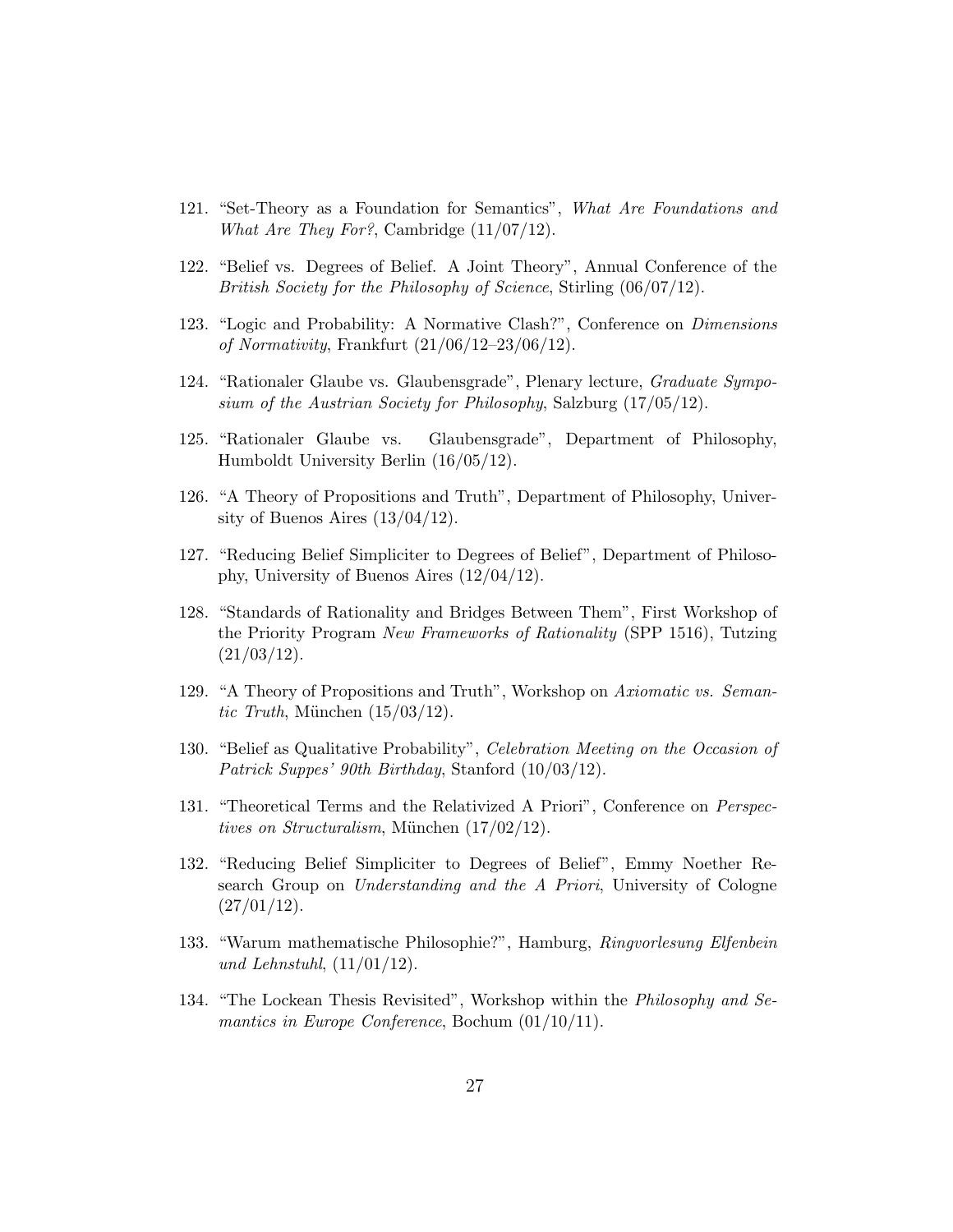121. "Set-Theory as a Foundation for Semantics", *What Are Foundations and What Are They For?*, Cambridge (11/07/12).

122. "Belief vs. Degrees of Belief. A Joint Theory", Annual Conference of the *British Society for the Philosophy of Science*, Stirling (06/07/12).

123. "Logic and Probability: A Normative Clash?", Conference on *Dimensions of Normativity*, Frankfurt (21/06/12–23/06/12).

124. "Rationaler Glaube vs. Glaubensgrade", Plenary lecture, *Graduate Symposium of the Austrian Society for Philosophy*, Salzburg (17/05/12).

125. "Rationaler Glaube vs. Glaubensgrade", Department of Philosophy, Humboldt University Berlin (16/05/12).

126. "A Theory of Propositions and Truth", Department of Philosophy, University of Buenos Aires (13/04/12).

127. "Reducing Belief Simpliciter to Degrees of Belief", Department of Philosophy, University of Buenos Aires (12/04/12).

128. "Standards of Rationality and Bridges Between Them", First Workshop of the Priority Program *New Frameworks of Rationality* (SPP 1516), Tutzing (21/03/12).

129. "A Theory of Propositions and Truth", Workshop on *Axiomatic vs. Semantic Truth*, München (15/03/12).

130. "Belief as Qualitative Probability", *Celebration Meeting on the Occasion of Patrick Suppes' 90th Birthday*, Stanford (10/03/12).

131. "Theoretical Terms and the Relativized A Priori", Conference on *Perspectives on Structuralism*, München (17/02/12).

132. "Reducing Belief Simpliciter to Degrees of Belief", Emmy Noether Research Group on *Understanding and the A Priori*, University of Cologne (27/01/12).

133. "Warum mathematische Philosophie?", Hamburg, *Ringvorlesung Elfenbein und Lehnstuhl*, (11/01/12).

134. "The Lockean Thesis Revisited", Workshop within the *Philosophy and Semantics in Europe Conference*, Bochum (01/10/11).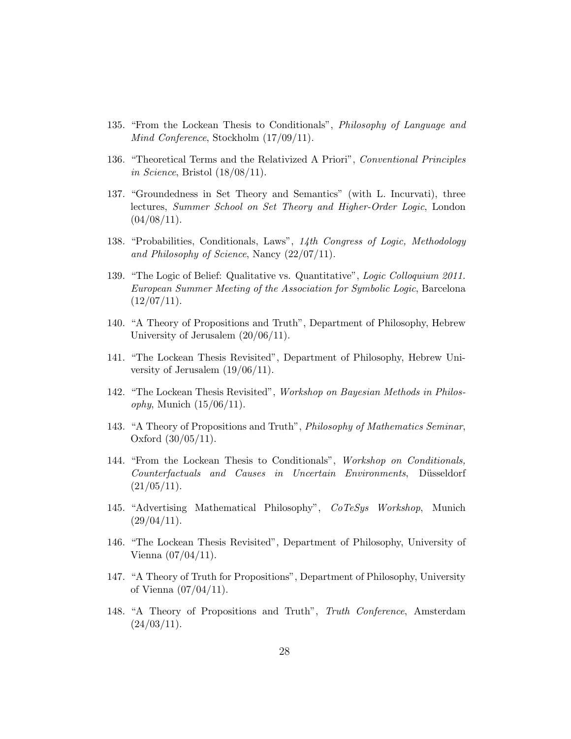135. "From the Lockean Thesis to Conditionals", *Philosophy of Language and Mind Conference*, Stockholm (17/09/11).

136. "Theoretical Terms and the Relativized A Priori", *Conventional Principles in Science*, Bristol (18/08/11).

137. "Groundedness in Set Theory and Semantics" (with L. Incurvati), three lectures, *Summer School on Set Theory and Higher-Order Logic*, London (04/08/11).

138. "Probabilities, Conditionals, Laws", *14th Congress of Logic, Methodology and Philosophy of Science*, Nancy (22/07/11).

139. "The Logic of Belief: Qualitative vs. Quantitative", *Logic Colloquium 2011. European Summer Meeting of the Association for Symbolic Logic*, Barcelona (12/07/11).

140. "A Theory of Propositions and Truth", Department of Philosophy, Hebrew University of Jerusalem (20/06/11).

141. "The Lockean Thesis Revisited", Department of Philosophy, Hebrew University of Jerusalem (19/06/11).

142. "The Lockean Thesis Revisited", *Workshop on Bayesian Methods in Philosophy*, Munich (15/06/11).

143. "A Theory of Propositions and Truth", *Philosophy of Mathematics Seminar*, Oxford (30/05/11).

144. "From the Lockean Thesis to Conditionals", *Workshop on Conditionals, Counterfactuals and Causes in Uncertain Environments*, Düsseldorf (21/05/11).

145. "Advertising Mathematical Philosophy", *CoTeSys Workshop*, Munich (29/04/11).

146. "The Lockean Thesis Revisited", Department of Philosophy, University of Vienna (07/04/11).

147. "A Theory of Truth for Propositions", Department of Philosophy, University of Vienna (07/04/11).

148. "A Theory of Propositions and Truth", *Truth Conference*, Amsterdam (24/03/11).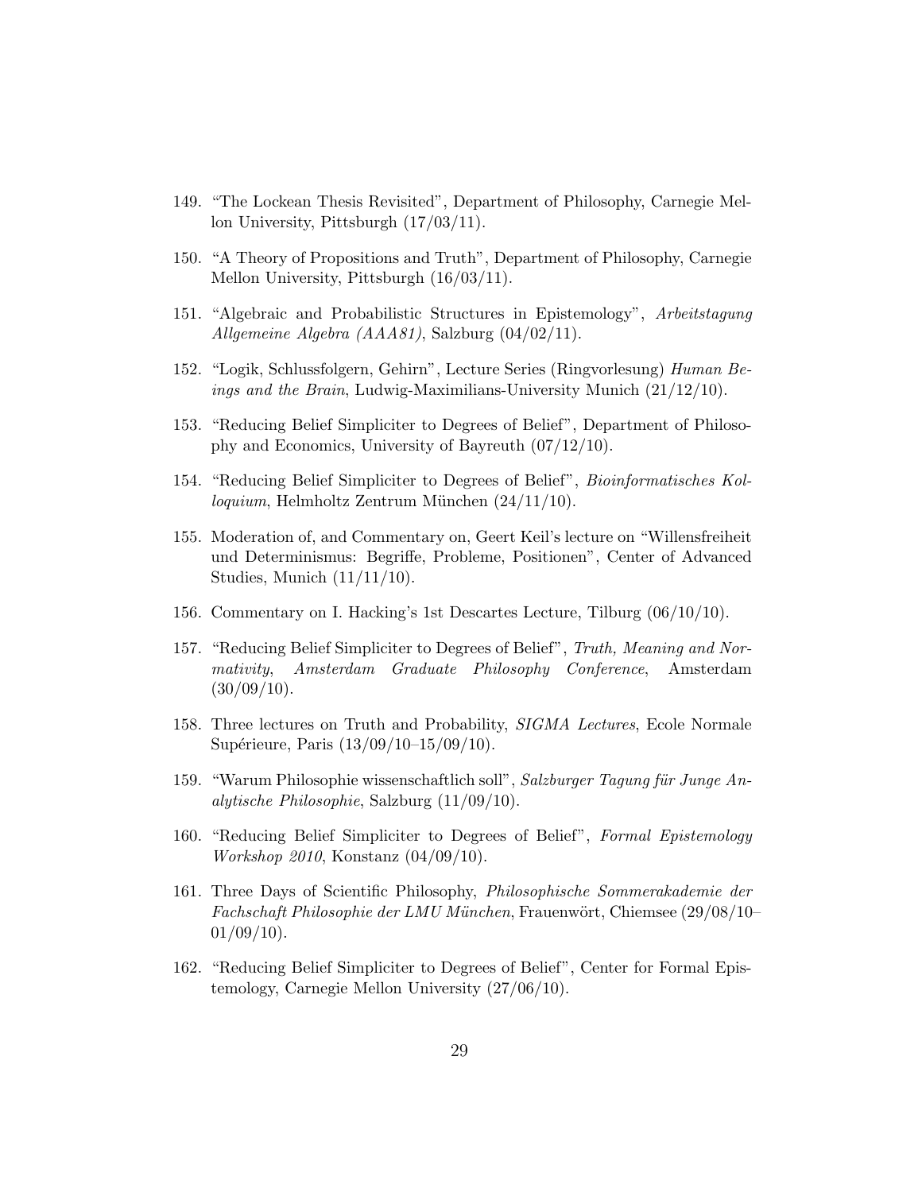149. "The Lockean Thesis Revisited", Department of Philosophy, Carnegie Mellon University, Pittsburgh (17/03/11).

150. "A Theory of Propositions and Truth", Department of Philosophy, Carnegie Mellon University, Pittsburgh (16/03/11).

151. "Algebraic and Probabilistic Structures in Epistemology", *Arbeitstagung Allgemeine Algebra (AAA81)*, Salzburg (04/02/11).

152. "Logik, Schlussfolgern, Gehirn", Lecture Series (Ringvorlesung) *Human Beings and the Brain*, Ludwig-Maximilians-University Munich (21/12/10).

153. "Reducing Belief Simpliciter to Degrees of Belief", Department of Philosophy and Economics, University of Bayreuth (07/12/10).

154. "Reducing Belief Simpliciter to Degrees of Belief", *Bioinformatisches Kolloquium*, Helmholtz Zentrum München (24/11/10).

155. Moderation of, and Commentary on, Geert Keil's lecture on "Willensfreiheit und Determinismus: Begriffe, Probleme, Positionen", Center of Advanced Studies, Munich (11/11/10).

156. Commentary on I. Hacking's 1st Descartes Lecture, Tilburg (06/10/10).

157. "Reducing Belief Simpliciter to Degrees of Belief", *Truth, Meaning and Normativity*, *Amsterdam Graduate Philosophy Conference*, Amsterdam (30/09/10).

158. Three lectures on Truth and Probability, *SIGMA Lectures*, Ecole Normale Supérieure, Paris (13/09/10–15/09/10).

159. "Warum Philosophie wissenschaftlich soll", *Salzburger Tagung für Junge Analytische Philosophie*, Salzburg (11/09/10).

160. "Reducing Belief Simpliciter to Degrees of Belief", *Formal Epistemology Workshop 2010*, Konstanz (04/09/10).

161. Three Days of Scientific Philosophy, *Philosophische Sommerakademie der Fachschaft Philosophie der LMU München*, Frauenwört, Chiemsee (29/08/10–01/09/10).

162. "Reducing Belief Simpliciter to Degrees of Belief", Center for Formal Epistemology, Carnegie Mellon University (27/06/10).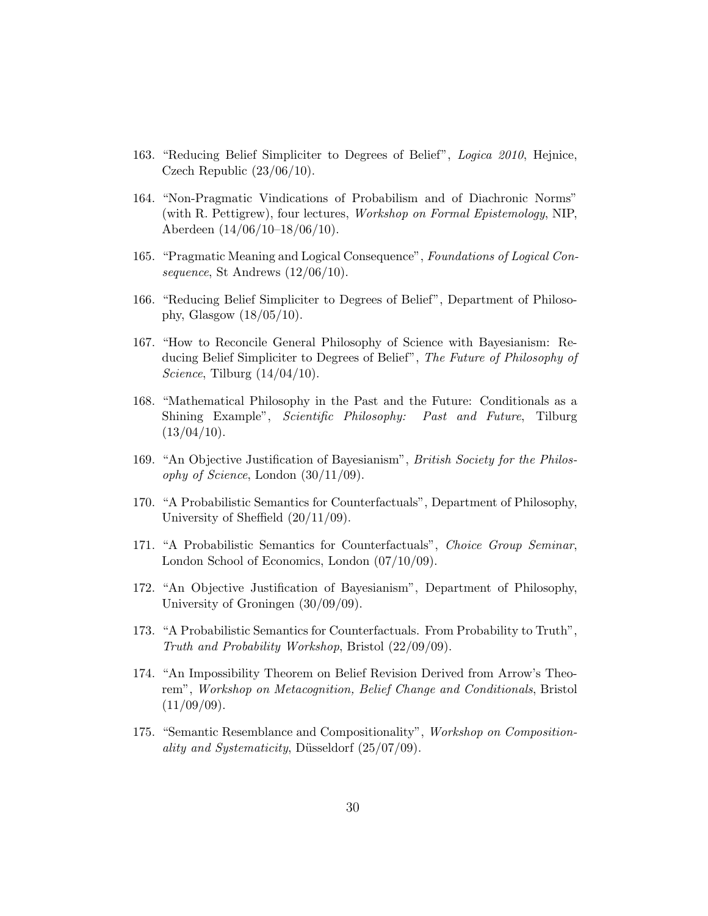163. "Reducing Belief Simpliciter to Degrees of Belief", *Logica 2010*, Hejnice, Czech Republic (23/06/10).

164. "Non-Pragmatic Vindications of Probabilism and of Diachronic Norms" (with R. Pettigrew), four lectures, *Workshop on Formal Epistemology*, NIP, Aberdeen (14/06/10–18/06/10).

165. "Pragmatic Meaning and Logical Consequence", *Foundations of Logical Consequence*, St Andrews (12/06/10).

166. "Reducing Belief Simpliciter to Degrees of Belief", Department of Philosophy, Glasgow (18/05/10).

167. "How to Reconcile General Philosophy of Science with Bayesianism: Reducing Belief Simpliciter to Degrees of Belief", *The Future of Philosophy of Science*, Tilburg (14/04/10).

168. "Mathematical Philosophy in the Past and the Future: Conditionals as a Shining Example", *Scientific Philosophy: Past and Future*, Tilburg (13/04/10).

169. "An Objective Justification of Bayesianism", *British Society for the Philosophy of Science*, London (30/11/09).

170. "A Probabilistic Semantics for Counterfactuals", Department of Philosophy, University of Sheffield (20/11/09).

171. "A Probabilistic Semantics for Counterfactuals", *Choice Group Seminar*, London School of Economics, London (07/10/09).

172. "An Objective Justification of Bayesianism", Department of Philosophy, University of Groningen (30/09/09).

173. "A Probabilistic Semantics for Counterfactuals. From Probability to Truth", *Truth and Probability Workshop*, Bristol (22/09/09).

174. "An Impossibility Theorem on Belief Revision Derived from Arrow's Theorem", *Workshop on Metacognition, Belief Change and Conditionals*, Bristol (11/09/09).

175. "Semantic Resemblance and Compositionality", *Workshop on Compositionality and Systematicity*, Düsseldorf (25/07/09).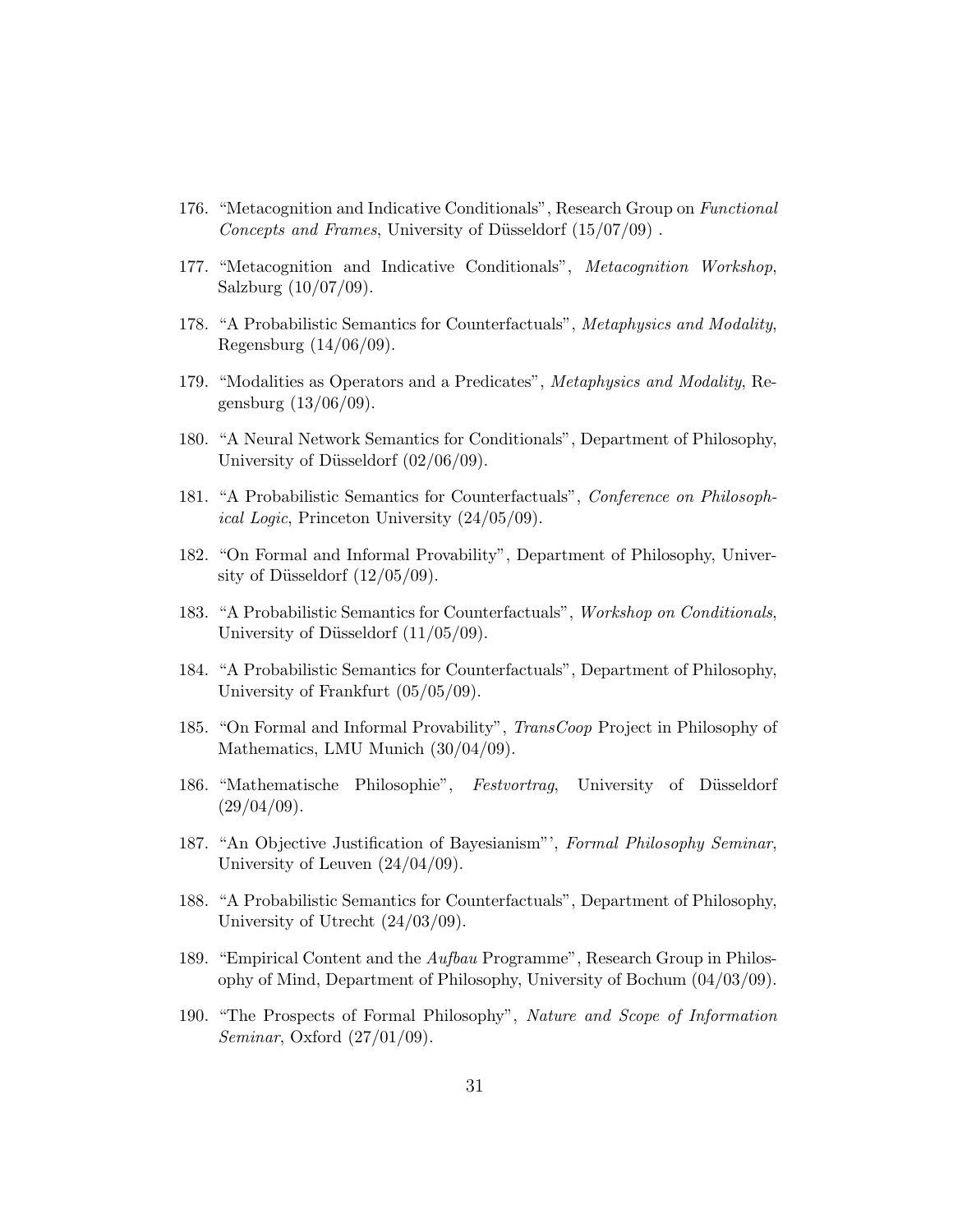176. "Metacognition and Indicative Conditionals", Research Group on *Functional Concepts and Frames*, University of Düsseldorf (15/07/09) .

177. "Metacognition and Indicative Conditionals", *Metacognition Workshop*, Salzburg (10/07/09).

178. "A Probabilistic Semantics for Counterfactuals", *Metaphysics and Modality*, Regensburg (14/06/09).

179. "Modalities as Operators and a Predicates", *Metaphysics and Modality*, Regensburg (13/06/09).

180. "A Neural Network Semantics for Conditionals", Department of Philosophy, University of Düsseldorf (02/06/09).

181. "A Probabilistic Semantics for Counterfactuals", *Conference on Philosophical Logic*, Princeton University (24/05/09).

182. "On Formal and Informal Provability", Department of Philosophy, University of Düsseldorf (12/05/09).

183. "A Probabilistic Semantics for Counterfactuals", *Workshop on Conditionals*, University of Düsseldorf (11/05/09).

184. "A Probabilistic Semantics for Counterfactuals", Department of Philosophy, University of Frankfurt (05/05/09).

185. "On Formal and Informal Provability", *TransCoop* Project in Philosophy of Mathematics, LMU Munich (30/04/09).

186. "Mathematische Philosophie", *Festvortrag*, University of Düsseldorf (29/04/09).

187. "An Objective Justification of Bayesianism"', *Formal Philosophy Seminar*, University of Leuven (24/04/09).

188. "A Probabilistic Semantics for Counterfactuals", Department of Philosophy, University of Utrecht (24/03/09).

189. "Empirical Content and the *Aufbau* Programme", Research Group in Philosophy of Mind, Department of Philosophy, University of Bochum (04/03/09).

190. "The Prospects of Formal Philosophy", *Nature and Scope of Information Seminar*, Oxford (27/01/09).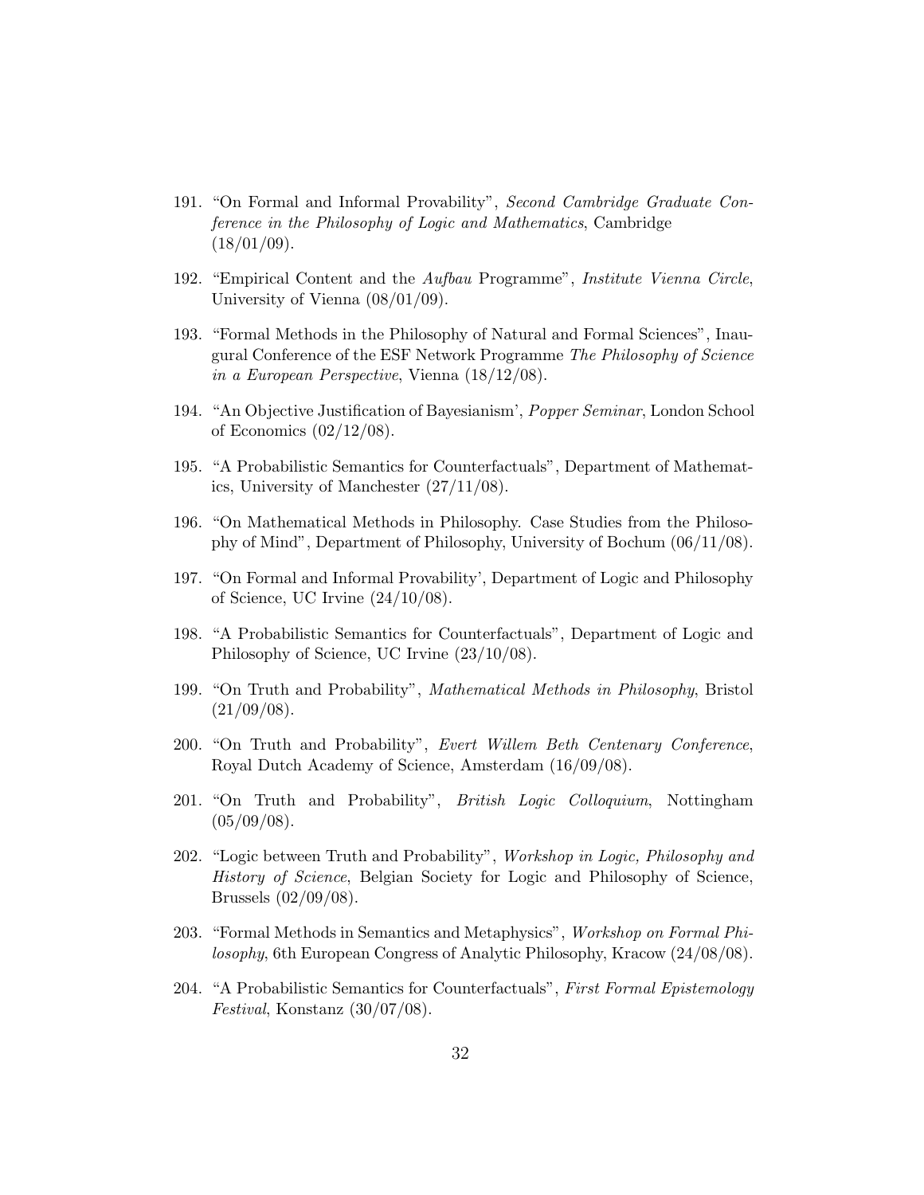191. "On Formal and Informal Provability", *Second Cambridge Graduate Conference in the Philosophy of Logic and Mathematics*, Cambridge (18/01/09).

192. "Empirical Content and the *Aufbau* Programme", *Institute Vienna Circle*, University of Vienna (08/01/09).

193. "Formal Methods in the Philosophy of Natural and Formal Sciences", Inaugural Conference of the ESF Network Programme *The Philosophy of Science in a European Perspective*, Vienna (18/12/08).

194. "An Objective Justification of Bayesianism', *Popper Seminar*, London School of Economics (02/12/08).

195. "A Probabilistic Semantics for Counterfactuals", Department of Mathematics, University of Manchester (27/11/08).

196. "On Mathematical Methods in Philosophy. Case Studies from the Philosophy of Mind", Department of Philosophy, University of Bochum (06/11/08).

197. "On Formal and Informal Provability', Department of Logic and Philosophy of Science, UC Irvine (24/10/08).

198. "A Probabilistic Semantics for Counterfactuals", Department of Logic and Philosophy of Science, UC Irvine (23/10/08).

199. "On Truth and Probability", *Mathematical Methods in Philosophy*, Bristol (21/09/08).

200. "On Truth and Probability", *Evert Willem Beth Centenary Conference*, Royal Dutch Academy of Science, Amsterdam (16/09/08).

201. "On Truth and Probability", *British Logic Colloquium*, Nottingham (05/09/08).

202. "Logic between Truth and Probability", *Workshop in Logic, Philosophy and History of Science*, Belgian Society for Logic and Philosophy of Science, Brussels (02/09/08).

203. "Formal Methods in Semantics and Metaphysics", *Workshop on Formal Philosophy*, 6th European Congress of Analytic Philosophy, Kracow (24/08/08).

204. "A Probabilistic Semantics for Counterfactuals", *First Formal Epistemology Festival*, Konstanz (30/07/08).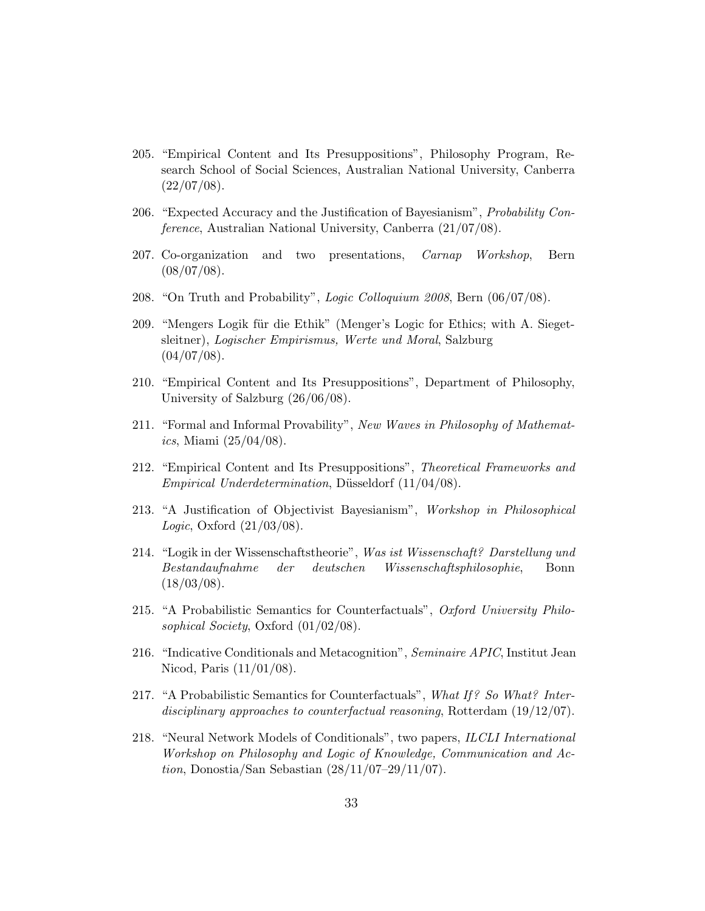205. "Empirical Content and Its Presuppositions", Philosophy Program, Research School of Social Sciences, Australian National University, Canberra (22/07/08).

206. "Expected Accuracy and the Justification of Bayesianism", *Probability Conference*, Australian National University, Canberra (21/07/08).

207. Co-organization and two presentations, *Carnap Workshop*, Bern (08/07/08).

208. "On Truth and Probability", *Logic Colloquium 2008*, Bern (06/07/08).

209. "Mengers Logik für die Ethik" (Menger's Logic for Ethics; with A. Siegetsleitner), *Logischer Empirismus, Werte und Moral*, Salzburg (04/07/08).

210. "Empirical Content and Its Presuppositions", Department of Philosophy, University of Salzburg (26/06/08).

211. "Formal and Informal Provability", *New Waves in Philosophy of Mathematics*, Miami (25/04/08).

212. "Empirical Content and Its Presuppositions", *Theoretical Frameworks and Empirical Underdetermination*, Düsseldorf (11/04/08).

213. "A Justification of Objectivist Bayesianism", *Workshop in Philosophical Logic*, Oxford (21/03/08).

214. "Logik in der Wissenschaftstheorie", *Was ist Wissenschaft? Darstellung und Bestandaufnahme der deutschen Wissenschaftsphilosophie*, Bonn (18/03/08).

215. "A Probabilistic Semantics for Counterfactuals", *Oxford University Philosophical Society*, Oxford (01/02/08).

216. "Indicative Conditionals and Metacognition", *Seminaire APIC*, Institut Jean Nicod, Paris (11/01/08).

217. "A Probabilistic Semantics for Counterfactuals", *What If? So What? Interdisciplinary approaches to counterfactual reasoning*, Rotterdam (19/12/07).

218. "Neural Network Models of Conditionals", two papers, *ILCLI International Workshop on Philosophy and Logic of Knowledge, Communication and Action*, Donostia/San Sebastian (28/11/07–29/11/07).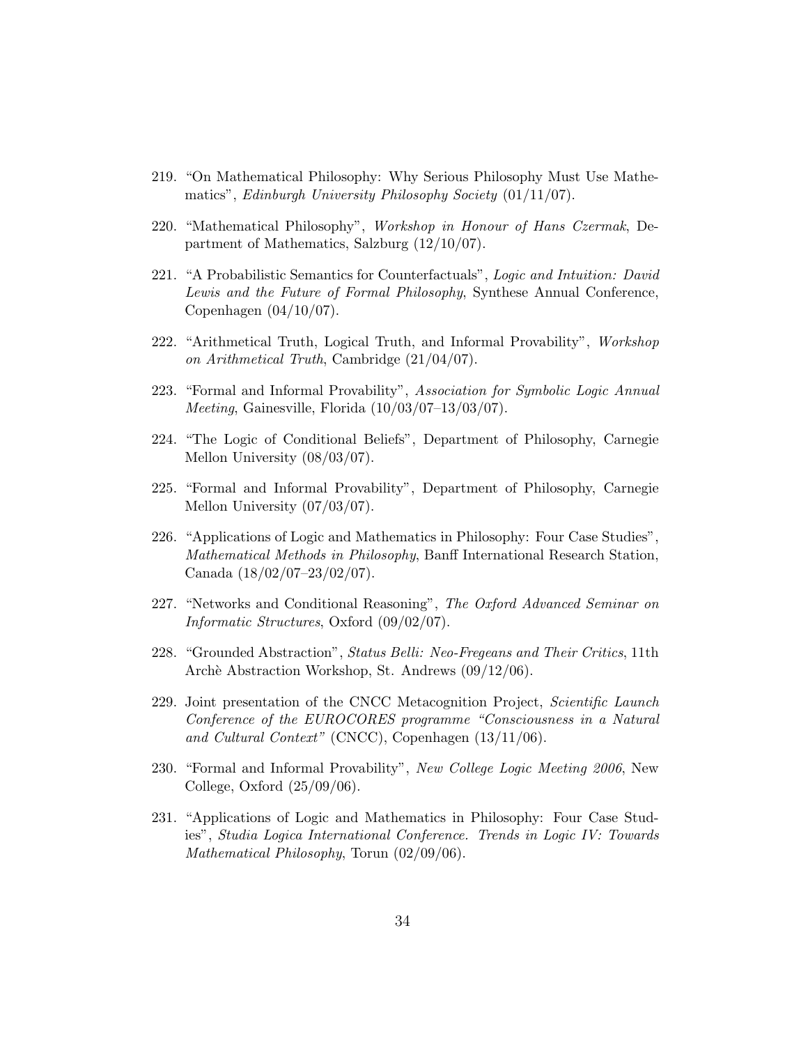219. "On Mathematical Philosophy: Why Serious Philosophy Must Use Mathematics", *Edinburgh University Philosophy Society* (01/11/07).

220. "Mathematical Philosophy", *Workshop in Honour of Hans Czermak*, Department of Mathematics, Salzburg (12/10/07).

221. "A Probabilistic Semantics for Counterfactuals", *Logic and Intuition: David Lewis and the Future of Formal Philosophy*, Synthese Annual Conference, Copenhagen (04/10/07).

222. "Arithmetical Truth, Logical Truth, and Informal Provability", *Workshop on Arithmetical Truth*, Cambridge (21/04/07).

223. "Formal and Informal Provability", *Association for Symbolic Logic Annual Meeting*, Gainesville, Florida (10/03/07–13/03/07).

224. "The Logic of Conditional Beliefs", Department of Philosophy, Carnegie Mellon University (08/03/07).

225. "Formal and Informal Provability", Department of Philosophy, Carnegie Mellon University (07/03/07).

226. "Applications of Logic and Mathematics in Philosophy: Four Case Studies", *Mathematical Methods in Philosophy*, Banff International Research Station, Canada (18/02/07–23/02/07).

227. "Networks and Conditional Reasoning", *The Oxford Advanced Seminar on Informatic Structures*, Oxford (09/02/07).

228. "Grounded Abstraction", *Status Belli: Neo-Fregeans and Their Critics*, 11th Archè Abstraction Workshop, St. Andrews (09/12/06).

229. Joint presentation of the CNCC Metacognition Project, *Scientific Launch Conference of the EUROCORES programme "Consciousness in a Natural and Cultural Context"* (CNCC), Copenhagen (13/11/06).

230. "Formal and Informal Provability", *New College Logic Meeting 2006*, New College, Oxford (25/09/06).

231. "Applications of Logic and Mathematics in Philosophy: Four Case Studies", *Studia Logica International Conference. Trends in Logic IV: Towards Mathematical Philosophy*, Torun (02/09/06).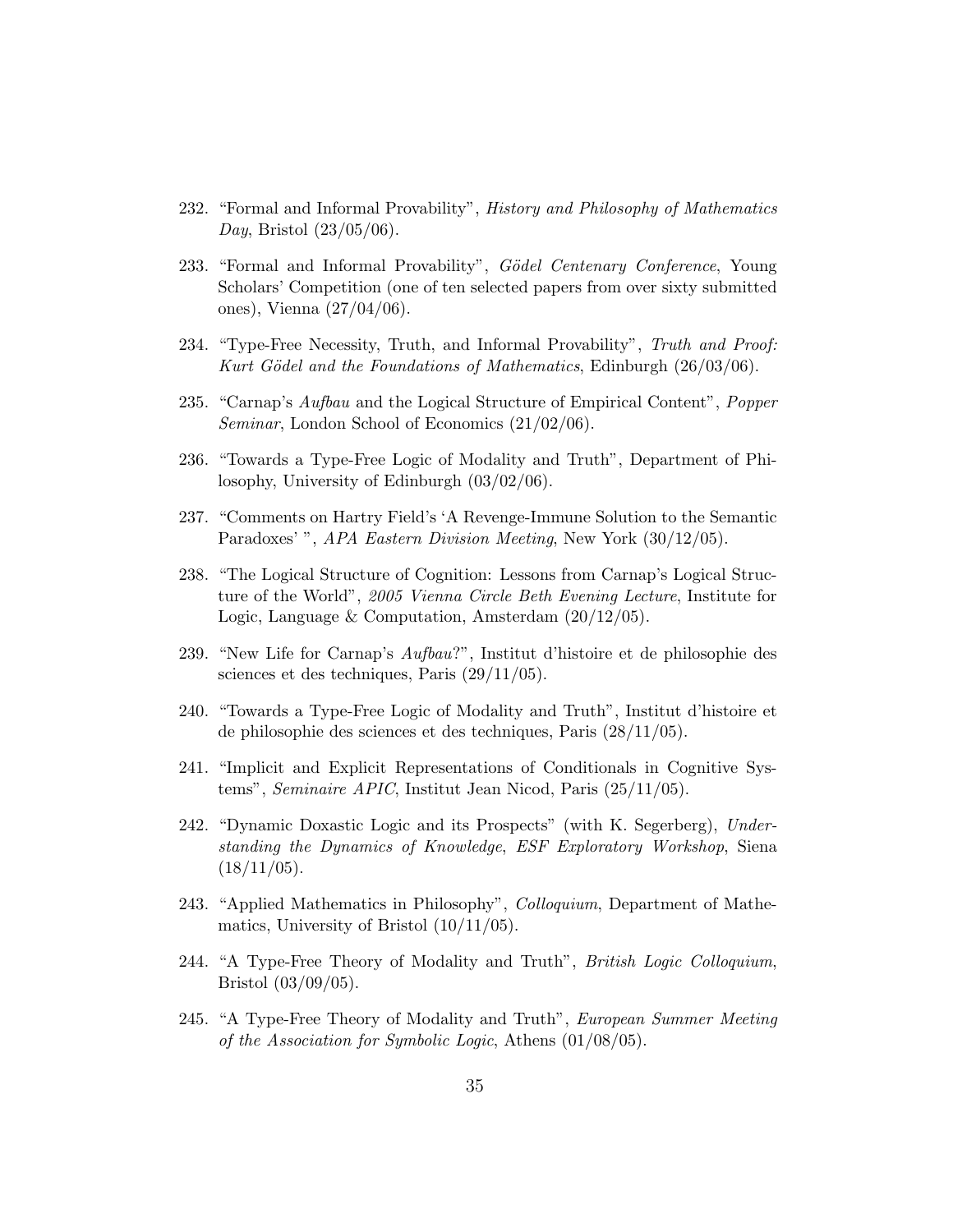232. "Formal and Informal Provability", *History and Philosophy of Mathematics Day*, Bristol (23/05/06).

233. "Formal and Informal Provability", *Gödel Centenary Conference*, Young Scholars' Competition (one of ten selected papers from over sixty submitted ones), Vienna (27/04/06).

234. "Type-Free Necessity, Truth, and Informal Provability", *Truth and Proof: Kurt Gödel and the Foundations of Mathematics*, Edinburgh (26/03/06).

235. "Carnap's *Aufbau* and the Logical Structure of Empirical Content", *Popper Seminar*, London School of Economics (21/02/06).

236. "Towards a Type-Free Logic of Modality and Truth", Department of Philosophy, University of Edinburgh (03/02/06).

237. "Comments on Hartry Field's 'A Revenge-Immune Solution to the Semantic Paradoxes' ", *APA Eastern Division Meeting*, New York (30/12/05).

238. "The Logical Structure of Cognition: Lessons from Carnap's Logical Structure of the World", *2005 Vienna Circle Beth Evening Lecture*, Institute for Logic, Language & Computation, Amsterdam (20/12/05).

239. "New Life for Carnap's *Aufbau*?", Institut d'histoire et de philosophie des sciences et des techniques, Paris (29/11/05).

240. "Towards a Type-Free Logic of Modality and Truth", Institut d'histoire et de philosophie des sciences et des techniques, Paris (28/11/05).

241. "Implicit and Explicit Representations of Conditionals in Cognitive Systems", *Seminaire APIC*, Institut Jean Nicod, Paris (25/11/05).

242. "Dynamic Doxastic Logic and its Prospects" (with K. Segerberg), *Understanding the Dynamics of Knowledge, ESF Exploratory Workshop*, Siena (18/11/05).

243. "Applied Mathematics in Philosophy", *Colloquium*, Department of Mathematics, University of Bristol (10/11/05).

244. "A Type-Free Theory of Modality and Truth", *British Logic Colloquium*, Bristol (03/09/05).

245. "A Type-Free Theory of Modality and Truth", *European Summer Meeting of the Association for Symbolic Logic*, Athens (01/08/05).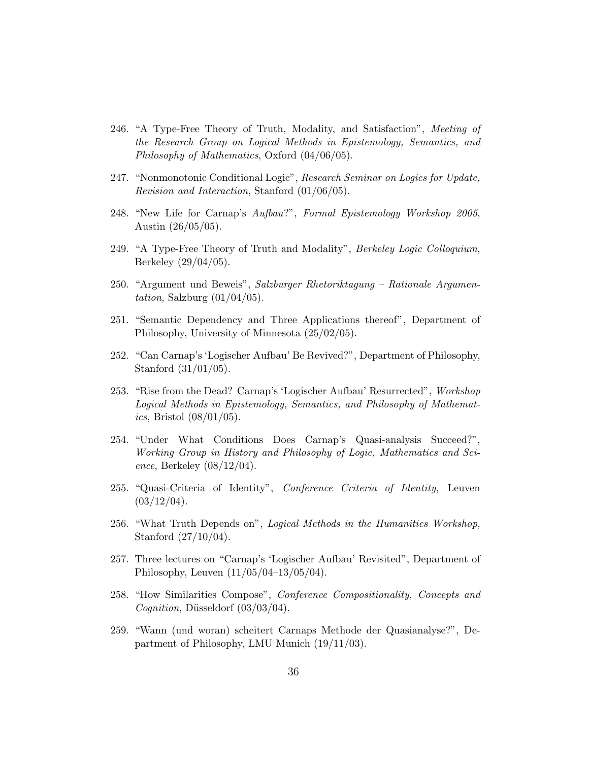246. "A Type-Free Theory of Truth, Modality, and Satisfaction", *Meeting of the Research Group on Logical Methods in Epistemology, Semantics, and Philosophy of Mathematics*, Oxford (04/06/05).

247. "Nonmonotonic Conditional Logic", *Research Seminar on Logics for Update, Revision and Interaction*, Stanford (01/06/05).

248. "New Life for Carnap's *Aufbau*?", *Formal Epistemology Workshop 2005*, Austin (26/05/05).

249. "A Type-Free Theory of Truth and Modality", *Berkeley Logic Colloquium*, Berkeley (29/04/05).

250. "Argument und Beweis", *Salzburger Rhetoriktagung – Rationale Argumentation*, Salzburg (01/04/05).

251. "Semantic Dependency and Three Applications thereof", Department of Philosophy, University of Minnesota (25/02/05).

252. "Can Carnap's 'Logischer Aufbau' Be Revived?", Department of Philosophy, Stanford (31/01/05).

253. "Rise from the Dead? Carnap's 'Logischer Aufbau' Resurrected", *Workshop Logical Methods in Epistemology, Semantics, and Philosophy of Mathematics*, Bristol (08/01/05).

254. "Under What Conditions Does Carnap's Quasi-analysis Succeed?", *Working Group in History and Philosophy of Logic, Mathematics and Science*, Berkeley (08/12/04).

255. "Quasi-Criteria of Identity", *Conference Criteria of Identity*, Leuven (03/12/04).

256. "What Truth Depends on", *Logical Methods in the Humanities Workshop*, Stanford (27/10/04).

257. Three lectures on "Carnap's 'Logischer Aufbau' Revisited", Department of Philosophy, Leuven (11/05/04–13/05/04).

258. "How Similarities Compose", *Conference Compositionality, Concepts and Cognition*, Düsseldorf (03/03/04).

259. "Wann (und woran) scheitert Carnaps Methode der Quasianalyse?", Department of Philosophy, LMU Munich (19/11/03).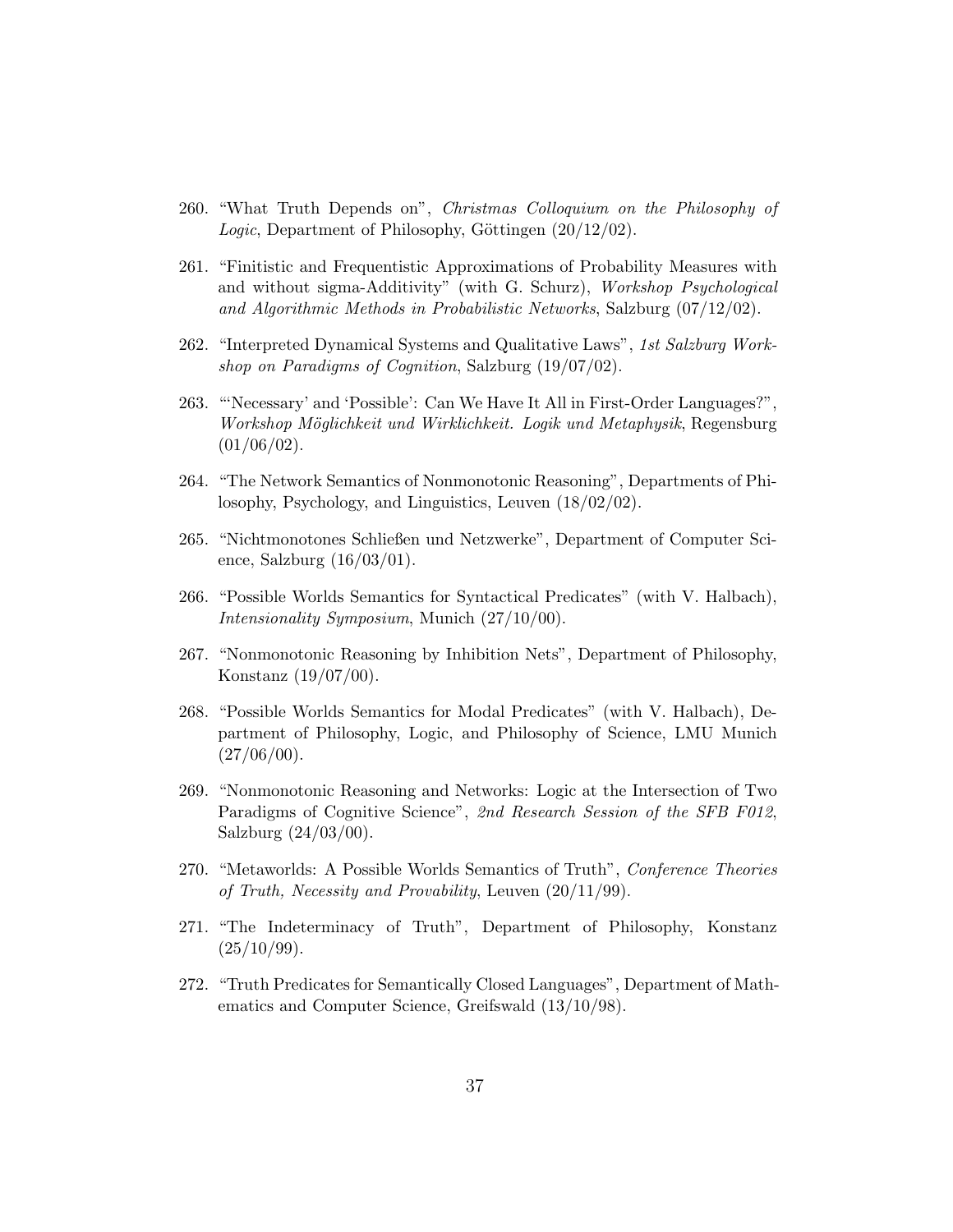260. “What Truth Depends on”, *Christmas Colloquium on the Philosophy of Logic*, Department of Philosophy, Göttingen (20/12/02).

261. “Finitistic and Frequentistic Approximations of Probability Measures with and without sigma-Additivity” (with G. Schurz), *Workshop Psychological and Algorithmic Methods in Probabilistic Networks*, Salzburg (07/12/02).

262. “Interpreted Dynamical Systems and Qualitative Laws”, *1st Salzburg Workshop on Paradigms of Cognition*, Salzburg (19/07/02).

263. “‘Necessary’ and ‘Possible’: Can We Have It All in First-Order Languages?”, *Workshop Möglichkeit und Wirklichkeit. Logik und Metaphysik*, Regensburg (01/06/02).

264. “The Network Semantics of Nonmonotonic Reasoning”, Departments of Philosophy, Psychology, and Linguistics, Leuven (18/02/02).

265. “Nichtmonotones Schließen und Netzwerke”, Department of Computer Science, Salzburg (16/03/01).

266. “Possible Worlds Semantics for Syntactical Predicates” (with V. Halbach), *Intensionality Symposium*, Munich (27/10/00).

267. “Nonmonotonic Reasoning by Inhibition Nets”, Department of Philosophy, Konstanz (19/07/00).

268. “Possible Worlds Semantics for Modal Predicates” (with V. Halbach), Department of Philosophy, Logic, and Philosophy of Science, LMU Munich (27/06/00).

269. “Nonmonotonic Reasoning and Networks: Logic at the Intersection of Two Paradigms of Cognitive Science”, *2nd Research Session of the SFB F012*, Salzburg (24/03/00).

270. “Metaworlds: A Possible Worlds Semantics of Truth”, *Conference Theories of Truth, Necessity and Provability*, Leuven (20/11/99).

271. “The Indeterminacy of Truth”, Department of Philosophy, Konstanz (25/10/99).

272. “Truth Predicates for Semantically Closed Languages”, Department of Mathematics and Computer Science, Greifswald (13/10/98).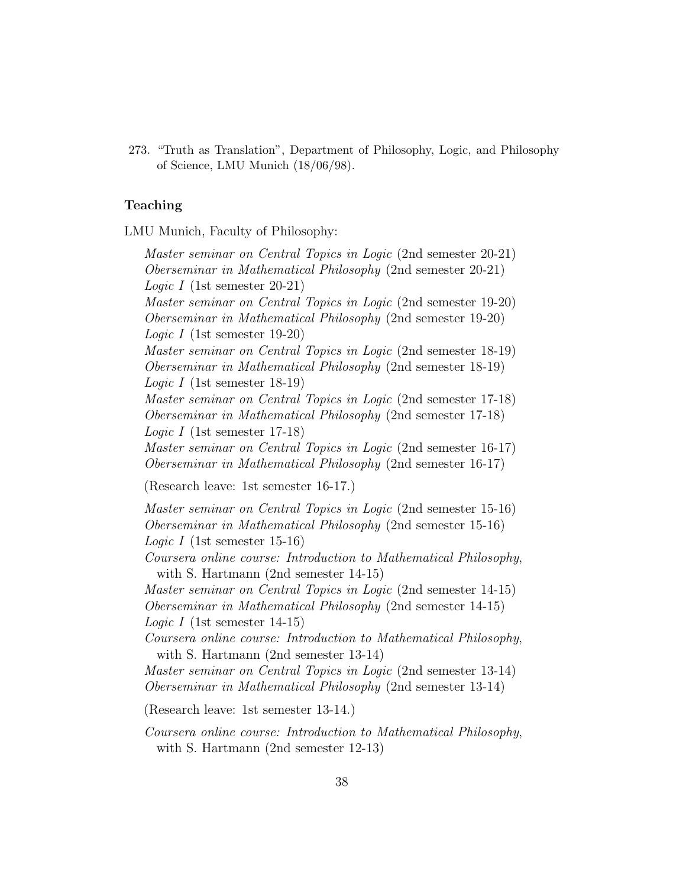273. "Truth as Translation", Department of Philosophy, Logic, and Philosophy of Science, LMU Munich (18/06/98).

## Teaching

LMU Munich, Faculty of Philosophy:

*Master seminar on Central Topics in Logic* (2nd semester 20-21)
*Oberseminar in Mathematical Philosophy* (2nd semester 20-21)
*Logic I* (1st semester 20-21)
*Master seminar on Central Topics in Logic* (2nd semester 19-20)
*Oberseminar in Mathematical Philosophy* (2nd semester 19-20)
*Logic I* (1st semester 19-20)
*Master seminar on Central Topics in Logic* (2nd semester 18-19)
*Oberseminar in Mathematical Philosophy* (2nd semester 18-19)
*Logic I* (1st semester 18-19)
*Master seminar on Central Topics in Logic* (2nd semester 17-18)
*Oberseminar in Mathematical Philosophy* (2nd semester 17-18)
*Logic I* (1st semester 17-18)
*Master seminar on Central Topics in Logic* (2nd semester 16-17)
*Oberseminar in Mathematical Philosophy* (2nd semester 16-17)

(Research leave: 1st semester 16-17.)

*Master seminar on Central Topics in Logic* (2nd semester 15-16)
*Oberseminar in Mathematical Philosophy* (2nd semester 15-16)
*Logic I* (1st semester 15-16)
*Coursera online course: Introduction to Mathematical Philosophy*, with S. Hartmann (2nd semester 14-15)
*Master seminar on Central Topics in Logic* (2nd semester 14-15)
*Oberseminar in Mathematical Philosophy* (2nd semester 14-15)
*Logic I* (1st semester 14-15)
*Coursera online course: Introduction to Mathematical Philosophy*, with S. Hartmann (2nd semester 13-14)
*Master seminar on Central Topics in Logic* (2nd semester 13-14)
*Oberseminar in Mathematical Philosophy* (2nd semester 13-14)

(Research leave: 1st semester 13-14.)

*Coursera online course: Introduction to Mathematical Philosophy*, with S. Hartmann (2nd semester 12-13)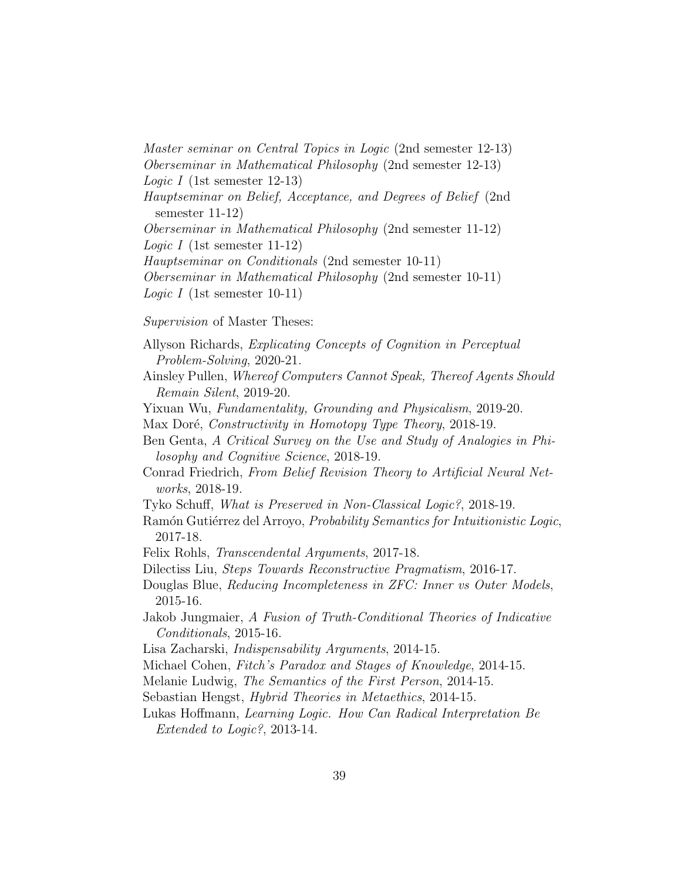*Master seminar on Central Topics in Logic* (2nd semester 12-13)  
*Oberseminar in Mathematical Philosophy* (2nd semester 12-13)  
*Logic I* (1st semester 12-13)  
*Hauptseminar on Belief, Acceptance, and Degrees of Belief* (2nd semester 11-12)  
*Oberseminar in Mathematical Philosophy* (2nd semester 11-12)  
*Logic I* (1st semester 11-12)  
*Hauptseminar on Conditionals* (2nd semester 10-11)  
*Oberseminar in Mathematical Philosophy* (2nd semester 10-11)  
*Logic I* (1st semester 10-11)

*Supervision* of Master Theses:

Allyson Richards, *Explicating Concepts of Cognition in Perceptual Problem-Solving*, 2020-21.  
Ainsley Pullen, *Whereof Computers Cannot Speak, Thereof Agents Should Remain Silent*, 2019-20.  
Yixuan Wu, *Fundamentality, Grounding and Physicalism*, 2019-20.  
Max Doré, *Constructivity in Homotopy Type Theory*, 2018-19.  
Ben Genta, *A Critical Survey on the Use and Study of Analogies in Philosophy and Cognitive Science*, 2018-19.  
Conrad Friedrich, *From Belief Revision Theory to Artificial Neural Networks*, 2018-19.  
Tyko Schuff, *What is Preserved in Non-Classical Logic?*, 2018-19.  
Ramón Gutiérrez del Arroyo, *Probability Semantics for Intuitionistic Logic*, 2017-18.  
Felix Rohls, *Transcendental Arguments*, 2017-18.  
Dilectiss Liu, *Steps Towards Reconstructive Pragmatism*, 2016-17.  
Douglas Blue, *Reducing Incompleteness in ZFC: Inner vs Outer Models*, 2015-16.  
Jakob Jungmaier, *A Fusion of Truth-Conditional Theories of Indicative Conditionals*, 2015-16.  
Lisa Zacharski, *Indispensability Arguments*, 2014-15.  
Michael Cohen, *Fitch's Paradox and Stages of Knowledge*, 2014-15.  
Melanie Ludwig, *The Semantics of the First Person*, 2014-15.  
Sebastian Hengst, *Hybrid Theories in Metaethics*, 2014-15.  
Lukas Hoffmann, *Learning Logic. How Can Radical Interpretation Be Extended to Logic?*, 2013-14.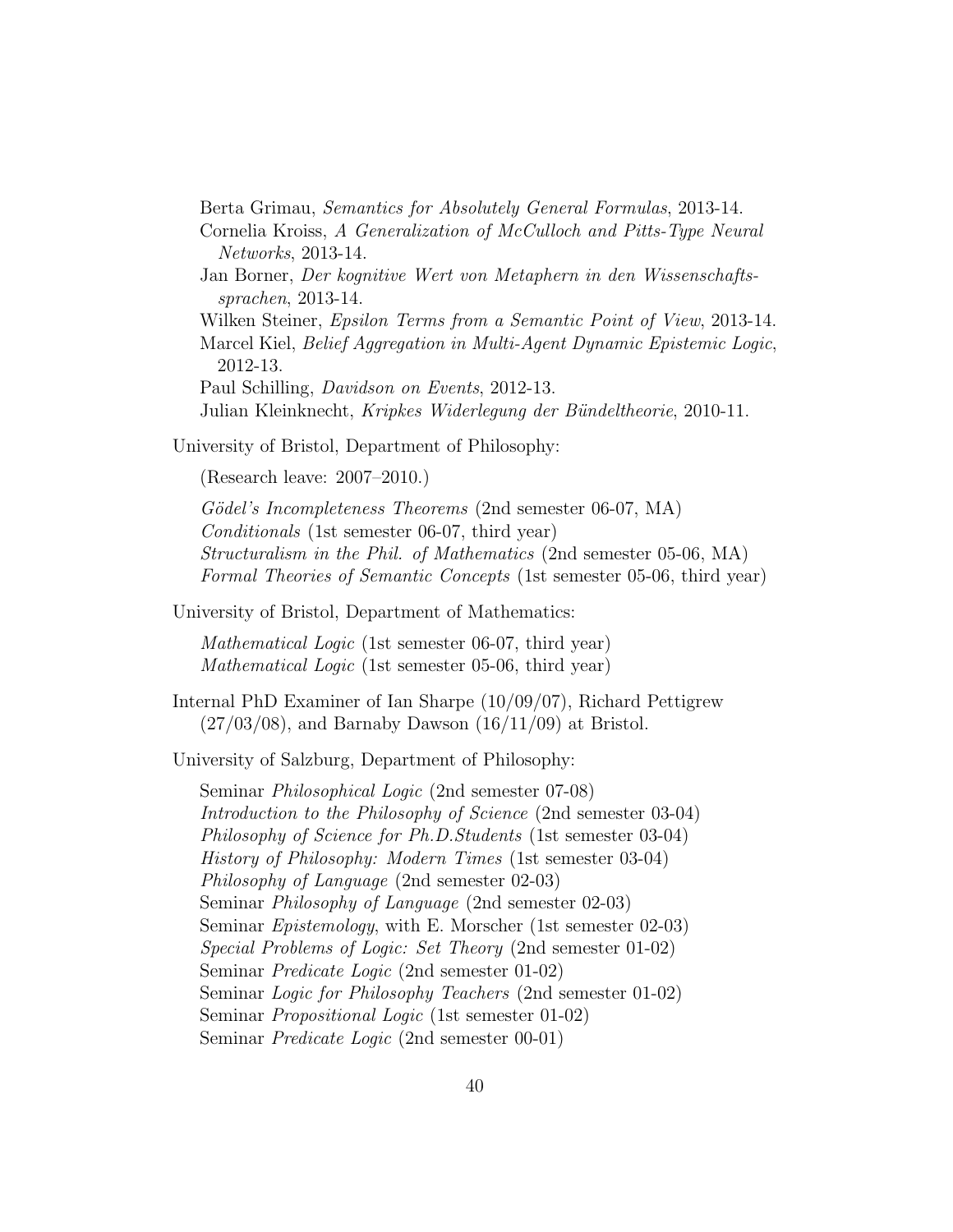Berta Grimau, *Semantics for Absolutely General Formulas*, 2013-14.
Cornelia Kroiss, *A Generalization of McCulloch and Pitts-Type Neural Networks*, 2013-14.
Jan Borner, *Der kognitive Wert von Metaphern in den Wissenschaftssprachen*, 2013-14.
Wilken Steiner, *Epsilon Terms from a Semantic Point of View*, 2013-14.
Marcel Kiel, *Belief Aggregation in Multi-Agent Dynamic Epistemic Logic*, 2012-13.
Paul Schilling, *Davidson on Events*, 2012-13.
Julian Kleinknecht, *Kripkes Widerlegung der Bündeltheorie*, 2010-11.

University of Bristol, Department of Philosophy:

(Research leave: 2007–2010.)

*Gödel's Incompleteness Theorems* (2nd semester 06-07, MA)
*Conditionals* (1st semester 06-07, third year)
*Structuralism in the Phil. of Mathematics* (2nd semester 05-06, MA)
*Formal Theories of Semantic Concepts* (1st semester 05-06, third year)

University of Bristol, Department of Mathematics:

*Mathematical Logic* (1st semester 06-07, third year)
*Mathematical Logic* (1st semester 05-06, third year)

Internal PhD Examiner of Ian Sharpe (10/09/07), Richard Pettigrew (27/03/08), and Barnaby Dawson (16/11/09) at Bristol.

University of Salzburg, Department of Philosophy:

Seminar *Philosophical Logic* (2nd semester 07-08)
*Introduction to the Philosophy of Science* (2nd semester 03-04)
*Philosophy of Science for Ph.D.Students* (1st semester 03-04)
*History of Philosophy: Modern Times* (1st semester 03-04)
*Philosophy of Language* (2nd semester 02-03)
Seminar *Philosophy of Language* (2nd semester 02-03)
Seminar *Epistemology*, with E. Morscher (1st semester 02-03)
*Special Problems of Logic: Set Theory* (2nd semester 01-02)
Seminar *Predicate Logic* (2nd semester 01-02)
Seminar *Logic for Philosophy Teachers* (2nd semester 01-02)
Seminar *Propositional Logic* (1st semester 01-02)
Seminar *Predicate Logic* (2nd semester 00-01)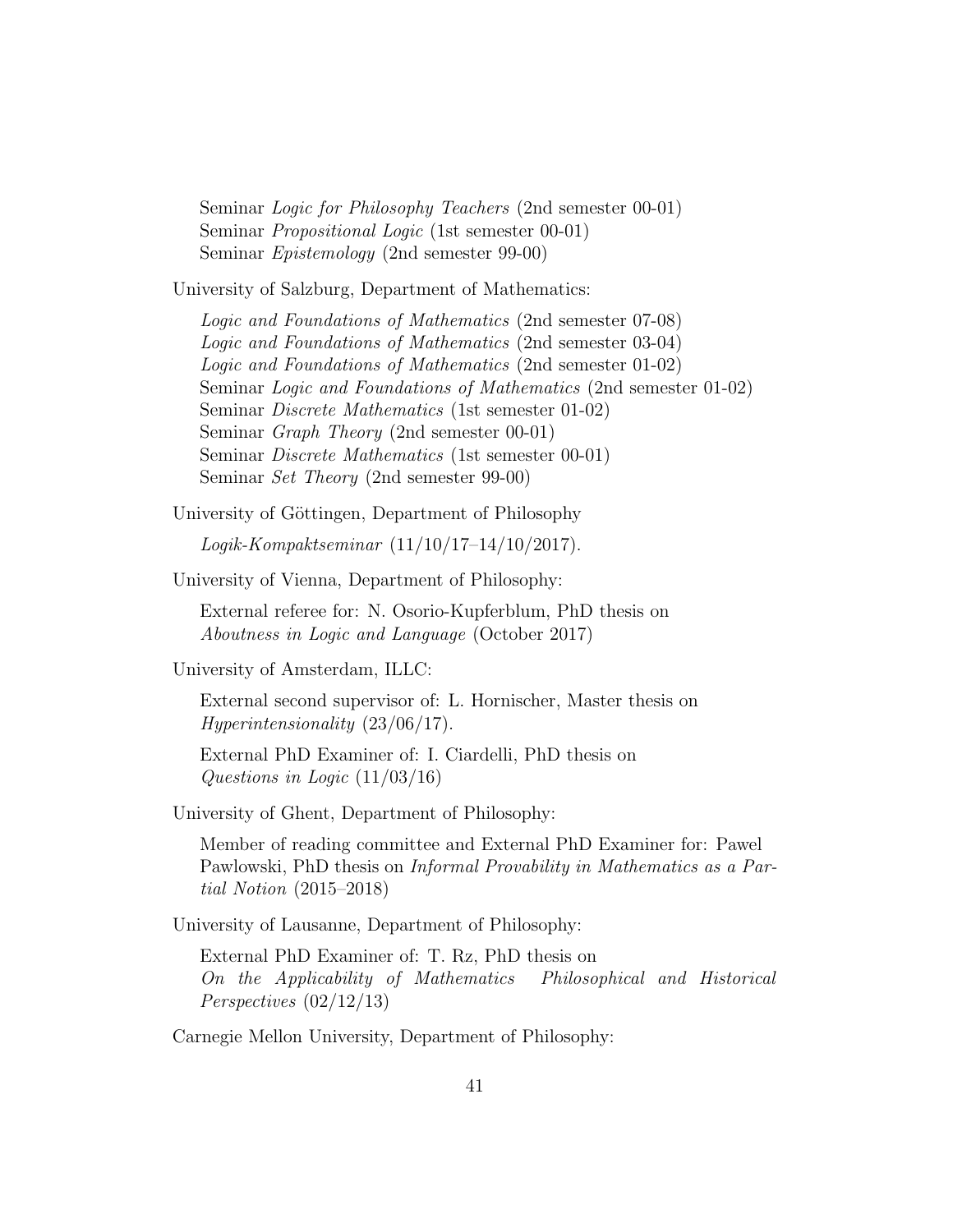Seminar *Logic for Philosophy Teachers* (2nd semester 00-01)
Seminar *Propositional Logic* (1st semester 00-01)
Seminar *Epistemology* (2nd semester 99-00)

University of Salzburg, Department of Mathematics:

*Logic and Foundations of Mathematics* (2nd semester 07-08)
*Logic and Foundations of Mathematics* (2nd semester 03-04)
*Logic and Foundations of Mathematics* (2nd semester 01-02)
Seminar *Logic and Foundations of Mathematics* (2nd semester 01-02)
Seminar *Discrete Mathematics* (1st semester 01-02)
Seminar *Graph Theory* (2nd semester 00-01)
Seminar *Discrete Mathematics* (1st semester 00-01)
Seminar *Set Theory* (2nd semester 99-00)

University of Göttingen, Department of Philosophy

*Logik-Kompaktseminar* (11/10/17–14/10/2017).

University of Vienna, Department of Philosophy:

External referee for: N. Osorio-Kupferblum, PhD thesis on *Aboutness in Logic and Language* (October 2017)

University of Amsterdam, ILLC:

External second supervisor of: L. Hornischer, Master thesis on *Hyperintensionality* (23/06/17).

External PhD Examiner of: I. Ciardelli, PhD thesis on *Questions in Logic* (11/03/16)

University of Ghent, Department of Philosophy:

Member of reading committee and External PhD Examiner for: Pawel Pawlowski, PhD thesis on *Informal Provability in Mathematics as a Partial Notion* (2015–2018)

University of Lausanne, Department of Philosophy:

External PhD Examiner of: T. Rz, PhD thesis on *On the Applicability of Mathematics  Philosophical and Historical Perspectives* (02/12/13)

Carnegie Mellon University, Department of Philosophy: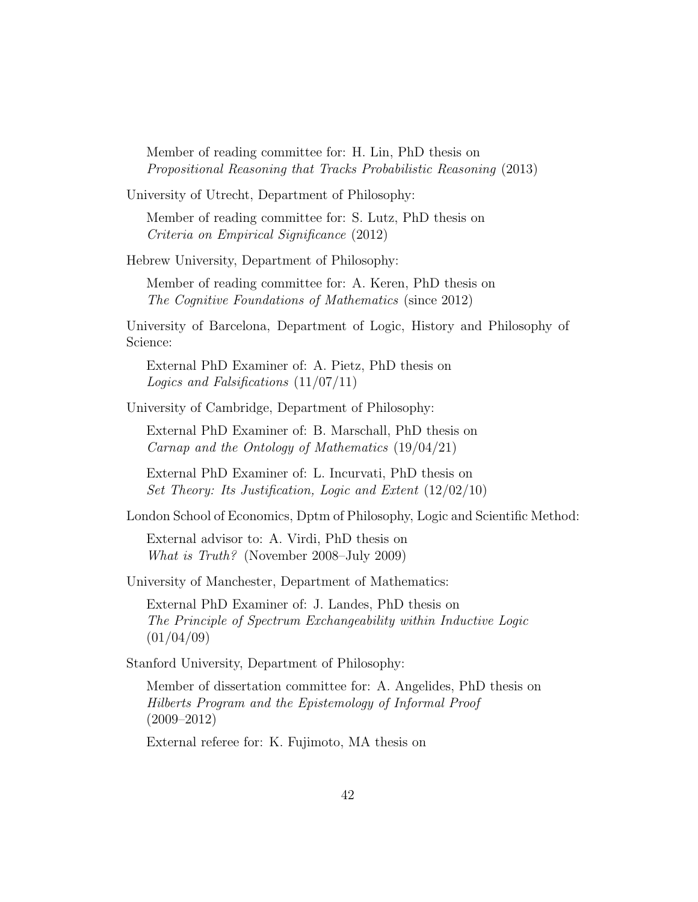Member of reading committee for: H. Lin, PhD thesis on *Propositional Reasoning that Tracks Probabilistic Reasoning* (2013)

University of Utrecht, Department of Philosophy:

Member of reading committee for: S. Lutz, PhD thesis on *Criteria on Empirical Significance* (2012)

Hebrew University, Department of Philosophy:

Member of reading committee for: A. Keren, PhD thesis on *The Cognitive Foundations of Mathematics* (since 2012)

University of Barcelona, Department of Logic, History and Philosophy of Science:

External PhD Examiner of: A. Pietz, PhD thesis on *Logics and Falsifications* (11/07/11)

University of Cambridge, Department of Philosophy:

External PhD Examiner of: B. Marschall, PhD thesis on *Carnap and the Ontology of Mathematics* (19/04/21)

External PhD Examiner of: L. Incurvati, PhD thesis on *Set Theory: Its Justification, Logic and Extent* (12/02/10)

London School of Economics, Dptm of Philosophy, Logic and Scientific Method:

External advisor to: A. Virdi, PhD thesis on *What is Truth?* (November 2008–July 2009)

University of Manchester, Department of Mathematics:

External PhD Examiner of: J. Landes, PhD thesis on *The Principle of Spectrum Exchangeability within Inductive Logic* (01/04/09)

Stanford University, Department of Philosophy:

Member of dissertation committee for: A. Angelides, PhD thesis on *Hilberts Program and the Epistemology of Informal Proof* (2009–2012)

External referee for: K. Fujimoto, MA thesis on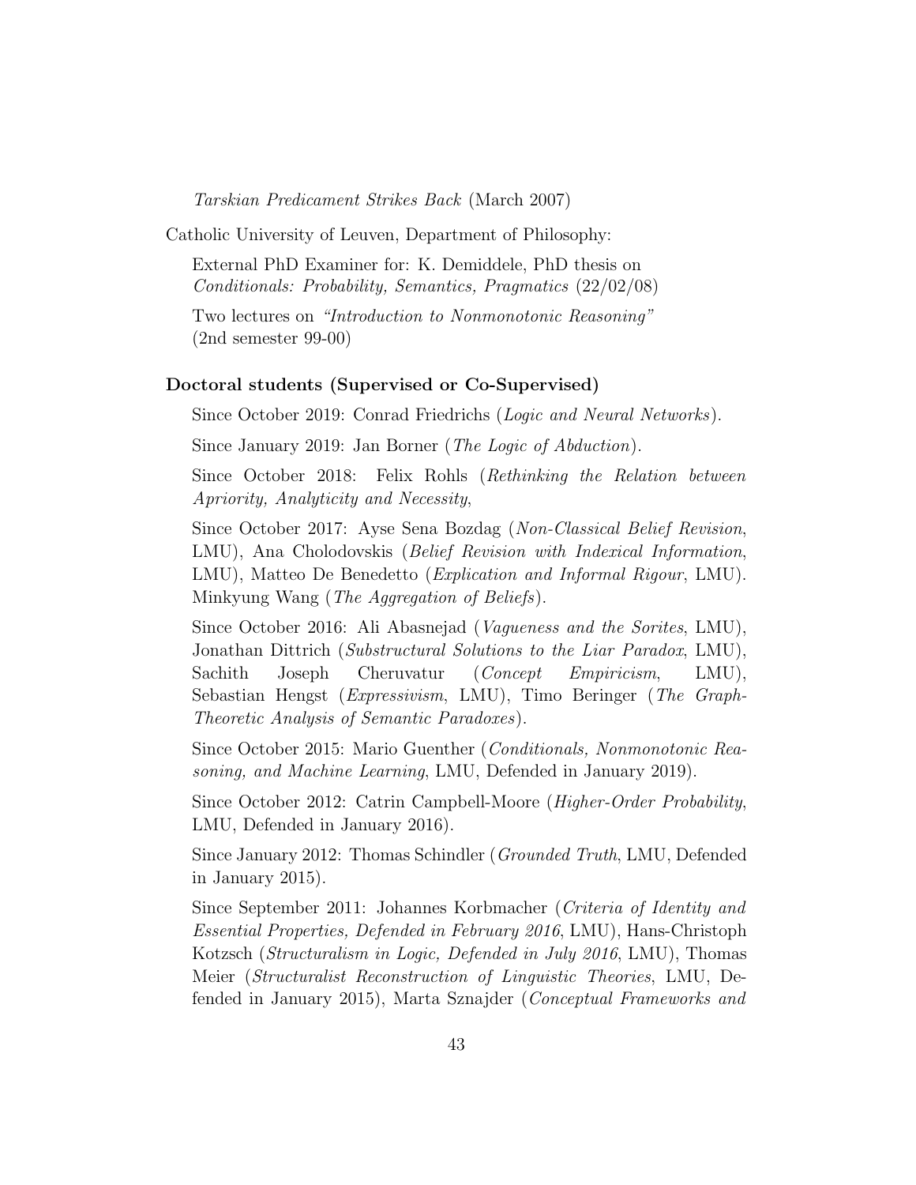*Tarskian Predicament Strikes Back* (March 2007)

Catholic University of Leuven, Department of Philosophy:

External PhD Examiner for: K. Demiddele, PhD thesis on *Conditionals: Probability, Semantics, Pragmatics* (22/02/08)

Two lectures on *"Introduction to Nonmonotonic Reasoning"* (2nd semester 99-00)

**Doctoral students (Supervised or Co-Supervised)**

Since October 2019: Conrad Friedrichs (*Logic and Neural Networks*).

Since January 2019: Jan Borner (*The Logic of Abduction*).

Since October 2018: Felix Rohls (*Rethinking the Relation between Apriority, Analyticity and Necessity*,

Since October 2017: Ayse Sena Bozdag (*Non-Classical Belief Revision*, LMU), Ana Cholodovskis (*Belief Revision with Indexical Information*, LMU), Matteo De Benedetto (*Explication and Informal Rigour*, LMU). Minkyung Wang (*The Aggregation of Beliefs*).

Since October 2016: Ali Abasnejad (*Vagueness and the Sorites*, LMU), Jonathan Dittrich (*Substructural Solutions to the Liar Paradox*, LMU), Sachith Joseph Cheruvatur (*Concept Empiricism*, LMU), Sebastian Hengst (*Expressivism*, LMU), Timo Beringer (*The Graph-Theoretic Analysis of Semantic Paradoxes*).

Since October 2015: Mario Guenther (*Conditionals, Nonmonotonic Reasoning, and Machine Learning*, LMU, Defended in January 2019).

Since October 2012: Catrin Campbell-Moore (*Higher-Order Probability*, LMU, Defended in January 2016).

Since January 2012: Thomas Schindler (*Grounded Truth*, LMU, Defended in January 2015).

Since September 2011: Johannes Korbmacher (*Criteria of Identity and Essential Properties, Defended in February 2016*, LMU), Hans-Christoph Kotzsch (*Structuralism in Logic, Defended in July 2016*, LMU), Thomas Meier (*Structuralist Reconstruction of Linguistic Theories*, LMU, Defended in January 2015), Marta Sznajder (*Conceptual Frameworks and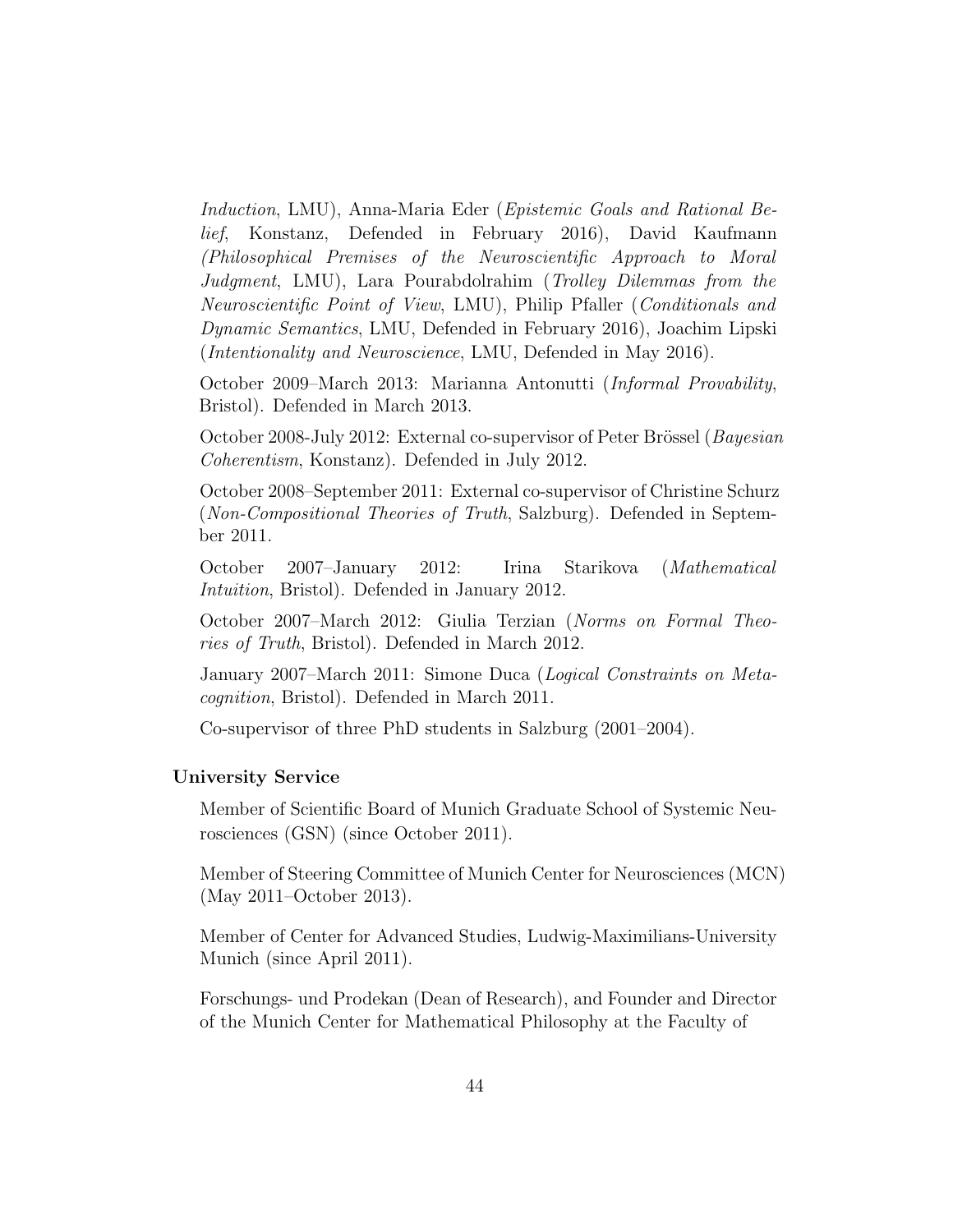*Induction*, LMU), Anna-Maria Eder (*Epistemic Goals and Rational Belief*, Konstanz, Defended in February 2016), David Kaufmann (*Philosophical Premises of the Neuroscientific Approach to Moral Judgment*, LMU), Lara Pourabdolrahim (*Trolley Dilemmas from the Neuroscientific Point of View*, LMU), Philip Pfaller (*Conditionals and Dynamic Semantics*, LMU, Defended in February 2016), Joachim Lipski (*Intentionality and Neuroscience*, LMU, Defended in May 2016).

October 2009–March 2013: Marianna Antonutti (*Informal Provability*, Bristol). Defended in March 2013.

October 2008-July 2012: External co-supervisor of Peter Brössel (*Bayesian Coherentism*, Konstanz). Defended in July 2012.

October 2008–September 2011: External co-supervisor of Christine Schurz (*Non-Compositional Theories of Truth*, Salzburg). Defended in September 2011.

October 2007–January 2012: Irina Starikova (*Mathematical Intuition*, Bristol). Defended in January 2012.

October 2007–March 2012: Giulia Terzian (*Norms on Formal Theories of Truth*, Bristol). Defended in March 2012.

January 2007–March 2011: Simone Duca (*Logical Constraints on Metacognition*, Bristol). Defended in March 2011.

Co-supervisor of three PhD students in Salzburg (2001–2004).

**University Service**

Member of Scientific Board of Munich Graduate School of Systemic Neurosciences (GSN) (since October 2011).

Member of Steering Committee of Munich Center for Neurosciences (MCN) (May 2011–October 2013).

Member of Center for Advanced Studies, Ludwig-Maximilians-University Munich (since April 2011).

Forschungs- und Prodekan (Dean of Research), and Founder and Director of the Munich Center for Mathematical Philosophy at the Faculty of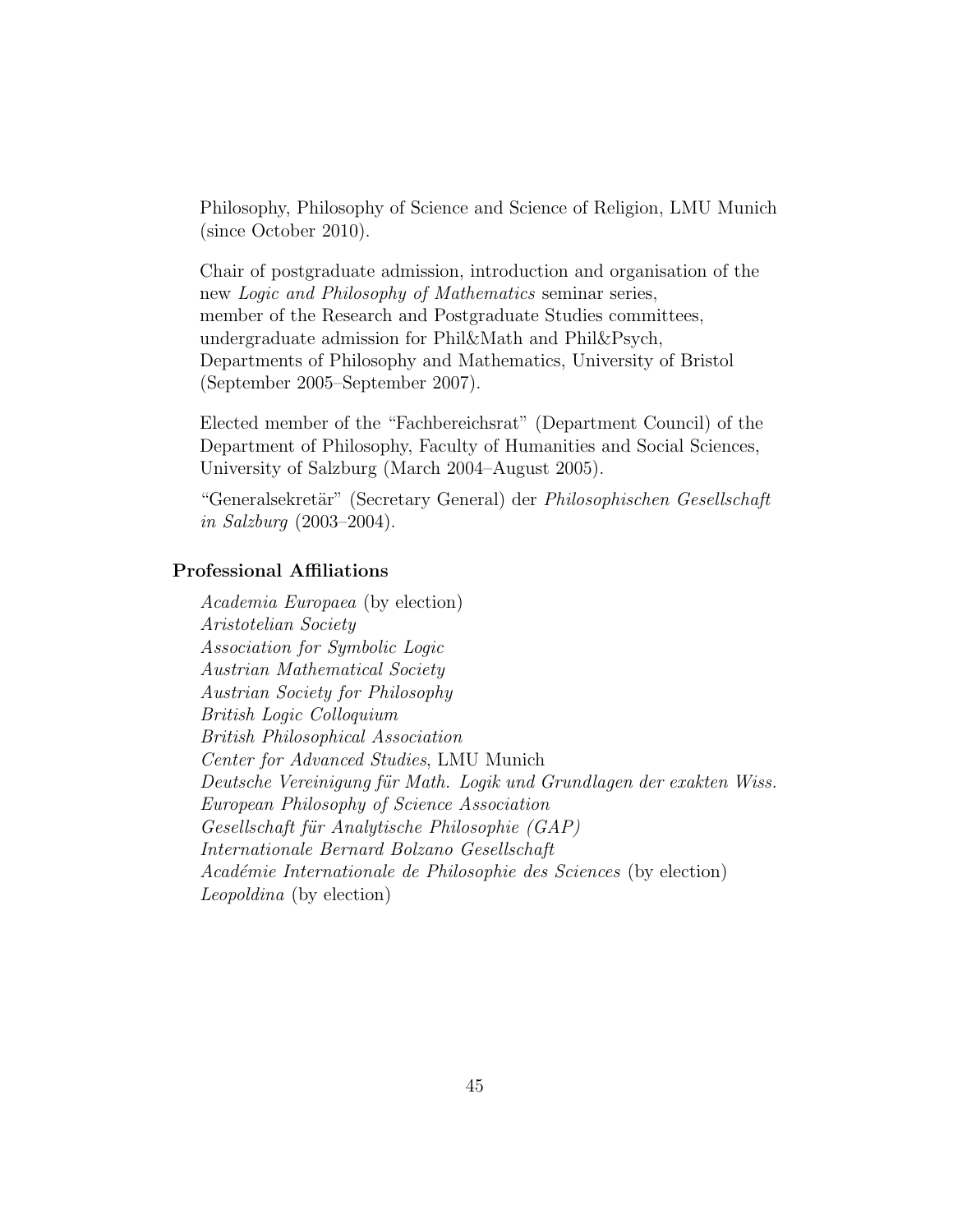Philosophy, Philosophy of Science and Science of Religion, LMU Munich (since October 2010).

Chair of postgraduate admission, introduction and organisation of the new *Logic and Philosophy of Mathematics* seminar series, member of the Research and Postgraduate Studies committees, undergraduate admission for Phil&Math and Phil&Psych, Departments of Philosophy and Mathematics, University of Bristol (September 2005–September 2007).

Elected member of the "Fachbereichsrat" (Department Council) of the Department of Philosophy, Faculty of Humanities and Social Sciences, University of Salzburg (March 2004–August 2005).

"Generalsekretär" (Secretary General) der *Philosophischen Gesellschaft in Salzburg* (2003–2004).

### Professional Affiliations

*Academia Europaea* (by election)
*Aristotelian Society*
*Association for Symbolic Logic*
*Austrian Mathematical Society*
*Austrian Society for Philosophy*
*British Logic Colloquium*
*British Philosophical Association*
*Center for Advanced Studies*, LMU Munich
*Deutsche Vereinigung für Math. Logik und Grundlagen der exakten Wiss.*
*European Philosophy of Science Association*
*Gesellschaft für Analytische Philosophie (GAP)*
*Internationale Bernard Bolzano Gesellschaft*
*Académie Internationale de Philosophie des Sciences* (by election)
*Leopoldina* (by election)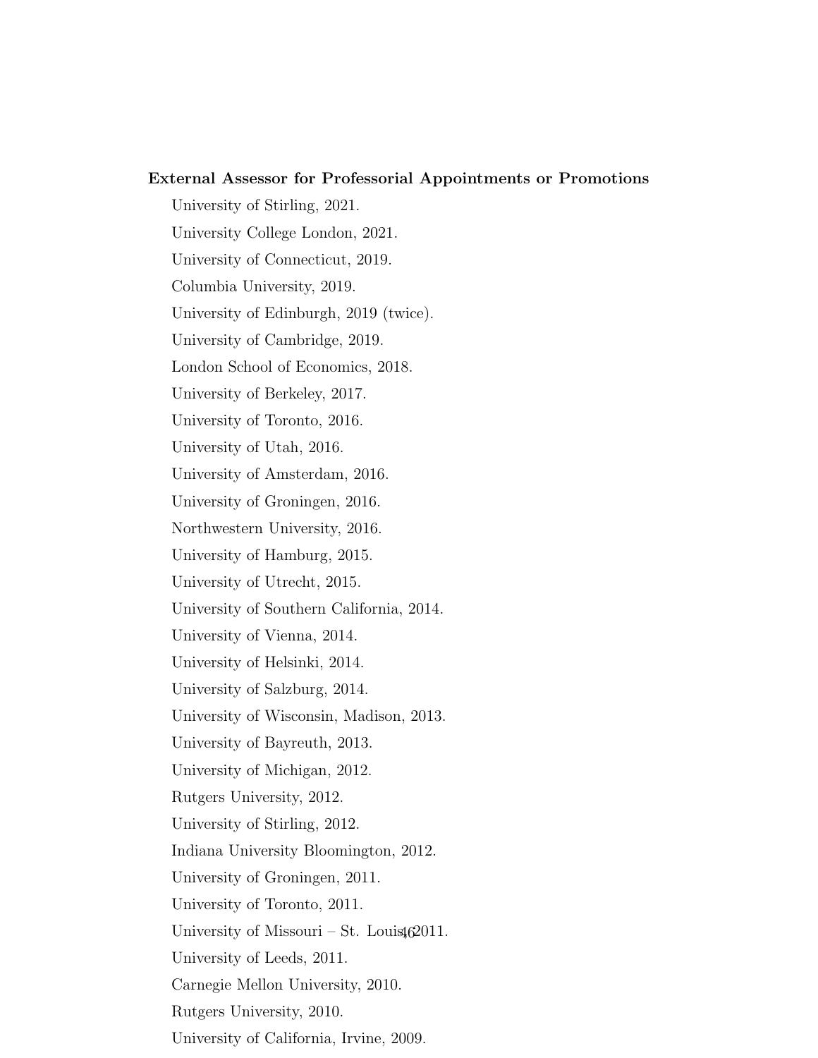**External Assessor for Professorial Appointments or Promotions**

University of Stirling, 2021.

University College London, 2021.

University of Connecticut, 2019.

Columbia University, 2019.

University of Edinburgh, 2019 (twice).

University of Cambridge, 2019.

London School of Economics, 2018.

University of Berkeley, 2017.

University of Toronto, 2016.

University of Utah, 2016.

University of Amsterdam, 2016.

University of Groningen, 2016.

Northwestern University, 2016.

University of Hamburg, 2015.

University of Utrecht, 2015.

University of Southern California, 2014.

University of Vienna, 2014.

University of Helsinki, 2014.

University of Salzburg, 2014.

University of Wisconsin, Madison, 2013.

University of Bayreuth, 2013.

University of Michigan, 2012.

Rutgers University, 2012.

University of Stirling, 2012.

Indiana University Bloomington, 2012.

University of Groningen, 2011.

University of Toronto, 2011.

University of Missouri – St. Louis, 2011.

University of Leeds, 2011.

Carnegie Mellon University, 2010.

Rutgers University, 2010.

University of California, Irvine, 2009.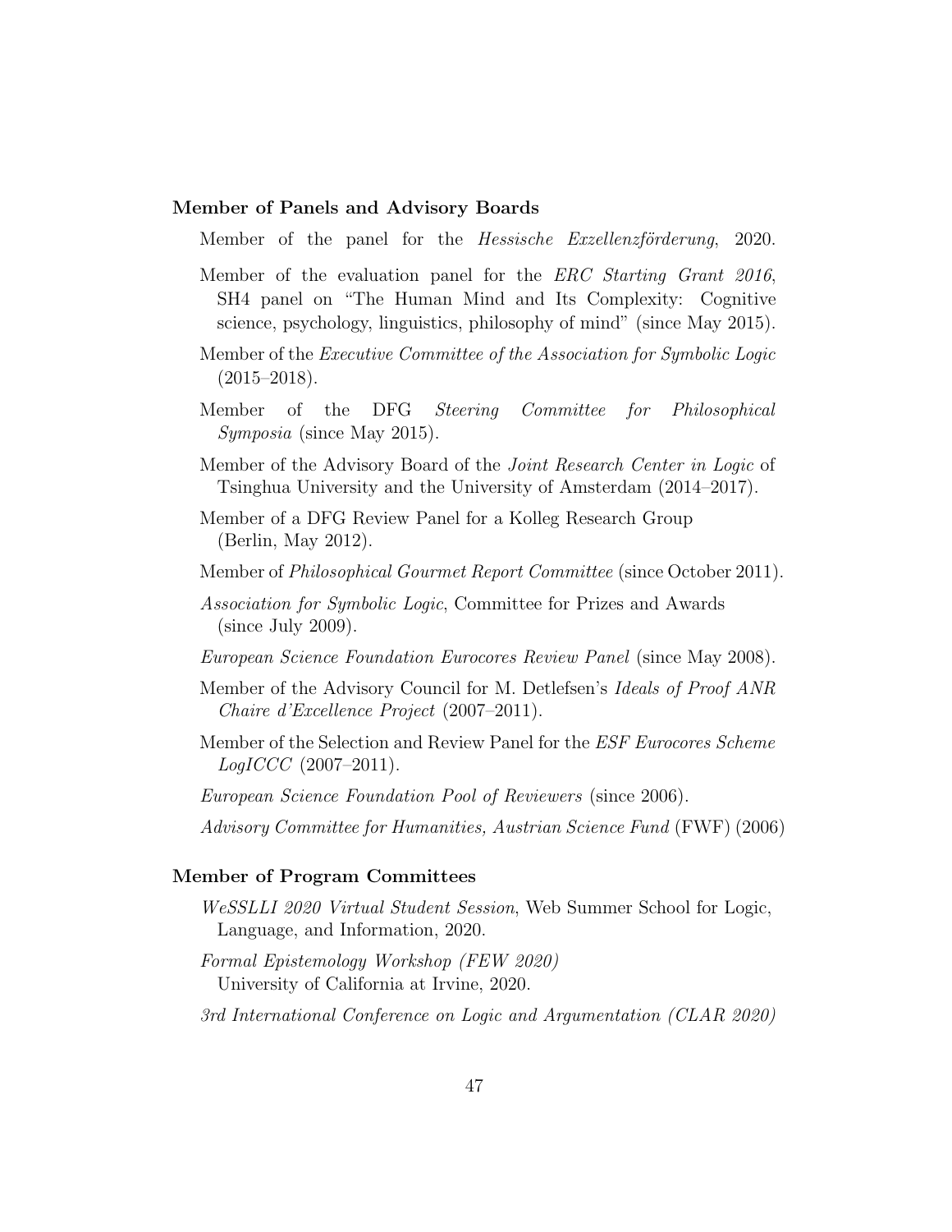**Member of Panels and Advisory Boards**

Member of the panel for the *Hessische Exzellenzförderung*, 2020.

Member of the evaluation panel for the *ERC Starting Grant 2016*, SH4 panel on "The Human Mind and Its Complexity: Cognitive science, psychology, linguistics, philosophy of mind" (since May 2015).

Member of the *Executive Committee of the Association for Symbolic Logic* (2015–2018).

Member of the DFG *Steering Committee for Philosophical Symposia* (since May 2015).

Member of the Advisory Board of the *Joint Research Center in Logic* of Tsinghua University and the University of Amsterdam (2014–2017).

Member of a DFG Review Panel for a Kolleg Research Group (Berlin, May 2012).

Member of *Philosophical Gourmet Report Committee* (since October 2011).

*Association for Symbolic Logic*, Committee for Prizes and Awards (since July 2009).

*European Science Foundation Eurocores Review Panel* (since May 2008).

Member of the Advisory Council for M. Detlefsen's *Ideals of Proof ANR Chaire d'Excellence Project* (2007–2011).

Member of the Selection and Review Panel for the *ESF Eurocores Scheme LogICCC* (2007–2011).

*European Science Foundation Pool of Reviewers* (since 2006).

*Advisory Committee for Humanities, Austrian Science Fund* (FWF) (2006)

**Member of Program Committees**

*WeSSLLI 2020 Virtual Student Session*, Web Summer School for Logic, Language, and Information, 2020.

*Formal Epistemology Workshop (FEW 2020)* University of California at Irvine, 2020.

*3rd International Conference on Logic and Argumentation (CLAR 2020)*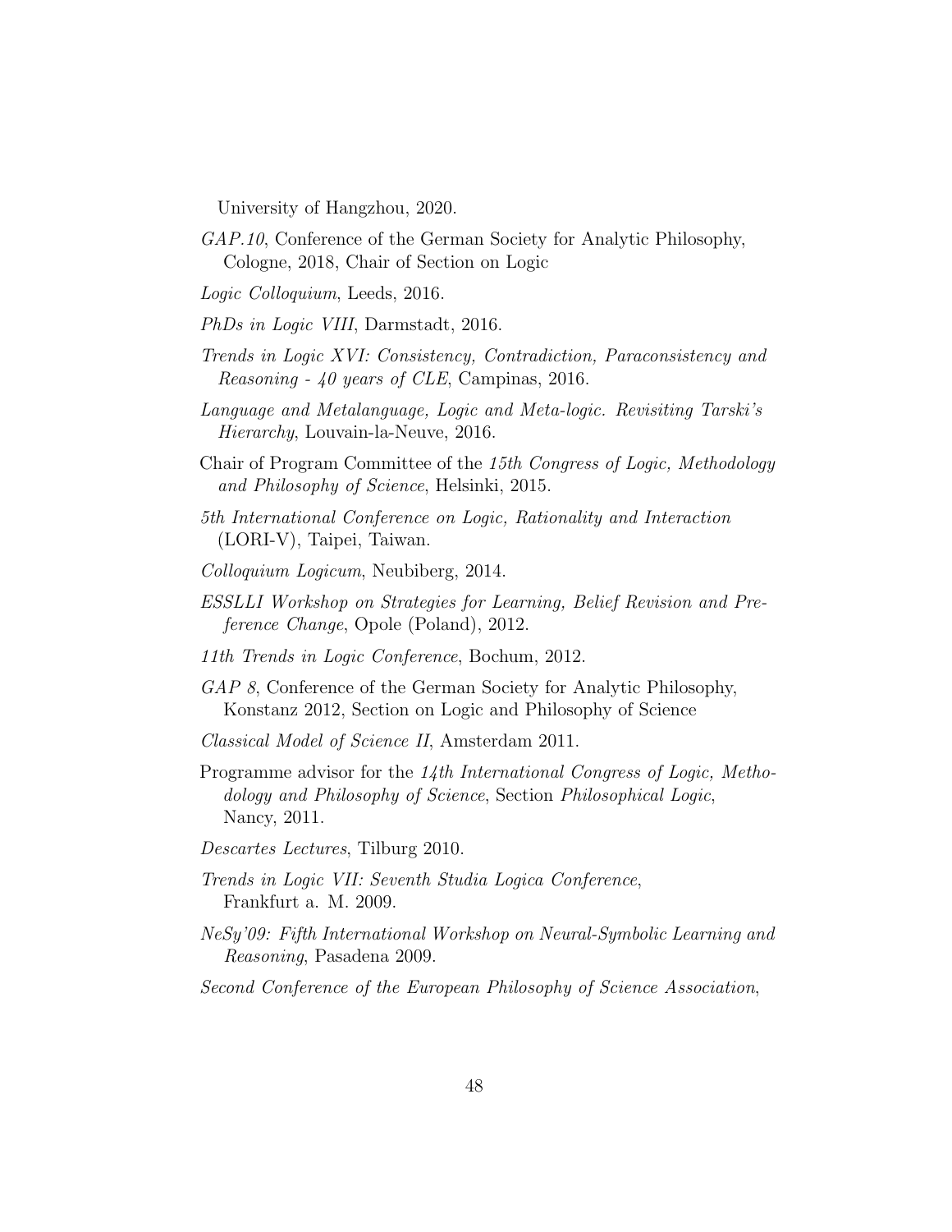University of Hangzhou, 2020.

*GAP.10*, Conference of the German Society for Analytic Philosophy, Cologne, 2018, Chair of Section on Logic

*Logic Colloquium*, Leeds, 2016.

*PhDs in Logic VIII*, Darmstadt, 2016.

*Trends in Logic XVI: Consistency, Contradiction, Paraconsistency and Reasoning - 40 years of CLE*, Campinas, 2016.

*Language and Metalanguage, Logic and Meta-logic. Revisiting Tarski's Hierarchy*, Louvain-la-Neuve, 2016.

Chair of Program Committee of the *15th Congress of Logic, Methodology and Philosophy of Science*, Helsinki, 2015.

*5th International Conference on Logic, Rationality and Interaction* (LORI-V), Taipei, Taiwan.

*Colloquium Logicum*, Neubiberg, 2014.

*ESSLLI Workshop on Strategies for Learning, Belief Revision and Preference Change*, Opole (Poland), 2012.

*11th Trends in Logic Conference*, Bochum, 2012.

*GAP 8*, Conference of the German Society for Analytic Philosophy, Konstanz 2012, Section on Logic and Philosophy of Science

*Classical Model of Science II*, Amsterdam 2011.

Programme advisor for the *14th International Congress of Logic, Methodology and Philosophy of Science*, Section *Philosophical Logic*, Nancy, 2011.

*Descartes Lectures*, Tilburg 2010.

*Trends in Logic VII: Seventh Studia Logica Conference*, Frankfurt a. M. 2009.

*NeSy'09: Fifth International Workshop on Neural-Symbolic Learning and Reasoning*, Pasadena 2009.

*Second Conference of the European Philosophy of Science Association*,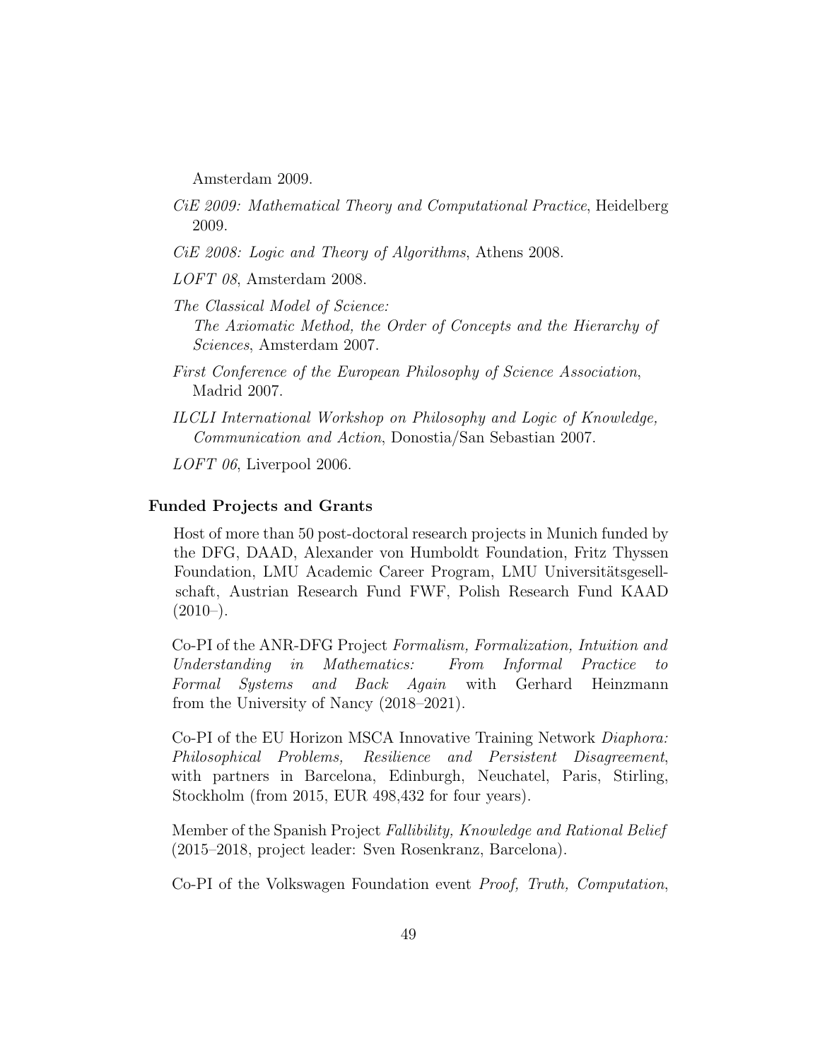Amsterdam 2009.

*CiE 2009: Mathematical Theory and Computational Practice*, Heidelberg 2009.

*CiE 2008: Logic and Theory of Algorithms*, Athens 2008.

*LOFT 08*, Amsterdam 2008.

*The Classical Model of Science: The Axiomatic Method, the Order of Concepts and the Hierarchy of Sciences*, Amsterdam 2007.

*First Conference of the European Philosophy of Science Association*, Madrid 2007.

*ILCLI International Workshop on Philosophy and Logic of Knowledge, Communication and Action*, Donostia/San Sebastian 2007.

*LOFT 06*, Liverpool 2006.

**Funded Projects and Grants**

Host of more than 50 post-doctoral research projects in Munich funded by the DFG, DAAD, Alexander von Humboldt Foundation, Fritz Thyssen Foundation, LMU Academic Career Program, LMU Universitätsgesellschaft, Austrian Research Fund FWF, Polish Research Fund KAAD (2010–).

Co-PI of the ANR-DFG Project *Formalism, Formalization, Intuition and Understanding in Mathematics: From Informal Practice to Formal Systems and Back Again* with Gerhard Heinzmann from the University of Nancy (2018–2021).

Co-PI of the EU Horizon MSCA Innovative Training Network *Diaphora: Philosophical Problems, Resilience and Persistent Disagreement*, with partners in Barcelona, Edinburgh, Neuchatel, Paris, Stirling, Stockholm (from 2015, EUR 498,432 for four years).

Member of the Spanish Project *Fallibility, Knowledge and Rational Belief* (2015–2018, project leader: Sven Rosenkranz, Barcelona).

Co-PI of the Volkswagen Foundation event *Proof, Truth, Computation*,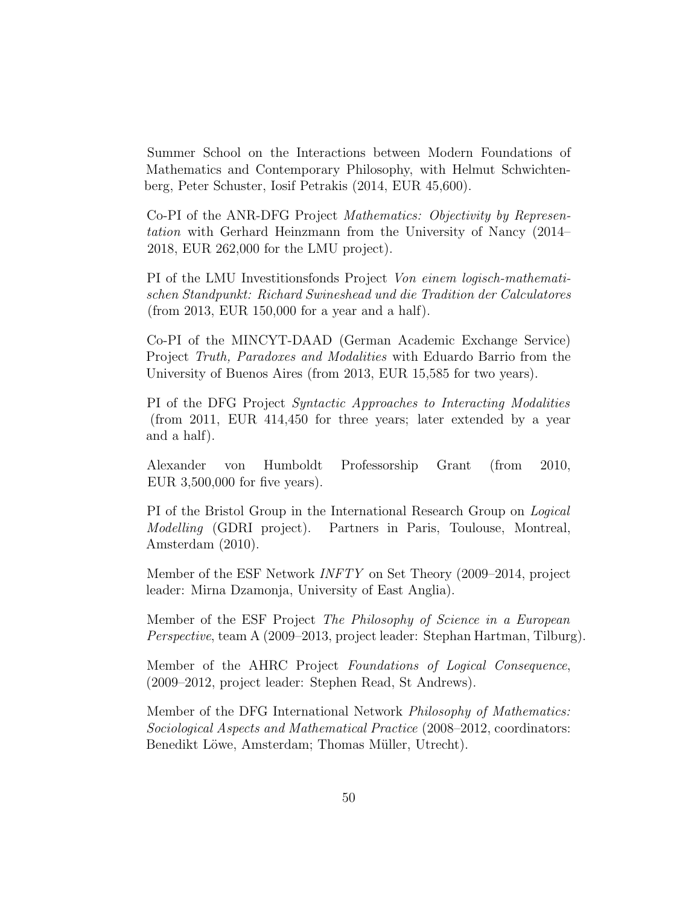Summer School on the Interactions between Modern Foundations of Mathematics and Contemporary Philosophy, with Helmut Schwichtenberg, Peter Schuster, Iosif Petrakis (2014, EUR 45,600).

Co-PI of the ANR-DFG Project *Mathematics: Objectivity by Representation* with Gerhard Heinzmann from the University of Nancy (2014–2018, EUR 262,000 for the LMU project).

PI of the LMU Investitionsfonds Project *Von einem logisch-mathematischen Standpunkt: Richard Swineshead und die Tradition der Calculatores* (from 2013, EUR 150,000 for a year and a half).

Co-PI of the MINCYT-DAAD (German Academic Exchange Service) Project *Truth, Paradoxes and Modalities* with Eduardo Barrio from the University of Buenos Aires (from 2013, EUR 15,585 for two years).

PI of the DFG Project *Syntactic Approaches to Interacting Modalities* (from 2011, EUR 414,450 for three years; later extended by a year and a half).

Alexander von Humboldt Professorship Grant (from 2010, EUR 3,500,000 for five years).

PI of the Bristol Group in the International Research Group on *Logical Modelling* (GDRI project). Partners in Paris, Toulouse, Montreal, Amsterdam (2010).

Member of the ESF Network *INFTY* on Set Theory (2009–2014, project leader: Mirna Dzamonja, University of East Anglia).

Member of the ESF Project *The Philosophy of Science in a European Perspective*, team A (2009–2013, project leader: Stephan Hartman, Tilburg).

Member of the AHRC Project *Foundations of Logical Consequence*, (2009–2012, project leader: Stephen Read, St Andrews).

Member of the DFG International Network *Philosophy of Mathematics: Sociological Aspects and Mathematical Practice* (2008–2012, coordinators: Benedikt Löwe, Amsterdam; Thomas Müller, Utrecht).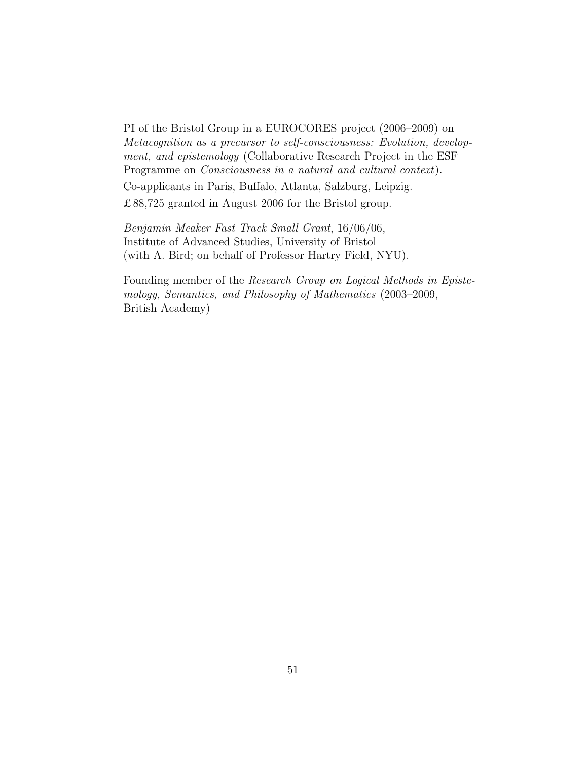PI of the Bristol Group in a EUROCORES project (2006–2009) on *Metacognition as a precursor to self-consciousness: Evolution, development, and epistemology* (Collaborative Research Project in the ESF Programme on *Consciousness in a natural and cultural context*).

Co-applicants in Paris, Buffalo, Atlanta, Salzburg, Leipzig.

£ 88,725 granted in August 2006 for the Bristol group.

*Benjamin Meaker Fast Track Small Grant*, 16/06/06,
Institute of Advanced Studies, University of Bristol
(with A. Bird; on behalf of Professor Hartry Field, NYU).

Founding member of the *Research Group on Logical Methods in Epistemology, Semantics, and Philosophy of Mathematics* (2003–2009, British Academy)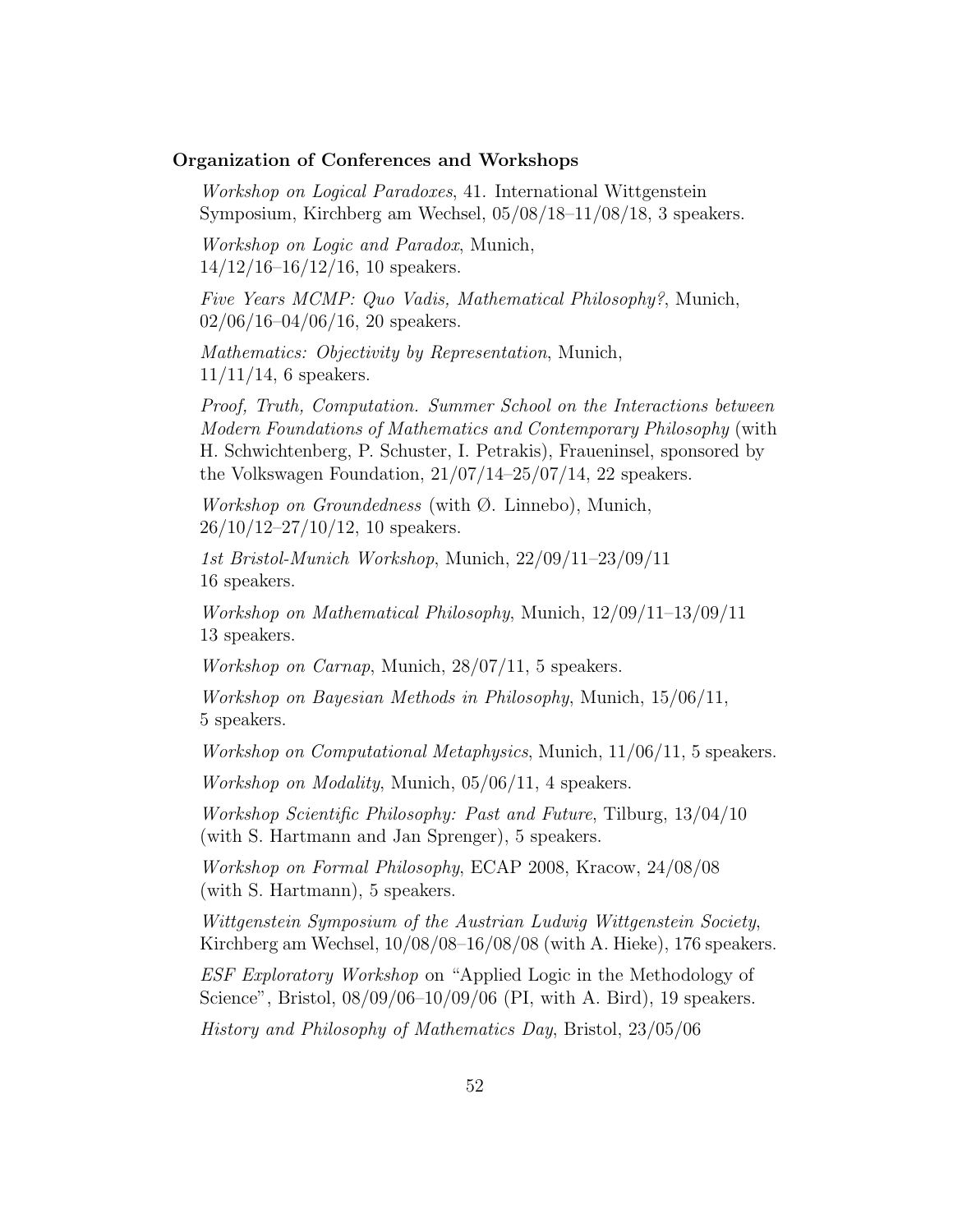**Organization of Conferences and Workshops**

*Workshop on Logical Paradoxes*, 41. International Wittgenstein Symposium, Kirchberg am Wechsel, 05/08/18–11/08/18, 3 speakers.

*Workshop on Logic and Paradox*, Munich, 14/12/16–16/12/16, 10 speakers.

*Five Years MCMP: Quo Vadis, Mathematical Philosophy?*, Munich, 02/06/16–04/06/16, 20 speakers.

*Mathematics: Objectivity by Representation*, Munich, 11/11/14, 6 speakers.

*Proof, Truth, Computation. Summer School on the Interactions between Modern Foundations of Mathematics and Contemporary Philosophy* (with H. Schwichtenberg, P. Schuster, I. Petrakis), Fraueninsel, sponsored by the Volkswagen Foundation, 21/07/14–25/07/14, 22 speakers.

*Workshop on Groundedness* (with Ø. Linnebo), Munich, 26/10/12–27/10/12, 10 speakers.

*1st Bristol-Munich Workshop*, Munich, 22/09/11–23/09/11 16 speakers.

*Workshop on Mathematical Philosophy*, Munich, 12/09/11–13/09/11 13 speakers.

*Workshop on Carnap*, Munich, 28/07/11, 5 speakers.

*Workshop on Bayesian Methods in Philosophy*, Munich, 15/06/11, 5 speakers.

*Workshop on Computational Metaphysics*, Munich, 11/06/11, 5 speakers.

*Workshop on Modality*, Munich, 05/06/11, 4 speakers.

*Workshop Scientific Philosophy: Past and Future*, Tilburg, 13/04/10 (with S. Hartmann and Jan Sprenger), 5 speakers.

*Workshop on Formal Philosophy*, ECAP 2008, Kracow, 24/08/08 (with S. Hartmann), 5 speakers.

*Wittgenstein Symposium of the Austrian Ludwig Wittgenstein Society*, Kirchberg am Wechsel, 10/08/08–16/08/08 (with A. Hieke), 176 speakers.

*ESF Exploratory Workshop* on "Applied Logic in the Methodology of Science", Bristol, 08/09/06–10/09/06 (PI, with A. Bird), 19 speakers.

*History and Philosophy of Mathematics Day*, Bristol, 23/05/06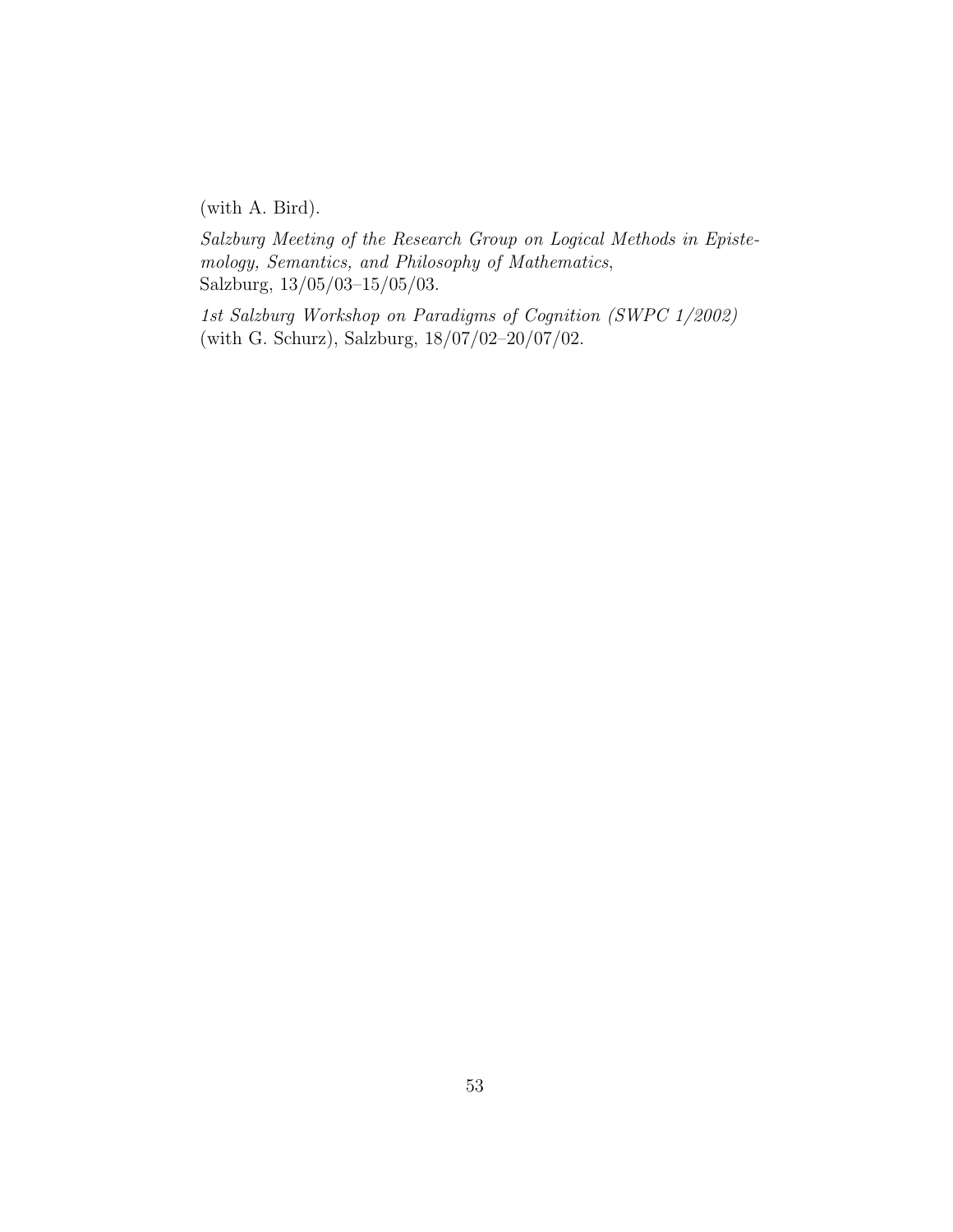(with A. Bird).

*Salzburg Meeting of the Research Group on Logical Methods in Epistemology, Semantics, and Philosophy of Mathematics*,
Salzburg, 13/05/03–15/05/03.

*1st Salzburg Workshop on Paradigms of Cognition (SWPC 1/2002)*
(with G. Schurz), Salzburg, 18/07/02–20/07/02.